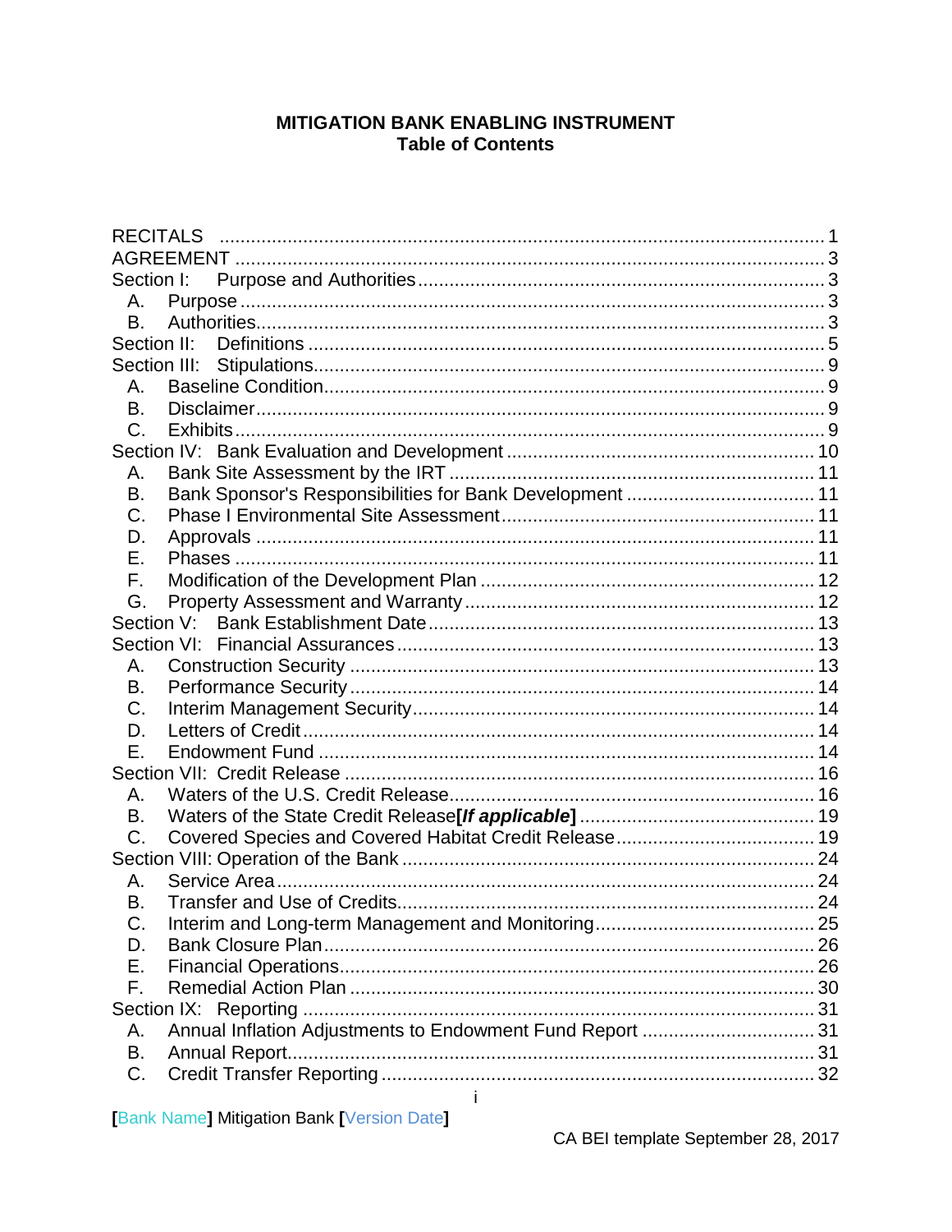# MITIGATION BANK ENABLING INSTRUMENT
## Table of Contents

RECITALS ........................................................................................................ 1
AGREEMENT ................................................................................................... 3
Section I: Purpose and Authorities ....................................................................... 3
- A. Purpose ....................................................................................................... 3
- B. Authorities .................................................................................................. 3

Section II: Definitions ........................................................................................... 5
Section III: Stipulations ......................................................................................... 9
- A. Baseline Condition ...................................................................................... 9
- B. Disclaimer ................................................................................................... 9
- C. Exhibits ....................................................................................................... 9

Section IV: Bank Evaluation and Development .................................................... 10
- A. Bank Site Assessment by the IRT ............................................................. 11
- B. Bank Sponsor's Responsibilities for Bank Development ............................ 11
- C. Phase I Environmental Site Assessment .................................................... 11
- D. Approvals .................................................................................................. 11
- E. Phases ....................................................................................................... 11
- F. Modification of the Development Plan ....................................................... 12
- G. Property Assessment and Warranty ........................................................... 12

Section V: Bank Establishment Date .................................................................... 13
Section VI: Financial Assurances ......................................................................... 13
- A. Construction Security ................................................................................. 13
- B. Performance Security ................................................................................. 14
- C. Interim Management Security .................................................................... 14
- D. Letters of Credit ......................................................................................... 14
- E. Endowment Fund ....................................................................................... 14

Section VII: Credit Release ................................................................................... 16
- A. Waters of the U.S. Credit Release .............................................................. 16
- B. Waters of the State Credit Release**[*If applicable*]** ................................. 19
- C. Covered Species and Covered Habitat Credit Release ................................. 19

Section VIII: Operation of the Bank ..................................................................... 24
- A. Service Area ............................................................................................... 24
- B. Transfer and Use of Credits ........................................................................ 24
- C. Interim and Long-term Management and Monitoring ................................. 25
- D. Bank Closure Plan ...................................................................................... 26
- E. Financial Operations ................................................................................... 26
- F. Remedial Action Plan ................................................................................. 30

Section IX: Reporting ........................................................................................... 31
- A. Annual Inflation Adjustments to Endowment Fund Report ......................... 31
- B. Annual Report ............................................................................................ 31
- C. Credit Transfer Reporting ........................................................................... 32

**[**Bank Name**]** Mitigation Bank **[**Version Date**]**

CA BEI template September 28, 2017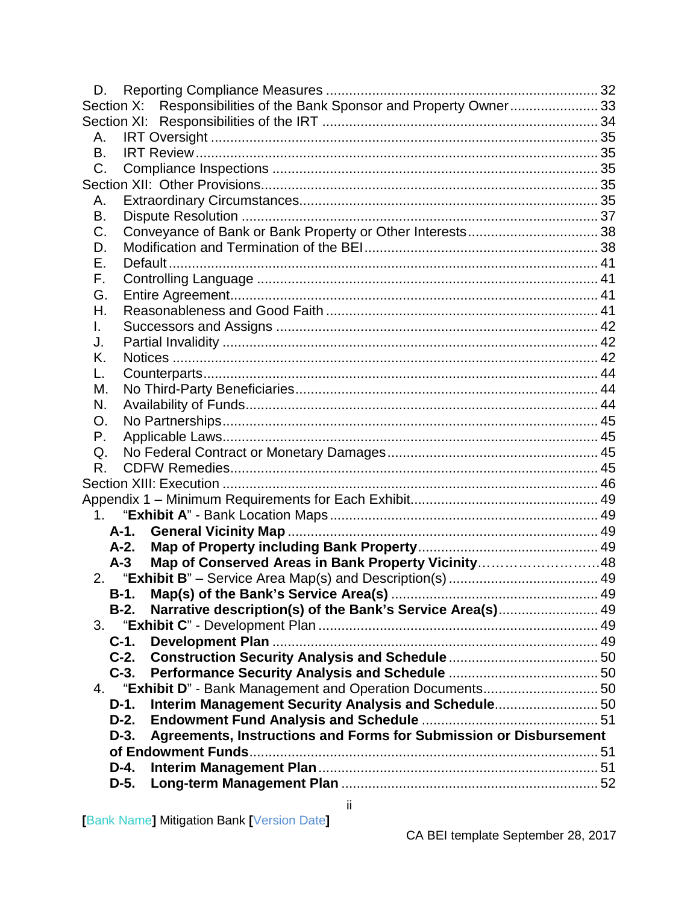D. Reporting Compliance Measures ..................................................................... 32

Section X: Responsibilities of the Bank Sponsor and Property Owner....................... 33

Section XI: Responsibilities of the IRT ....................................................................... 34

A. IRT Oversight ................................................................................................... 35

B. IRT Review ........................................................................................................ 35

C. Compliance Inspections .................................................................................... 35

Section XII: Other Provisions....................................................................................... 35

A. Extraordinary Circumstances............................................................................. 35

B. Dispute Resolution ............................................................................................ 37

C. Conveyance of Bank or Bank Property or Other Interests.................................. 38

D. Modification and Termination of the BEI............................................................ 38

E. Default ............................................................................................................... 41

F. Controlling Language ........................................................................................ 41

G. Entire Agreement............................................................................................... 41

H. Reasonableness and Good Faith ...................................................................... 41

I. Successors and Assigns .................................................................................... 42

J. Partial Invalidity ................................................................................................. 42

K. Notices .............................................................................................................. 42

L. Counterparts...................................................................................................... 44

M. No Third-Party Beneficiaries.............................................................................. 44

N. Availability of Funds........................................................................................... 44

O. No Partnerships................................................................................................. 45

P. Applicable Laws................................................................................................. 45

Q. No Federal Contract or Monetary Damages...................................................... 45

R. CDFW Remedies............................................................................................... 45

Section XIII: Execution ................................................................................................ 46

Appendix 1 – Minimum Requirements for Each Exhibit................................................ 49

1. "**Exhibit A**" - Bank Location Maps .................................................................... 49

   **A-1. General Vicinity Map** ................................................................................ 49

   **A-2. Map of Property including Bank Property**.............................................. 49

   **A-3 Map of Conserved Areas in Bank Property Vicinity**……………………..48

2. "**Exhibit B**" – Service Area Map(s) and Description(s) ....................................... 49

   **B-1. Map(s) of the Bank's Service Area(s)** ...................................................... 49

   **B-2. Narrative description(s) of the Bank's Service Area(s)**.......................... 49

3. "**Exhibit C**" - Development Plan ........................................................................ 49

   **C-1. Development Plan** ................................................................................... 49

   **C-2. Construction Security Analysis and Schedule** ....................................... 50

   **C-3. Performance Security Analysis and Schedule** ....................................... 50

4. "**Exhibit D**" - Bank Management and Operation Documents............................. 50

   **D-1. Interim Management Security Analysis and Schedule**........................... 50

   **D-2. Endowment Fund Analysis and Schedule** .............................................. 51

   **D-3. Agreements, Instructions and Forms for Submission or Disbursement of Endowment Funds**.......................................................................................... 51

   **D-4. Interim Management Plan**........................................................................ 51

   **D-5. Long-term Management Plan** .................................................................. 52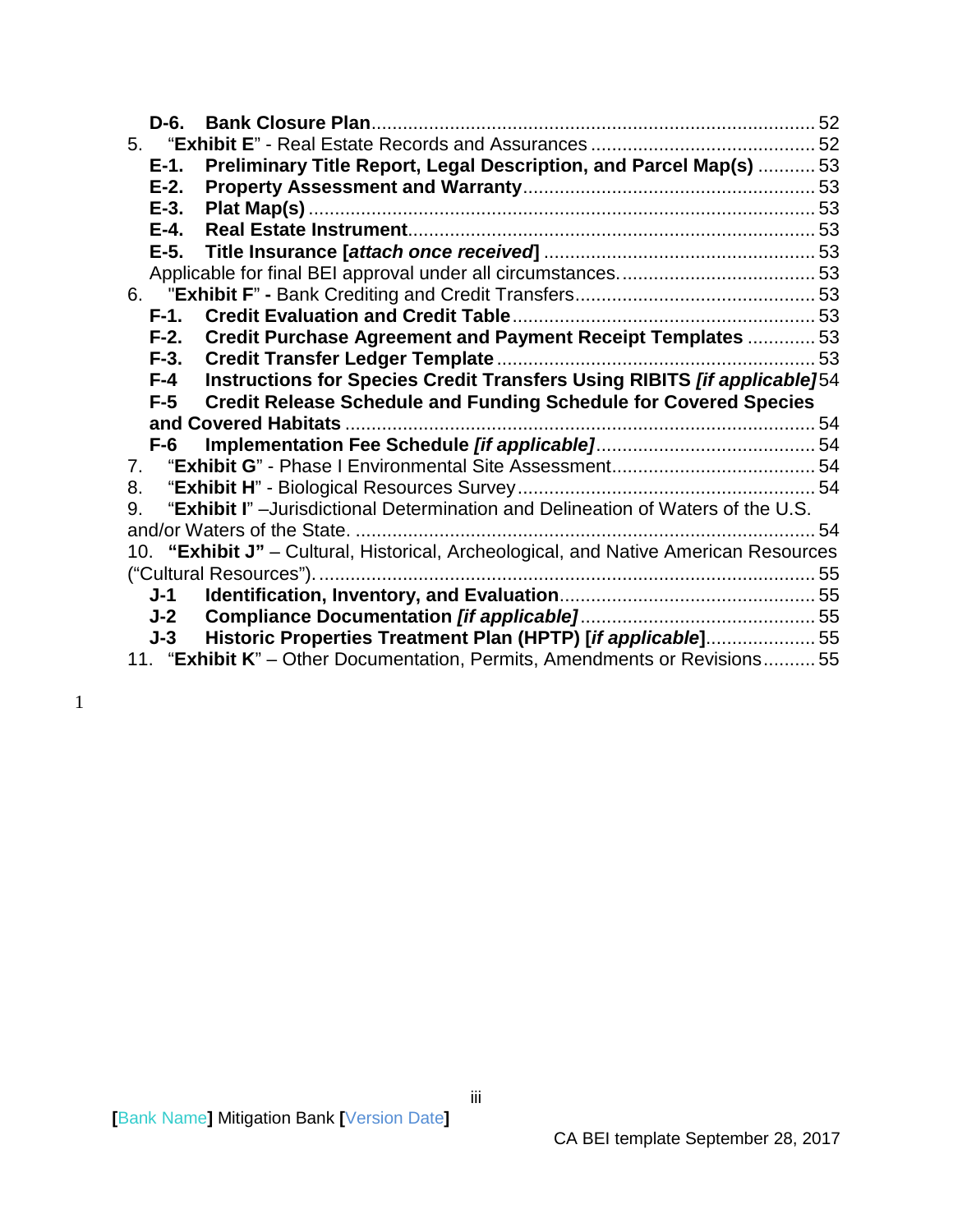**D-6. Bank Closure Plan** ........ 52

5. "**Exhibit E**" - Real Estate Records and Assurances ........ 52

**E-1. Preliminary Title Report, Legal Description, and Parcel Map(s)** ........ 53

**E-2. Property Assessment and Warranty** ........ 53

**E-3. Plat Map(s)** ........ 53

**E-4. Real Estate Instrument** ........ 53

**E-5. Title Insurance [*attach once received*]** ........ 53

Applicable for final BEI approval under all circumstances. ........ 53

6. "**Exhibit F**" **-** Bank Crediting and Credit Transfers ........ 53

**F-1. Credit Evaluation and Credit Table** ........ 53

**F-2. Credit Purchase Agreement and Payment Receipt Templates** ........ 53

**F-3. Credit Transfer Ledger Template** ........ 53

**F-4 Instructions for Species Credit Transfers Using RIBITS *[if applicable]*** 54

**F-5 Credit Release Schedule and Funding Schedule for Covered Species and Covered Habitats** ........ 54

**F-6 Implementation Fee Schedule *[if applicable]*** ........ 54

7. "**Exhibit G**" - Phase I Environmental Site Assessment ........ 54

8. "**Exhibit H**" - Biological Resources Survey ........ 54

9. "**Exhibit I**" –Jurisdictional Determination and Delineation of Waters of the U.S. and/or Waters of the State. ........ 54

10. **"Exhibit J"** – Cultural, Historical, Archeological, and Native American Resources ("Cultural Resources"). ........ 55

**J-1 Identification, Inventory, and Evaluation** ........ 55

**J-2 Compliance Documentation *[if applicable]*** ........ 55

**J-3 Historic Properties Treatment Plan (HPTP) [*if applicable*]** ........ 55

11. "**Exhibit K**" – Other Documentation, Permits, Amendments or Revisions ........ 55

1

**[**Bank Name**]** Mitigation Bank **[**Version Date**]**

CA BEI template September 28, 2017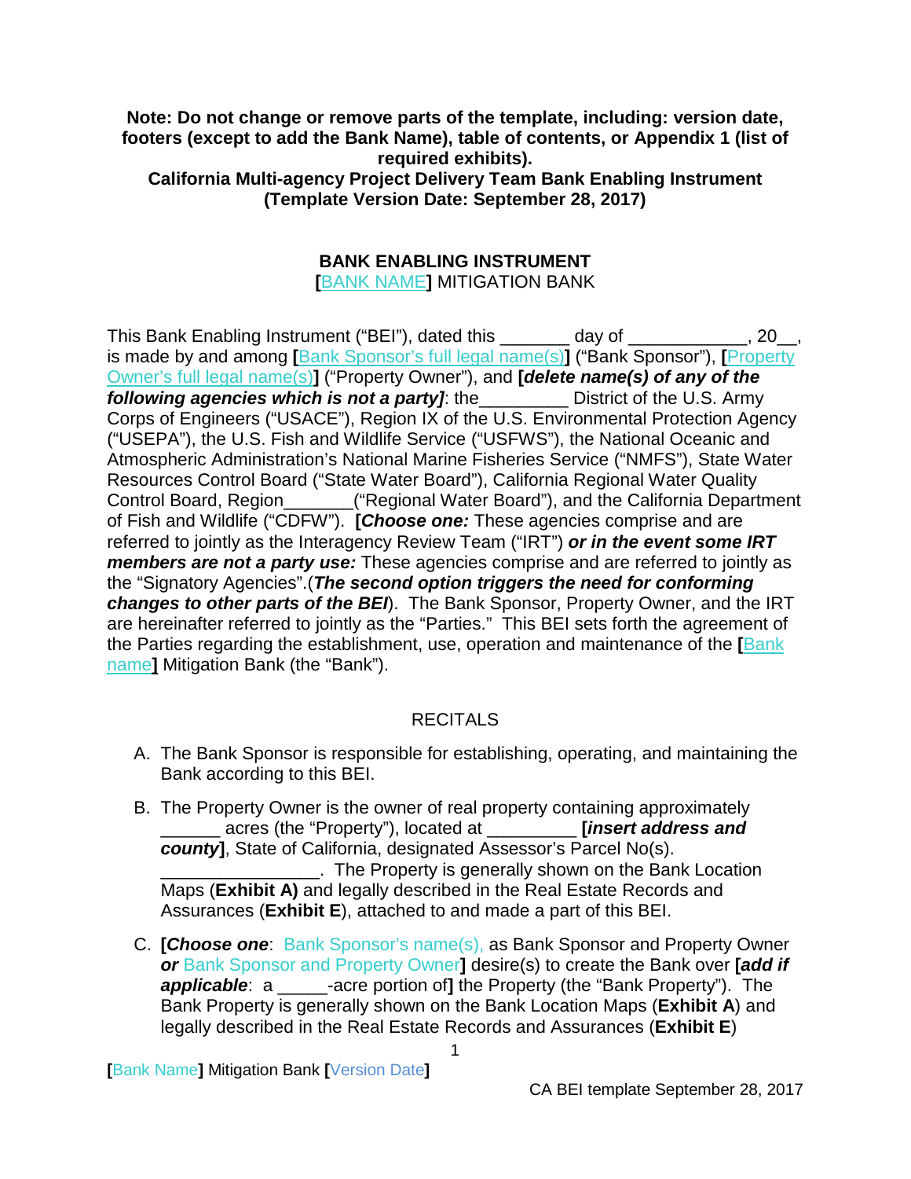**Note: Do not change or remove parts of the template, including: version date, footers (except to add the Bank Name), table of contents, or Appendix 1 (list of required exhibits).**
**California Multi-agency Project Delivery Team Bank Enabling Instrument (Template Version Date: September 28, 2017)**

# BANK ENABLING INSTRUMENT

**[**BANK NAME**]** MITIGATION BANK

This Bank Enabling Instrument ("BEI"), dated this _______ day of ____________, 20__, is made by and among **[**Bank Sponsor's full legal name(s)**]** ("Bank Sponsor"), **[**Property Owner's full legal name(s)**]** ("Property Owner"), and **[*delete name(s) of any of the following agencies which is not a party]***: the_________ District of the U.S. Army Corps of Engineers ("USACE"), Region IX of the U.S. Environmental Protection Agency ("USEPA"), the U.S. Fish and Wildlife Service ("USFWS"), the National Oceanic and Atmospheric Administration's National Marine Fisheries Service ("NMFS"), State Water Resources Control Board ("State Water Board"), California Regional Water Quality Control Board, Region_______("Regional Water Board"), and the California Department of Fish and Wildlife ("CDFW"). **[*Choose one:*** These agencies comprise and are referred to jointly as the Interagency Review Team ("IRT") ***or in the event some IRT members are not a party use:*** These agencies comprise and are referred to jointly as the "Signatory Agencies".(***The second option triggers the need for conforming changes to other parts of the BEI***). The Bank Sponsor, Property Owner, and the IRT are hereinafter referred to jointly as the "Parties." This BEI sets forth the agreement of the Parties regarding the establishment, use, operation and maintenance of the **[**Bank name**]** Mitigation Bank (the "Bank").

## RECITALS

A. The Bank Sponsor is responsible for establishing, operating, and maintaining the Bank according to this BEI.

B. The Property Owner is the owner of real property containing approximately ______ acres (the "Property"), located at _________ **[*insert address and county*]**, State of California, designated Assessor's Parcel No(s). ________________. The Property is generally shown on the Bank Location Maps (**Exhibit A)** and legally described in the Real Estate Records and Assurances (**Exhibit E**), attached to and made a part of this BEI.

C. **[*Choose one*:** Bank Sponsor's name(s), as Bank Sponsor and Property Owner ***or*** Bank Sponsor and Property Owner**]** desire(s) to create the Bank over **[*add if applicable*:** a _____-acre portion of**]** the Property (the "Bank Property"). The Bank Property is generally shown on the Bank Location Maps (**Exhibit A**) and legally described in the Real Estate Records and Assurances (**Exhibit E**)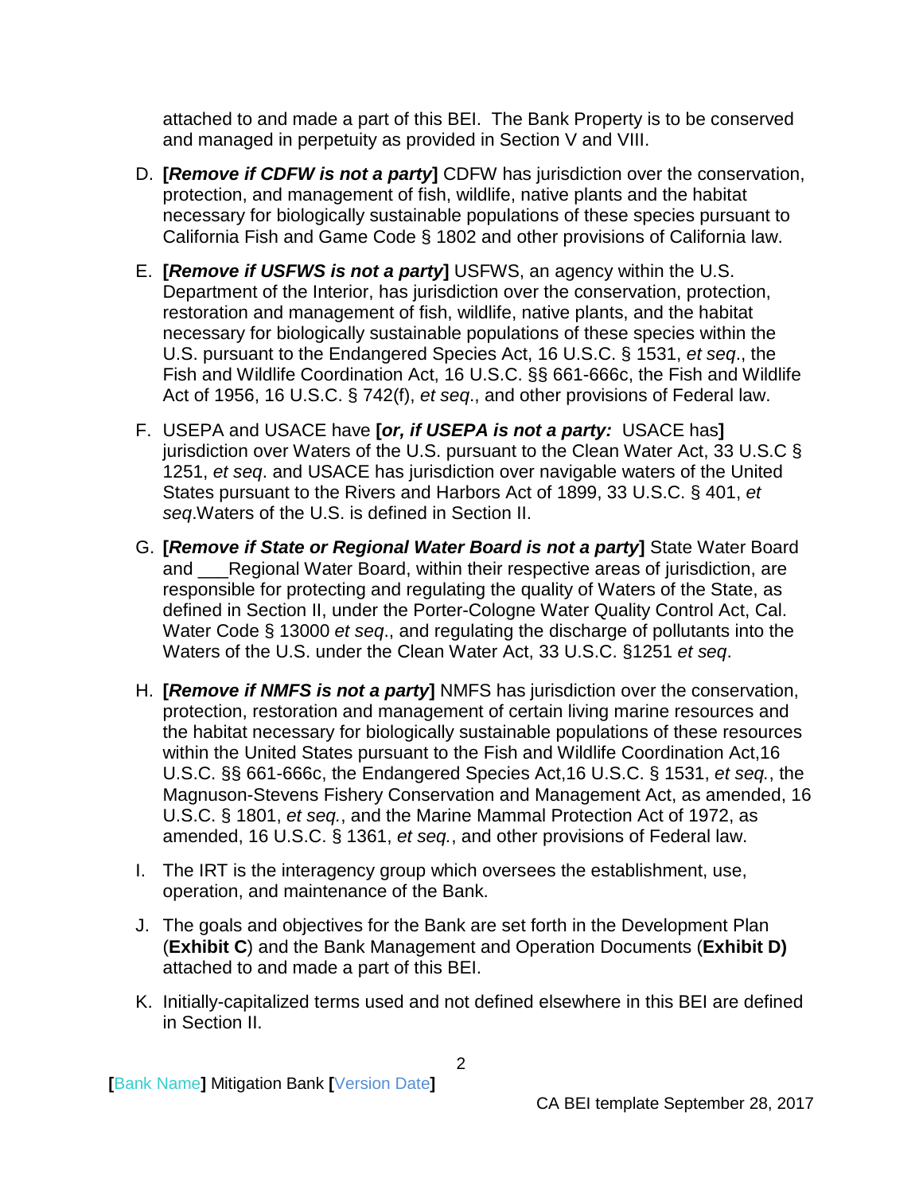attached to and made a part of this BEI. The Bank Property is to be conserved and managed in perpetuity as provided in Section V and VIII.

D. **[*Remove if CDFW is not a party*]** CDFW has jurisdiction over the conservation, protection, and management of fish, wildlife, native plants and the habitat necessary for biologically sustainable populations of these species pursuant to California Fish and Game Code § 1802 and other provisions of California law.

E. **[*Remove if USFWS is not a party*]** USFWS, an agency within the U.S. Department of the Interior, has jurisdiction over the conservation, protection, restoration and management of fish, wildlife, native plants, and the habitat necessary for biologically sustainable populations of these species within the U.S. pursuant to the Endangered Species Act, 16 U.S.C. § 1531, *et seq*., the Fish and Wildlife Coordination Act, 16 U.S.C. §§ 661-666c, the Fish and Wildlife Act of 1956, 16 U.S.C. § 742(f), *et seq*., and other provisions of Federal law.

F. USEPA and USACE have **[*or, if USEPA is not a party:* USACE has]** jurisdiction over Waters of the U.S. pursuant to the Clean Water Act, 33 U.S.C § 1251, *et seq*. and USACE has jurisdiction over navigable waters of the United States pursuant to the Rivers and Harbors Act of 1899, 33 U.S.C. § 401, *et seq*.Waters of the U.S. is defined in Section II.

G. **[*Remove if State or Regional Water Board is not a party*]** State Water Board and ___Regional Water Board, within their respective areas of jurisdiction, are responsible for protecting and regulating the quality of Waters of the State, as defined in Section II, under the Porter-Cologne Water Quality Control Act, Cal. Water Code § 13000 *et seq*., and regulating the discharge of pollutants into the Waters of the U.S. under the Clean Water Act, 33 U.S.C. §1251 *et seq*.

H. **[*Remove if NMFS is not a party*]** NMFS has jurisdiction over the conservation, protection, restoration and management of certain living marine resources and the habitat necessary for biologically sustainable populations of these resources within the United States pursuant to the Fish and Wildlife Coordination Act,16 U.S.C. §§ 661-666c, the Endangered Species Act,16 U.S.C. § 1531, *et seq.*, the Magnuson-Stevens Fishery Conservation and Management Act, as amended, 16 U.S.C. § 1801, *et seq.*, and the Marine Mammal Protection Act of 1972, as amended, 16 U.S.C. § 1361, *et seq.*, and other provisions of Federal law.

I. The IRT is the interagency group which oversees the establishment, use, operation, and maintenance of the Bank.

J. The goals and objectives for the Bank are set forth in the Development Plan (**Exhibit C**) and the Bank Management and Operation Documents (**Exhibit D)** attached to and made a part of this BEI.

K. Initially-capitalized terms used and not defined elsewhere in this BEI are defined in Section II.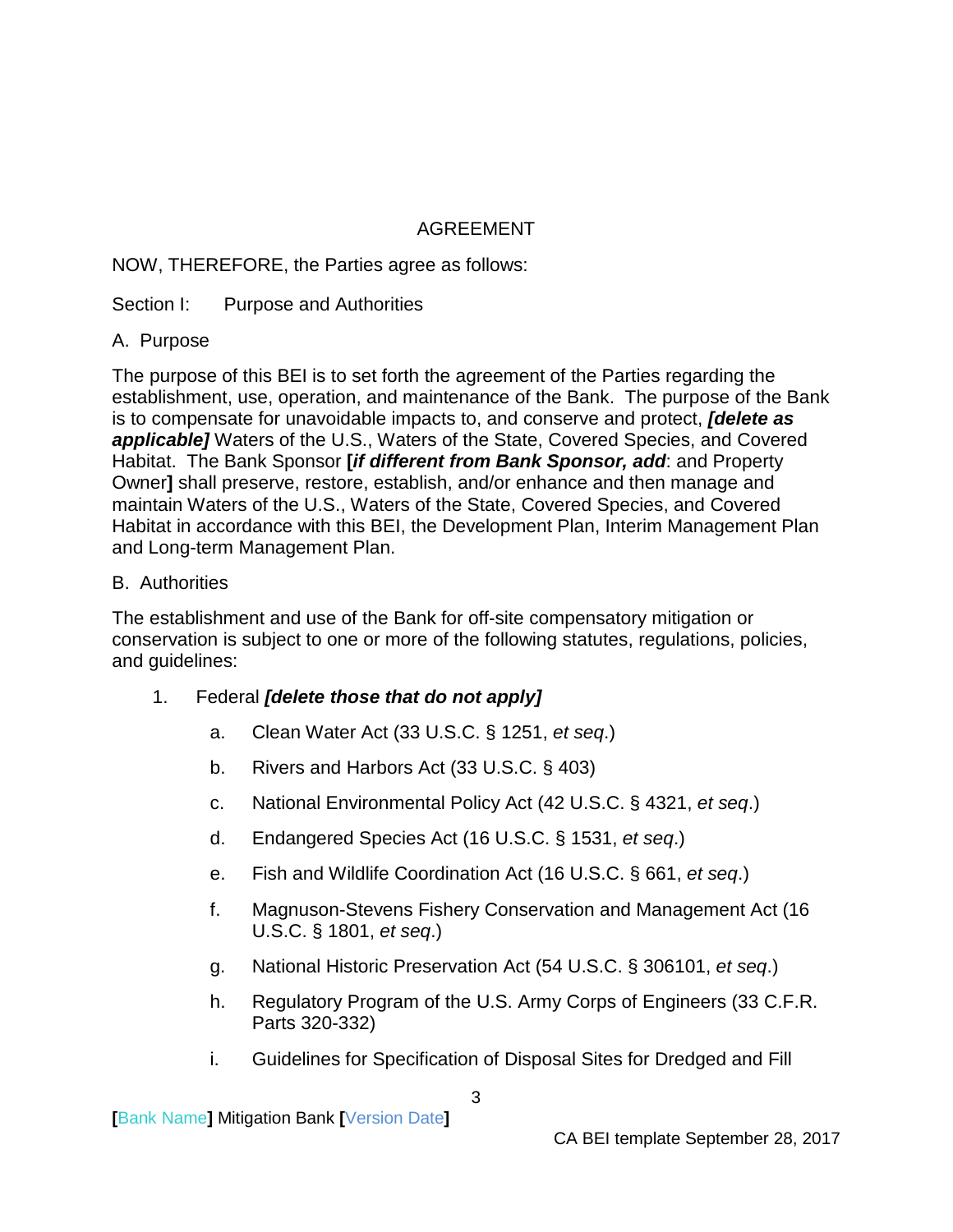# AGREEMENT

NOW, THEREFORE, the Parties agree as follows:

## Section I: Purpose and Authorities

### A. Purpose

The purpose of this BEI is to set forth the agreement of the Parties regarding the establishment, use, operation, and maintenance of the Bank. The purpose of the Bank is to compensate for unavoidable impacts to, and conserve and protect, ***[delete as applicable]*** Waters of the U.S., Waters of the State, Covered Species, and Covered Habitat. The Bank Sponsor **[*if different from Bank Sponsor, add*:** and Property Owner**]** shall preserve, restore, establish, and/or enhance and then manage and maintain Waters of the U.S., Waters of the State, Covered Species, and Covered Habitat in accordance with this BEI, the Development Plan, Interim Management Plan and Long-term Management Plan.

### B. Authorities

The establishment and use of the Bank for off-site compensatory mitigation or conservation is subject to one or more of the following statutes, regulations, policies, and guidelines:

1. Federal ***[delete those that do not apply]***

   a. Clean Water Act (33 U.S.C. § 1251, *et seq*.)

   b. Rivers and Harbors Act (33 U.S.C. § 403)

   c. National Environmental Policy Act (42 U.S.C. § 4321, *et seq*.)

   d. Endangered Species Act (16 U.S.C. § 1531, *et seq*.)

   e. Fish and Wildlife Coordination Act (16 U.S.C. § 661, *et seq*.)

   f. Magnuson-Stevens Fishery Conservation and Management Act (16 U.S.C. § 1801, *et seq*.)

   g. National Historic Preservation Act (54 U.S.C. § 306101, *et seq*.)

   h. Regulatory Program of the U.S. Army Corps of Engineers (33 C.F.R. Parts 320-332)

   i. Guidelines for Specification of Disposal Sites for Dredged and Fill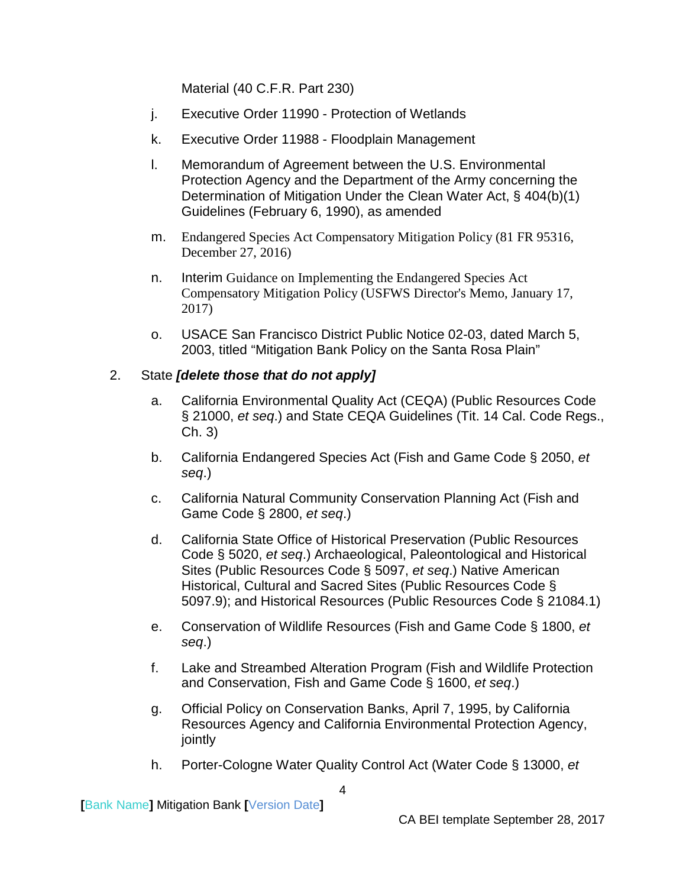Material (40 C.F.R. Part 230)

j. Executive Order 11990 - Protection of Wetlands

k. Executive Order 11988 - Floodplain Management

l. Memorandum of Agreement between the U.S. Environmental Protection Agency and the Department of the Army concerning the Determination of Mitigation Under the Clean Water Act, § 404(b)(1) Guidelines (February 6, 1990), as amended

m. Endangered Species Act Compensatory Mitigation Policy (81 FR 95316, December 27, 2016)

n. Interim Guidance on Implementing the Endangered Species Act Compensatory Mitigation Policy (USFWS Director's Memo, January 17, 2017)

o. USACE San Francisco District Public Notice 02-03, dated March 5, 2003, titled "Mitigation Bank Policy on the Santa Rosa Plain"

2. State ***[delete those that do not apply]***

a. California Environmental Quality Act (CEQA) (Public Resources Code § 21000, *et seq*.) and State CEQA Guidelines (Tit. 14 Cal. Code Regs., Ch. 3)

b. California Endangered Species Act (Fish and Game Code § 2050, *et seq*.)

c. California Natural Community Conservation Planning Act (Fish and Game Code § 2800, *et seq*.)

d. California State Office of Historical Preservation (Public Resources Code § 5020, *et seq*.) Archaeological, Paleontological and Historical Sites (Public Resources Code § 5097, *et seq*.) Native American Historical, Cultural and Sacred Sites (Public Resources Code § 5097.9); and Historical Resources (Public Resources Code § 21084.1)

e. Conservation of Wildlife Resources (Fish and Game Code § 1800, *et seq*.)

f. Lake and Streambed Alteration Program (Fish and Wildlife Protection and Conservation, Fish and Game Code § 1600, *et seq*.)

g. Official Policy on Conservation Banks, April 7, 1995, by California Resources Agency and California Environmental Protection Agency, jointly

h. Porter-Cologne Water Quality Control Act (Water Code § 13000, *et*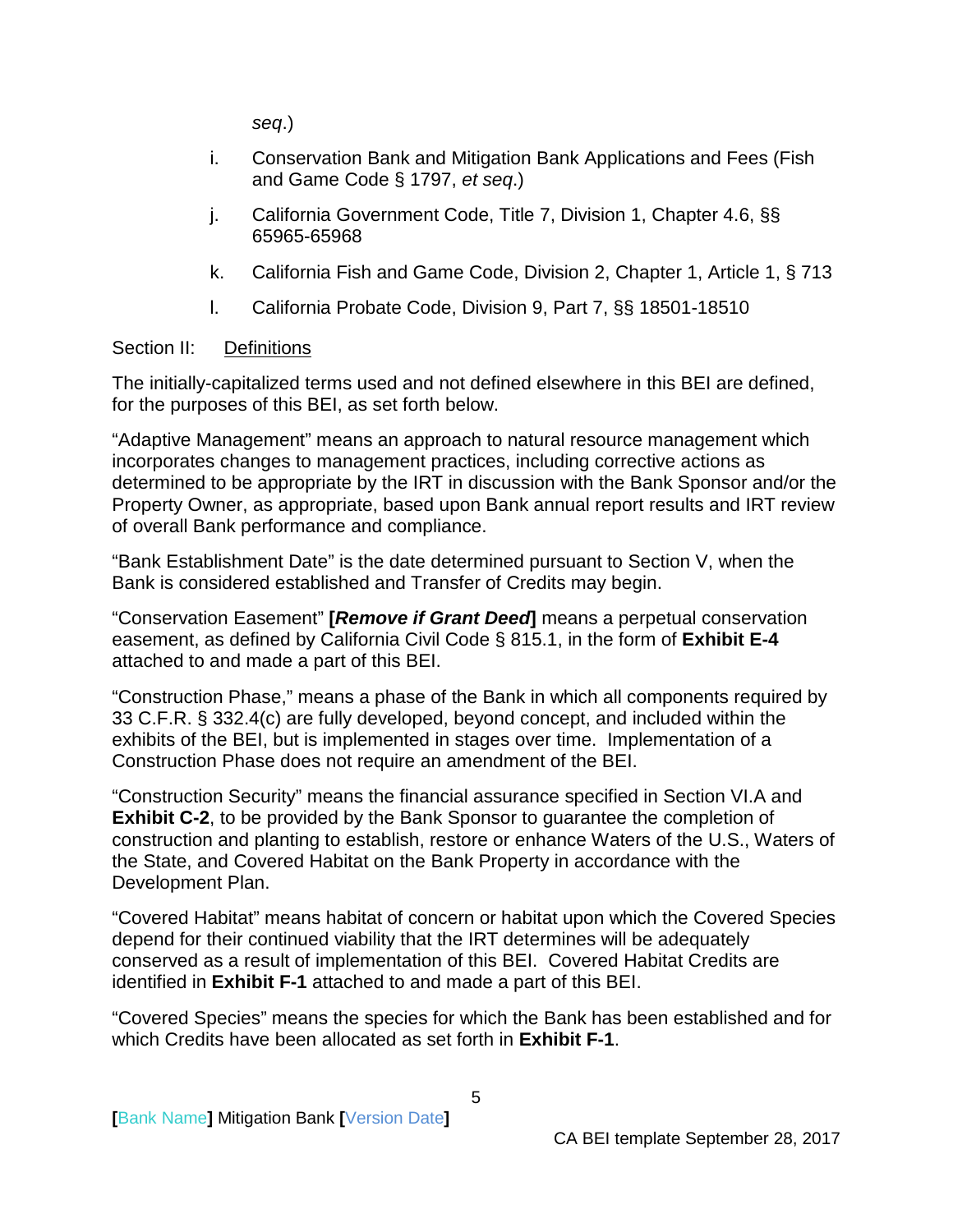*seq*.)

i. Conservation Bank and Mitigation Bank Applications and Fees (Fish and Game Code § 1797, *et seq*.)

j. California Government Code, Title 7, Division 1, Chapter 4.6, §§ 65965-65968

k. California Fish and Game Code, Division 2, Chapter 1, Article 1, § 713

l. California Probate Code, Division 9, Part 7, §§ 18501-18510

Section II: Definitions

The initially-capitalized terms used and not defined elsewhere in this BEI are defined, for the purposes of this BEI, as set forth below.

“Adaptive Management” means an approach to natural resource management which incorporates changes to management practices, including corrective actions as determined to be appropriate by the IRT in discussion with the Bank Sponsor and/or the Property Owner, as appropriate, based upon Bank annual report results and IRT review of overall Bank performance and compliance.

“Bank Establishment Date” is the date determined pursuant to Section V, when the Bank is considered established and Transfer of Credits may begin.

“Conservation Easement” **[*Remove if Grant Deed*]** means a perpetual conservation easement, as defined by California Civil Code § 815.1, in the form of **Exhibit E-4** attached to and made a part of this BEI.

“Construction Phase,” means a phase of the Bank in which all components required by 33 C.F.R. § 332.4(c) are fully developed, beyond concept, and included within the exhibits of the BEI, but is implemented in stages over time. Implementation of a Construction Phase does not require an amendment of the BEI.

“Construction Security” means the financial assurance specified in Section VI.A and **Exhibit C-2**, to be provided by the Bank Sponsor to guarantee the completion of construction and planting to establish, restore or enhance Waters of the U.S., Waters of the State, and Covered Habitat on the Bank Property in accordance with the Development Plan.

“Covered Habitat” means habitat of concern or habitat upon which the Covered Species depend for their continued viability that the IRT determines will be adequately conserved as a result of implementation of this BEI. Covered Habitat Credits are identified in **Exhibit F-1** attached to and made a part of this BEI.

“Covered Species” means the species for which the Bank has been established and for which Credits have been allocated as set forth in **Exhibit F-1**.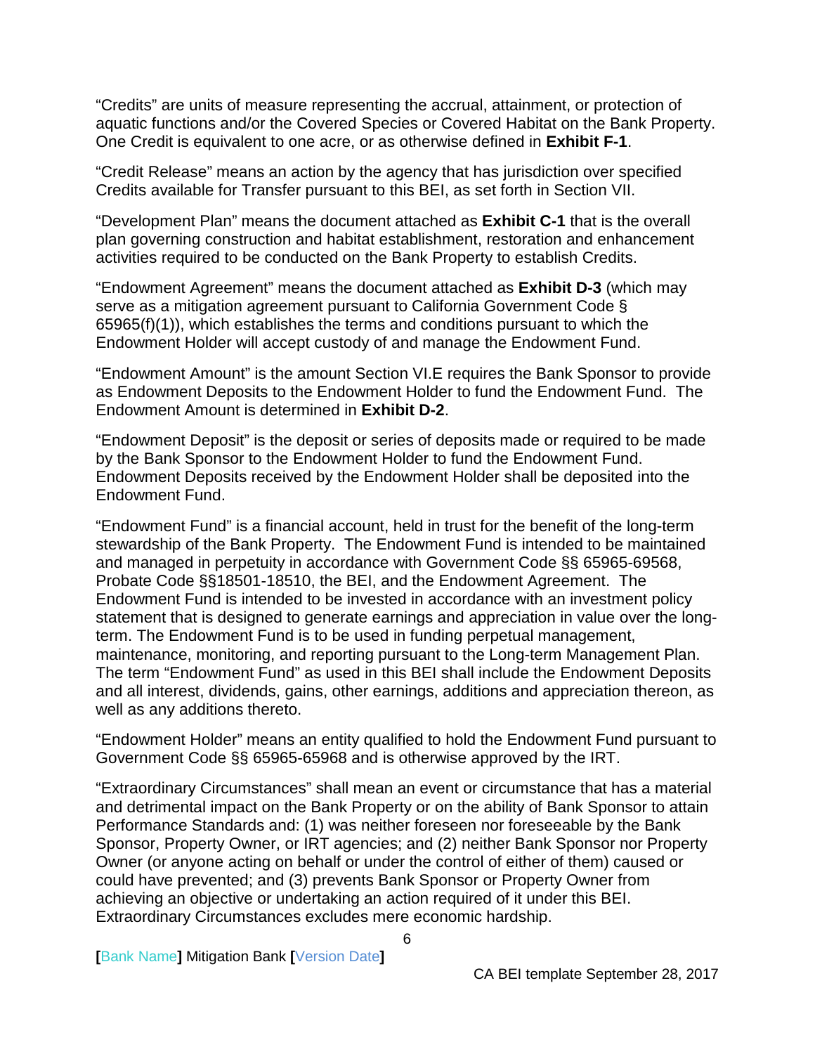"Credits" are units of measure representing the accrual, attainment, or protection of aquatic functions and/or the Covered Species or Covered Habitat on the Bank Property. One Credit is equivalent to one acre, or as otherwise defined in **Exhibit F-1**.

"Credit Release" means an action by the agency that has jurisdiction over specified Credits available for Transfer pursuant to this BEI, as set forth in Section VII.

"Development Plan" means the document attached as **Exhibit C-1** that is the overall plan governing construction and habitat establishment, restoration and enhancement activities required to be conducted on the Bank Property to establish Credits.

"Endowment Agreement" means the document attached as **Exhibit D-3** (which may serve as a mitigation agreement pursuant to California Government Code § 65965(f)(1)), which establishes the terms and conditions pursuant to which the Endowment Holder will accept custody of and manage the Endowment Fund.

"Endowment Amount" is the amount Section VI.E requires the Bank Sponsor to provide as Endowment Deposits to the Endowment Holder to fund the Endowment Fund. The Endowment Amount is determined in **Exhibit D-2**.

"Endowment Deposit" is the deposit or series of deposits made or required to be made by the Bank Sponsor to the Endowment Holder to fund the Endowment Fund. Endowment Deposits received by the Endowment Holder shall be deposited into the Endowment Fund.

"Endowment Fund" is a financial account, held in trust for the benefit of the long-term stewardship of the Bank Property. The Endowment Fund is intended to be maintained and managed in perpetuity in accordance with Government Code §§ 65965-69568, Probate Code §§18501-18510, the BEI, and the Endowment Agreement. The Endowment Fund is intended to be invested in accordance with an investment policy statement that is designed to generate earnings and appreciation in value over the long-term. The Endowment Fund is to be used in funding perpetual management, maintenance, monitoring, and reporting pursuant to the Long-term Management Plan. The term "Endowment Fund" as used in this BEI shall include the Endowment Deposits and all interest, dividends, gains, other earnings, additions and appreciation thereon, as well as any additions thereto.

"Endowment Holder" means an entity qualified to hold the Endowment Fund pursuant to Government Code §§ 65965-65968 and is otherwise approved by the IRT.

"Extraordinary Circumstances" shall mean an event or circumstance that has a material and detrimental impact on the Bank Property or on the ability of Bank Sponsor to attain Performance Standards and: (1) was neither foreseen nor foreseeable by the Bank Sponsor, Property Owner, or IRT agencies; and (2) neither Bank Sponsor nor Property Owner (or anyone acting on behalf or under the control of either of them) caused or could have prevented; and (3) prevents Bank Sponsor or Property Owner from achieving an objective or undertaking an action required of it under this BEI. Extraordinary Circumstances excludes mere economic hardship.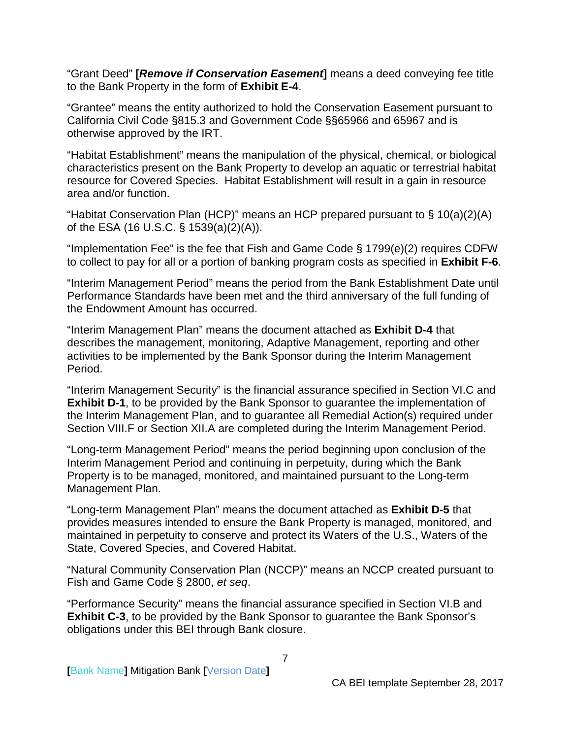"Grant Deed" **[*Remove if Conservation Easement*]** means a deed conveying fee title to the Bank Property in the form of **Exhibit E-4**.

"Grantee" means the entity authorized to hold the Conservation Easement pursuant to California Civil Code §815.3 and Government Code §§65966 and 65967 and is otherwise approved by the IRT.

"Habitat Establishment" means the manipulation of the physical, chemical, or biological characteristics present on the Bank Property to develop an aquatic or terrestrial habitat resource for Covered Species. Habitat Establishment will result in a gain in resource area and/or function.

"Habitat Conservation Plan (HCP)" means an HCP prepared pursuant to § 10(a)(2)(A) of the ESA (16 U.S.C. § 1539(a)(2)(A)).

"Implementation Fee" is the fee that Fish and Game Code § 1799(e)(2) requires CDFW to collect to pay for all or a portion of banking program costs as specified in **Exhibit F-6**.

"Interim Management Period" means the period from the Bank Establishment Date until Performance Standards have been met and the third anniversary of the full funding of the Endowment Amount has occurred.

"Interim Management Plan" means the document attached as **Exhibit D-4** that describes the management, monitoring, Adaptive Management, reporting and other activities to be implemented by the Bank Sponsor during the Interim Management Period.

"Interim Management Security" is the financial assurance specified in Section VI.C and **Exhibit D-1**, to be provided by the Bank Sponsor to guarantee the implementation of the Interim Management Plan, and to guarantee all Remedial Action(s) required under Section VIII.F or Section XII.A are completed during the Interim Management Period.

"Long-term Management Period" means the period beginning upon conclusion of the Interim Management Period and continuing in perpetuity, during which the Bank Property is to be managed, monitored, and maintained pursuant to the Long-term Management Plan.

"Long-term Management Plan" means the document attached as **Exhibit D-5** that provides measures intended to ensure the Bank Property is managed, monitored, and maintained in perpetuity to conserve and protect its Waters of the U.S., Waters of the State, Covered Species, and Covered Habitat.

"Natural Community Conservation Plan (NCCP)" means an NCCP created pursuant to Fish and Game Code § 2800, *et seq*.

"Performance Security" means the financial assurance specified in Section VI.B and **Exhibit C-3**, to be provided by the Bank Sponsor to guarantee the Bank Sponsor's obligations under this BEI through Bank closure.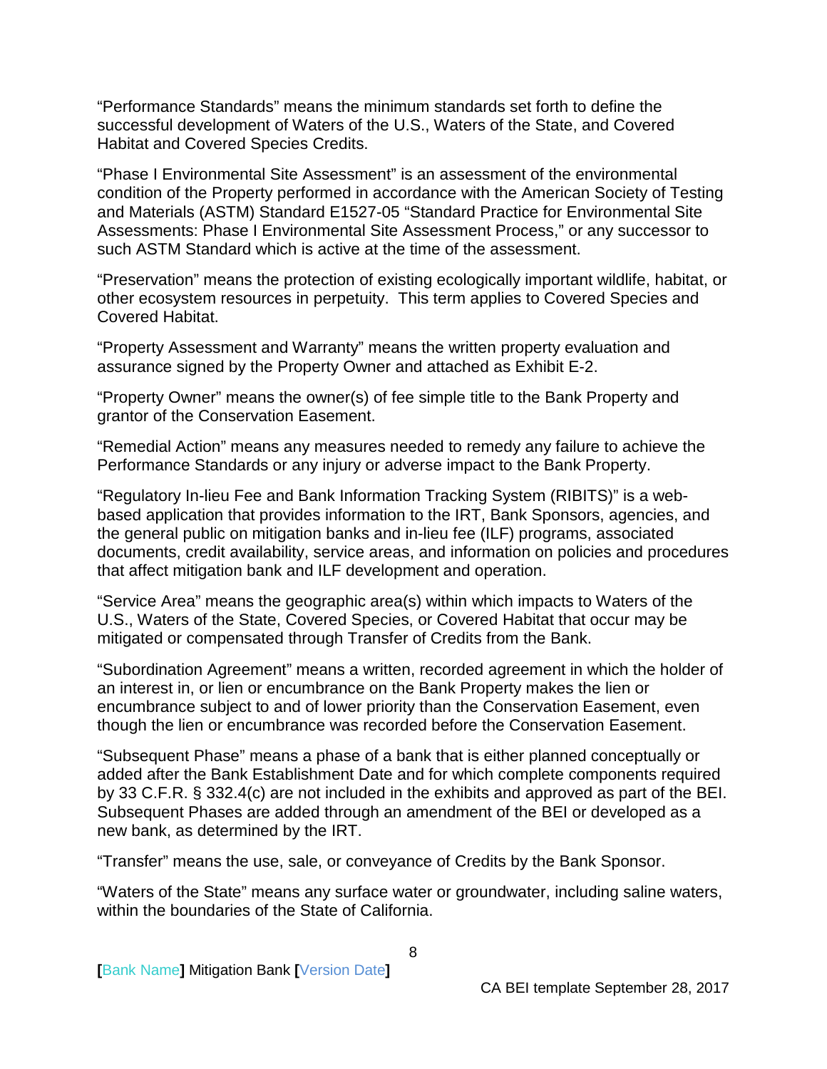"Performance Standards" means the minimum standards set forth to define the successful development of Waters of the U.S., Waters of the State, and Covered Habitat and Covered Species Credits.

"Phase I Environmental Site Assessment" is an assessment of the environmental condition of the Property performed in accordance with the American Society of Testing and Materials (ASTM) Standard E1527-05 "Standard Practice for Environmental Site Assessments: Phase I Environmental Site Assessment Process," or any successor to such ASTM Standard which is active at the time of the assessment.

"Preservation" means the protection of existing ecologically important wildlife, habitat, or other ecosystem resources in perpetuity. This term applies to Covered Species and Covered Habitat.

"Property Assessment and Warranty" means the written property evaluation and assurance signed by the Property Owner and attached as Exhibit E-2.

"Property Owner" means the owner(s) of fee simple title to the Bank Property and grantor of the Conservation Easement.

"Remedial Action" means any measures needed to remedy any failure to achieve the Performance Standards or any injury or adverse impact to the Bank Property.

"Regulatory In-lieu Fee and Bank Information Tracking System (RIBITS)" is a web-based application that provides information to the IRT, Bank Sponsors, agencies, and the general public on mitigation banks and in-lieu fee (ILF) programs, associated documents, credit availability, service areas, and information on policies and procedures that affect mitigation bank and ILF development and operation.

"Service Area" means the geographic area(s) within which impacts to Waters of the U.S., Waters of the State, Covered Species, or Covered Habitat that occur may be mitigated or compensated through Transfer of Credits from the Bank.

"Subordination Agreement" means a written, recorded agreement in which the holder of an interest in, or lien or encumbrance on the Bank Property makes the lien or encumbrance subject to and of lower priority than the Conservation Easement, even though the lien or encumbrance was recorded before the Conservation Easement.

"Subsequent Phase" means a phase of a bank that is either planned conceptually or added after the Bank Establishment Date and for which complete components required by 33 C.F.R. § 332.4(c) are not included in the exhibits and approved as part of the BEI. Subsequent Phases are added through an amendment of the BEI or developed as a new bank, as determined by the IRT.

"Transfer" means the use, sale, or conveyance of Credits by the Bank Sponsor.

"Waters of the State" means any surface water or groundwater, including saline waters, within the boundaries of the State of California.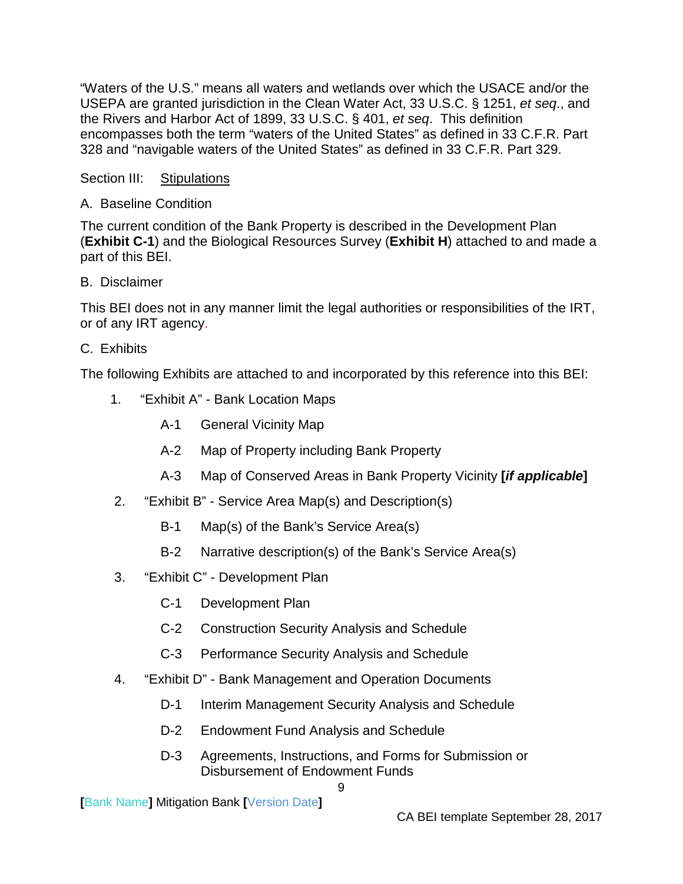"Waters of the U.S." means all waters and wetlands over which the USACE and/or the USEPA are granted jurisdiction in the Clean Water Act, 33 U.S.C. § 1251, *et seq*., and the Rivers and Harbor Act of 1899, 33 U.S.C. § 401, *et seq*. This definition encompasses both the term "waters of the United States" as defined in 33 C.F.R. Part 328 and "navigable waters of the United States" as defined in 33 C.F.R. Part 329.

## Section III: <u>Stipulations</u>

### A. Baseline Condition

The current condition of the Bank Property is described in the Development Plan (**Exhibit C-1**) and the Biological Resources Survey (**Exhibit H**) attached to and made a part of this BEI.

### B. Disclaimer

This BEI does not in any manner limit the legal authorities or responsibilities of the IRT, or of any IRT agency.

### C. Exhibits

The following Exhibits are attached to and incorporated by this reference into this BEI:

1. "Exhibit A" - Bank Location Maps
   - A-1 General Vicinity Map
   - A-2 Map of Property including Bank Property
   - A-3 Map of Conserved Areas in Bank Property Vicinity **[*if applicable*]**
2. "Exhibit B" - Service Area Map(s) and Description(s)
   - B-1 Map(s) of the Bank's Service Area(s)
   - B-2 Narrative description(s) of the Bank's Service Area(s)
3. "Exhibit C" - Development Plan
   - C-1 Development Plan
   - C-2 Construction Security Analysis and Schedule
   - C-3 Performance Security Analysis and Schedule
4. "Exhibit D" - Bank Management and Operation Documents
   - D-1 Interim Management Security Analysis and Schedule
   - D-2 Endowment Fund Analysis and Schedule
   - D-3 Agreements, Instructions, and Forms for Submission or Disbursement of Endowment Funds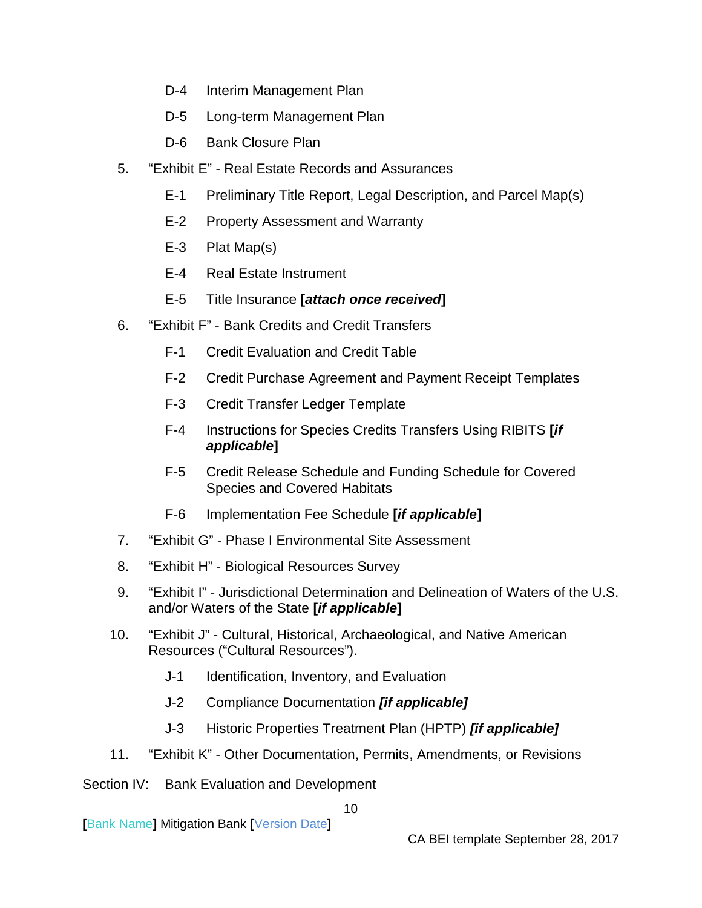- D-4 Interim Management Plan
- D-5 Long-term Management Plan
- D-6 Bank Closure Plan

5. "Exhibit E" - Real Estate Records and Assurances
   - E-1 Preliminary Title Report, Legal Description, and Parcel Map(s)
   - E-2 Property Assessment and Warranty
   - E-3 Plat Map(s)
   - E-4 Real Estate Instrument
   - E-5 Title Insurance **[*attach once received*]**
6. "Exhibit F" - Bank Credits and Credit Transfers
   - F-1 Credit Evaluation and Credit Table
   - F-2 Credit Purchase Agreement and Payment Receipt Templates
   - F-3 Credit Transfer Ledger Template
   - F-4 Instructions for Species Credits Transfers Using RIBITS **[*if applicable*]**
   - F-5 Credit Release Schedule and Funding Schedule for Covered Species and Covered Habitats
   - F-6 Implementation Fee Schedule **[*if applicable*]**
7. "Exhibit G" - Phase I Environmental Site Assessment
8. "Exhibit H" - Biological Resources Survey
9. "Exhibit I" - Jurisdictional Determination and Delineation of Waters of the U.S. and/or Waters of the State **[*if applicable*]**
10. "Exhibit J" - Cultural, Historical, Archaeological, and Native American Resources ("Cultural Resources").
    - J-1 Identification, Inventory, and Evaluation
    - J-2 Compliance Documentation ***[if applicable]***
    - J-3 Historic Properties Treatment Plan (HPTP) ***[if applicable]***
11. "Exhibit K" - Other Documentation, Permits, Amendments, or Revisions

Section IV: Bank Evaluation and Development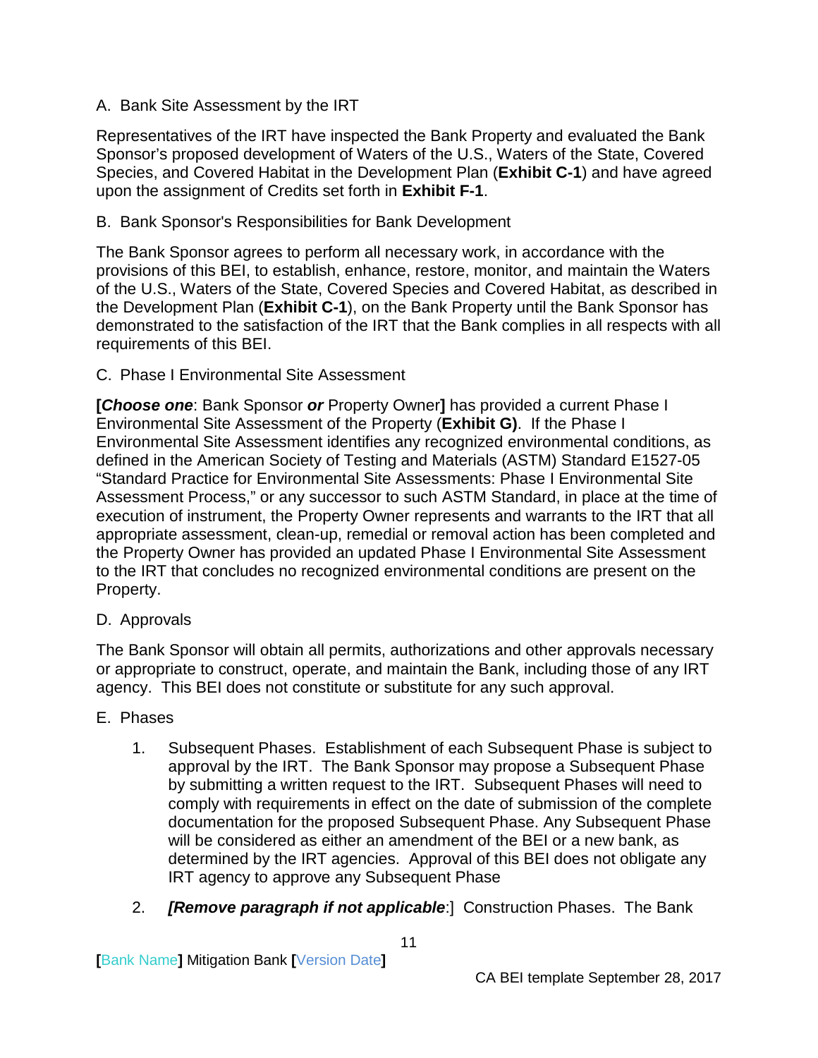A. Bank Site Assessment by the IRT

Representatives of the IRT have inspected the Bank Property and evaluated the Bank Sponsor's proposed development of Waters of the U.S., Waters of the State, Covered Species, and Covered Habitat in the Development Plan (**Exhibit C-1**) and have agreed upon the assignment of Credits set forth in **Exhibit F-1**.

B. Bank Sponsor's Responsibilities for Bank Development

The Bank Sponsor agrees to perform all necessary work, in accordance with the provisions of this BEI, to establish, enhance, restore, monitor, and maintain the Waters of the U.S., Waters of the State, Covered Species and Covered Habitat, as described in the Development Plan (**Exhibit C-1**), on the Bank Property until the Bank Sponsor has demonstrated to the satisfaction of the IRT that the Bank complies in all respects with all requirements of this BEI.

C. Phase I Environmental Site Assessment

**[*Choose one*]**: Bank Sponsor ***or*** Property Owner**]** has provided a current Phase I Environmental Site Assessment of the Property (**Exhibit G)**. If the Phase I Environmental Site Assessment identifies any recognized environmental conditions, as defined in the American Society of Testing and Materials (ASTM) Standard E1527-05 "Standard Practice for Environmental Site Assessments: Phase I Environmental Site Assessment Process," or any successor to such ASTM Standard, in place at the time of execution of instrument, the Property Owner represents and warrants to the IRT that all appropriate assessment, clean-up, remedial or removal action has been completed and the Property Owner has provided an updated Phase I Environmental Site Assessment to the IRT that concludes no recognized environmental conditions are present on the Property.

D. Approvals

The Bank Sponsor will obtain all permits, authorizations and other approvals necessary or appropriate to construct, operate, and maintain the Bank, including those of any IRT agency. This BEI does not constitute or substitute for any such approval.

E. Phases

1. Subsequent Phases. Establishment of each Subsequent Phase is subject to approval by the IRT. The Bank Sponsor may propose a Subsequent Phase by submitting a written request to the IRT. Subsequent Phases will need to comply with requirements in effect on the date of submission of the complete documentation for the proposed Subsequent Phase. Any Subsequent Phase will be considered as either an amendment of the BEI or a new bank, as determined by the IRT agencies. Approval of this BEI does not obligate any IRT agency to approve any Subsequent Phase

2. ***[Remove paragraph if not applicable***:] Construction Phases. The Bank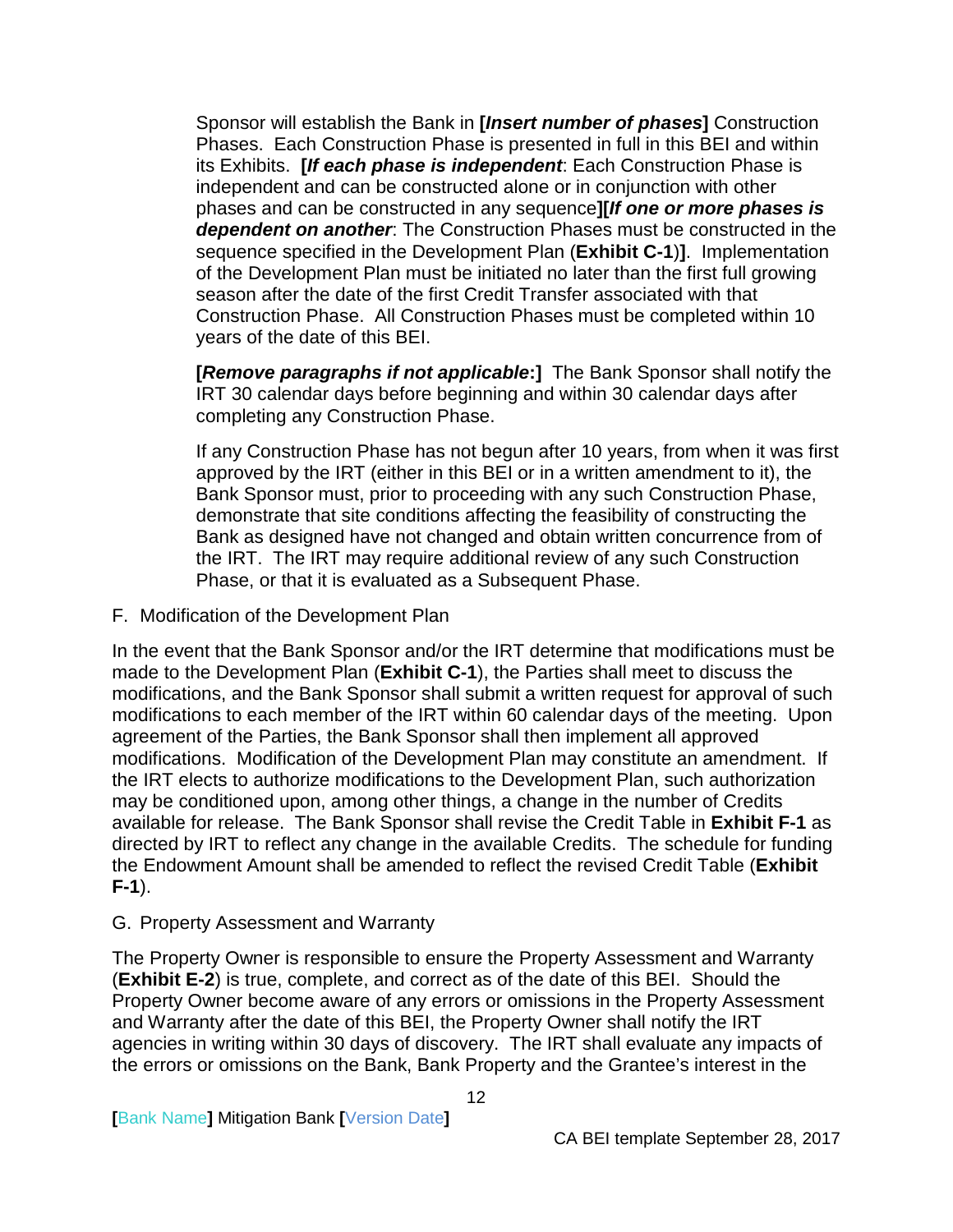Sponsor will establish the Bank in **[*Insert number of phases*]** Construction Phases. Each Construction Phase is presented in full in this BEI and within its Exhibits. **[*If each phase is independent*:** Each Construction Phase is independent and can be constructed alone or in conjunction with other phases and can be constructed in any sequence**][*If one or more phases is dependent on another*:** The Construction Phases must be constructed in the sequence specified in the Development Plan (**Exhibit C-1**)**]**. Implementation of the Development Plan must be initiated no later than the first full growing season after the date of the first Credit Transfer associated with that Construction Phase. All Construction Phases must be completed within 10 years of the date of this BEI.

**[*Remove paragraphs if not applicable*:]** The Bank Sponsor shall notify the IRT 30 calendar days before beginning and within 30 calendar days after completing any Construction Phase.

If any Construction Phase has not begun after 10 years, from when it was first approved by the IRT (either in this BEI or in a written amendment to it), the Bank Sponsor must, prior to proceeding with any such Construction Phase, demonstrate that site conditions affecting the feasibility of constructing the Bank as designed have not changed and obtain written concurrence from of the IRT. The IRT may require additional review of any such Construction Phase, or that it is evaluated as a Subsequent Phase.

F. Modification of the Development Plan

In the event that the Bank Sponsor and/or the IRT determine that modifications must be made to the Development Plan (**Exhibit C-1**), the Parties shall meet to discuss the modifications, and the Bank Sponsor shall submit a written request for approval of such modifications to each member of the IRT within 60 calendar days of the meeting. Upon agreement of the Parties, the Bank Sponsor shall then implement all approved modifications. Modification of the Development Plan may constitute an amendment. If the IRT elects to authorize modifications to the Development Plan, such authorization may be conditioned upon, among other things, a change in the number of Credits available for release. The Bank Sponsor shall revise the Credit Table in **Exhibit F-1** as directed by IRT to reflect any change in the available Credits. The schedule for funding the Endowment Amount shall be amended to reflect the revised Credit Table (**Exhibit F-1**).

G. Property Assessment and Warranty

The Property Owner is responsible to ensure the Property Assessment and Warranty (**Exhibit E-2**) is true, complete, and correct as of the date of this BEI. Should the Property Owner become aware of any errors or omissions in the Property Assessment and Warranty after the date of this BEI, the Property Owner shall notify the IRT agencies in writing within 30 days of discovery. The IRT shall evaluate any impacts of the errors or omissions on the Bank, Bank Property and the Grantee's interest in the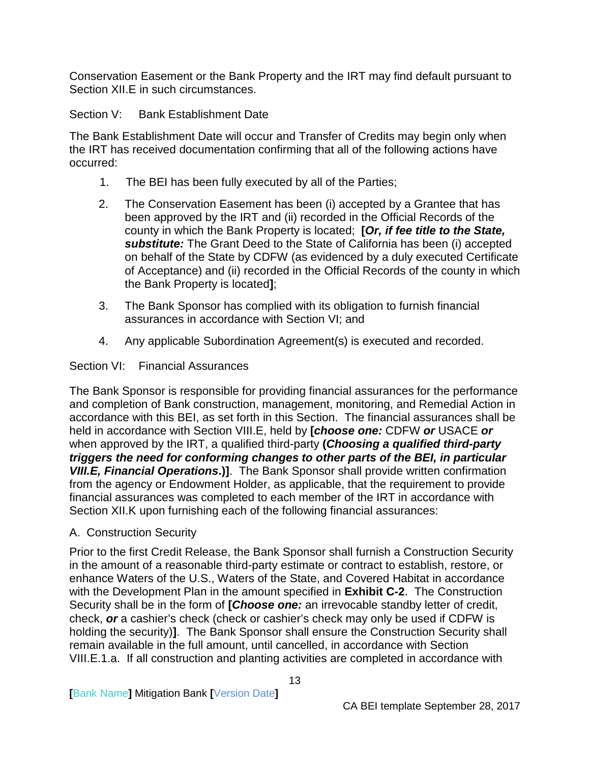Conservation Easement or the Bank Property and the IRT may find default pursuant to Section XII.E in such circumstances.

## Section V: Bank Establishment Date

The Bank Establishment Date will occur and Transfer of Credits may begin only when the IRT has received documentation confirming that all of the following actions have occurred:

1. The BEI has been fully executed by all of the Parties;
2. The Conservation Easement has been (i) accepted by a Grantee that has been approved by the IRT and (ii) recorded in the Official Records of the county in which the Bank Property is located; **[*Or, if fee title to the State, substitute:*** The Grant Deed to the State of California has been (i) accepted on behalf of the State by CDFW (as evidenced by a duly executed Certificate of Acceptance) and (ii) recorded in the Official Records of the county in which the Bank Property is located**]**;
3. The Bank Sponsor has complied with its obligation to furnish financial assurances in accordance with Section VI; and
4. Any applicable Subordination Agreement(s) is executed and recorded.

## Section VI: Financial Assurances

The Bank Sponsor is responsible for providing financial assurances for the performance and completion of Bank construction, management, monitoring, and Remedial Action in accordance with this BEI, as set forth in this Section. The financial assurances shall be held in accordance with Section VIII.E, held by **[*choose one:*** CDFW ***or*** USACE ***or*** when approved by the IRT, a qualified third-party **(*Choosing a qualified third-party triggers the need for conforming changes to other parts of the BEI, in particular VIII.E, Financial Operations*.)]**. The Bank Sponsor shall provide written confirmation from the agency or Endowment Holder, as applicable, that the requirement to provide financial assurances was completed to each member of the IRT in accordance with Section XII.K upon furnishing each of the following financial assurances:

### A. Construction Security

Prior to the first Credit Release, the Bank Sponsor shall furnish a Construction Security in the amount of a reasonable third-party estimate or contract to establish, restore, or enhance Waters of the U.S., Waters of the State, and Covered Habitat in accordance with the Development Plan in the amount specified in **Exhibit C-2**. The Construction Security shall be in the form of **[*Choose one:*** an irrevocable standby letter of credit, check, ***or*** a cashier's check (check or cashier's check may only be used if CDFW is holding the security)**]**. The Bank Sponsor shall ensure the Construction Security shall remain available in the full amount, until cancelled, in accordance with Section VIII.E.1.a. If all construction and planting activities are completed in accordance with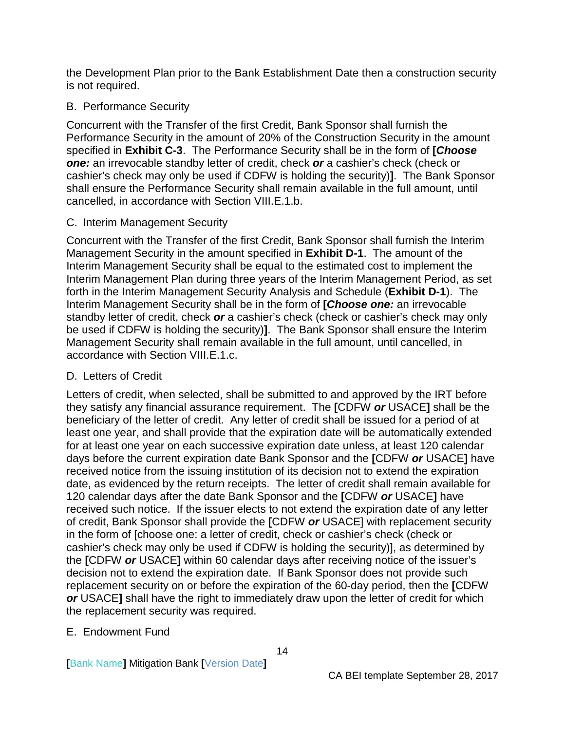the Development Plan prior to the Bank Establishment Date then a construction security is not required.

B. Performance Security

Concurrent with the Transfer of the first Credit, Bank Sponsor shall furnish the Performance Security in the amount of 20% of the Construction Security in the amount specified in **Exhibit C-3**. The Performance Security shall be in the form of **[*Choose one:*** an irrevocable standby letter of credit, check ***or*** a cashier's check (check or cashier's check may only be used if CDFW is holding the security)**]**. The Bank Sponsor shall ensure the Performance Security shall remain available in the full amount, until cancelled, in accordance with Section VIII.E.1.b.

C. Interim Management Security

Concurrent with the Transfer of the first Credit, Bank Sponsor shall furnish the Interim Management Security in the amount specified in **Exhibit D-1**. The amount of the Interim Management Security shall be equal to the estimated cost to implement the Interim Management Plan during three years of the Interim Management Period, as set forth in the Interim Management Security Analysis and Schedule (**Exhibit D-1**). The Interim Management Security shall be in the form of **[*Choose one:*** an irrevocable standby letter of credit, check ***or*** a cashier's check (check or cashier's check may only be used if CDFW is holding the security)**]**. The Bank Sponsor shall ensure the Interim Management Security shall remain available in the full amount, until cancelled, in accordance with Section VIII.E.1.c.

D. Letters of Credit

Letters of credit, when selected, shall be submitted to and approved by the IRT before they satisfy any financial assurance requirement. The **[**CDFW ***or*** USACE**]** shall be the beneficiary of the letter of credit. Any letter of credit shall be issued for a period of at least one year, and shall provide that the expiration date will be automatically extended for at least one year on each successive expiration date unless, at least 120 calendar days before the current expiration date Bank Sponsor and the **[**CDFW ***or*** USACE**]** have received notice from the issuing institution of its decision not to extend the expiration date, as evidenced by the return receipts. The letter of credit shall remain available for 120 calendar days after the date Bank Sponsor and the **[**CDFW ***or*** USACE**]** have received such notice. If the issuer elects to not extend the expiration date of any letter of credit, Bank Sponsor shall provide the **[**CDFW ***or*** USACE] with replacement security in the form of [choose one: a letter of credit, check or cashier's check (check or cashier's check may only be used if CDFW is holding the security)], as determined by the **[**CDFW ***or*** USACE**]** within 60 calendar days after receiving notice of the issuer's decision not to extend the expiration date. If Bank Sponsor does not provide such replacement security on or before the expiration of the 60-day period, then the **[**CDFW ***or*** USACE**]** shall have the right to immediately draw upon the letter of credit for which the replacement security was required.

E. Endowment Fund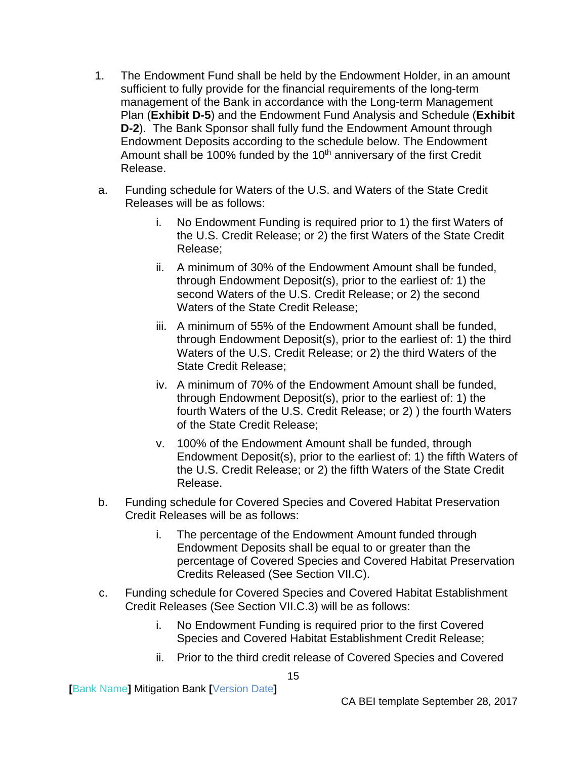1. The Endowment Fund shall be held by the Endowment Holder, in an amount sufficient to fully provide for the financial requirements of the long-term management of the Bank in accordance with the Long-term Management Plan (**Exhibit D-5**) and the Endowment Fund Analysis and Schedule (**Exhibit D-2**). The Bank Sponsor shall fully fund the Endowment Amount through Endowment Deposits according to the schedule below. The Endowment Amount shall be 100% funded by the 10th anniversary of the first Credit Release.

a. Funding schedule for Waters of the U.S. and Waters of the State Credit Releases will be as follows:

    i. No Endowment Funding is required prior to 1) the first Waters of the U.S. Credit Release; or 2) the first Waters of the State Credit Release;

    ii. A minimum of 30% of the Endowment Amount shall be funded, through Endowment Deposit(s), prior to the earliest of*:* 1) the second Waters of the U.S. Credit Release; or 2) the second Waters of the State Credit Release;

    iii. A minimum of 55% of the Endowment Amount shall be funded, through Endowment Deposit(s), prior to the earliest of: 1) the third Waters of the U.S. Credit Release; or 2) the third Waters of the State Credit Release;

    iv. A minimum of 70% of the Endowment Amount shall be funded, through Endowment Deposit(s), prior to the earliest of: 1) the fourth Waters of the U.S. Credit Release; or 2) ) the fourth Waters of the State Credit Release;

    v. 100% of the Endowment Amount shall be funded, through Endowment Deposit(s), prior to the earliest of: 1) the fifth Waters of the U.S. Credit Release; or 2) the fifth Waters of the State Credit Release.

b. Funding schedule for Covered Species and Covered Habitat Preservation Credit Releases will be as follows:

    i. The percentage of the Endowment Amount funded through Endowment Deposits shall be equal to or greater than the percentage of Covered Species and Covered Habitat Preservation Credits Released (See Section VII.C).

c. Funding schedule for Covered Species and Covered Habitat Establishment Credit Releases (See Section VII.C.3) will be as follows:

    i. No Endowment Funding is required prior to the first Covered Species and Covered Habitat Establishment Credit Release;

    ii. Prior to the third credit release of Covered Species and Covered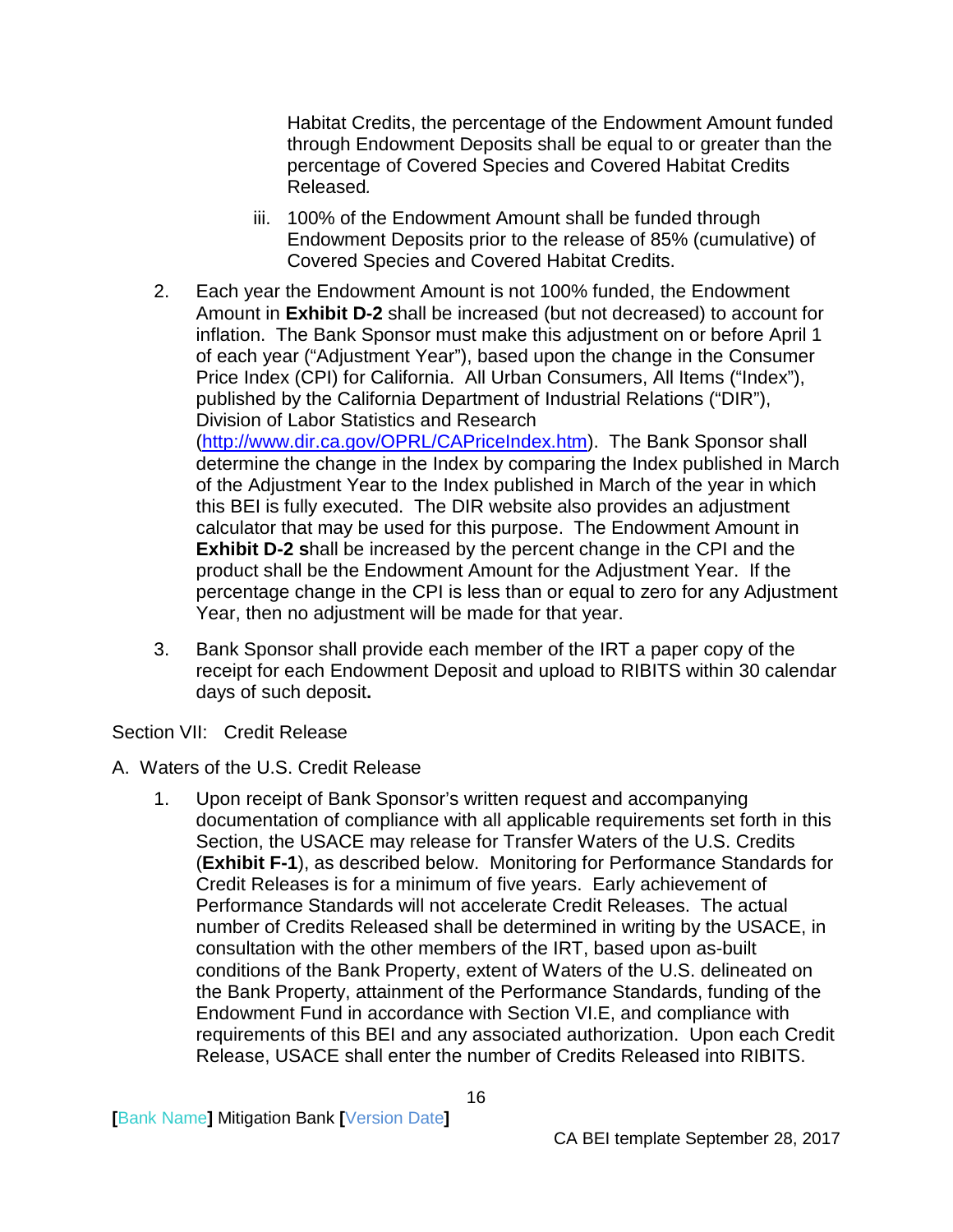Habitat Credits, the percentage of the Endowment Amount funded through Endowment Deposits shall be equal to or greater than the percentage of Covered Species and Covered Habitat Credits Released*.*

iii. 100% of the Endowment Amount shall be funded through Endowment Deposits prior to the release of 85% (cumulative) of Covered Species and Covered Habitat Credits.

2. Each year the Endowment Amount is not 100% funded, the Endowment Amount in **Exhibit D-2** shall be increased (but not decreased) to account for inflation. The Bank Sponsor must make this adjustment on or before April 1 of each year ("Adjustment Year"), based upon the change in the Consumer Price Index (CPI) for California. All Urban Consumers, All Items ("Index"), published by the California Department of Industrial Relations ("DIR"), Division of Labor Statistics and Research ([http://www.dir.ca.gov/OPRL/CAPriceIndex.htm](http://www.dir.ca.gov/OPRL/CAPriceIndex.htm)). The Bank Sponsor shall determine the change in the Index by comparing the Index published in March of the Adjustment Year to the Index published in March of the year in which this BEI is fully executed. The DIR website also provides an adjustment calculator that may be used for this purpose. The Endowment Amount in **Exhibit D-2 s**hall be increased by the percent change in the CPI and the product shall be the Endowment Amount for the Adjustment Year. If the percentage change in the CPI is less than or equal to zero for any Adjustment Year, then no adjustment will be made for that year.

3. Bank Sponsor shall provide each member of the IRT a paper copy of the receipt for each Endowment Deposit and upload to RIBITS within 30 calendar days of such deposit**.**

Section VII: Credit Release

A. Waters of the U.S. Credit Release

1. Upon receipt of Bank Sponsor's written request and accompanying documentation of compliance with all applicable requirements set forth in this Section, the USACE may release for Transfer Waters of the U.S. Credits (**Exhibit F-1**), as described below. Monitoring for Performance Standards for Credit Releases is for a minimum of five years. Early achievement of Performance Standards will not accelerate Credit Releases. The actual number of Credits Released shall be determined in writing by the USACE, in consultation with the other members of the IRT, based upon as-built conditions of the Bank Property, extent of Waters of the U.S. delineated on the Bank Property, attainment of the Performance Standards, funding of the Endowment Fund in accordance with Section VI.E, and compliance with requirements of this BEI and any associated authorization. Upon each Credit Release, USACE shall enter the number of Credits Released into RIBITS.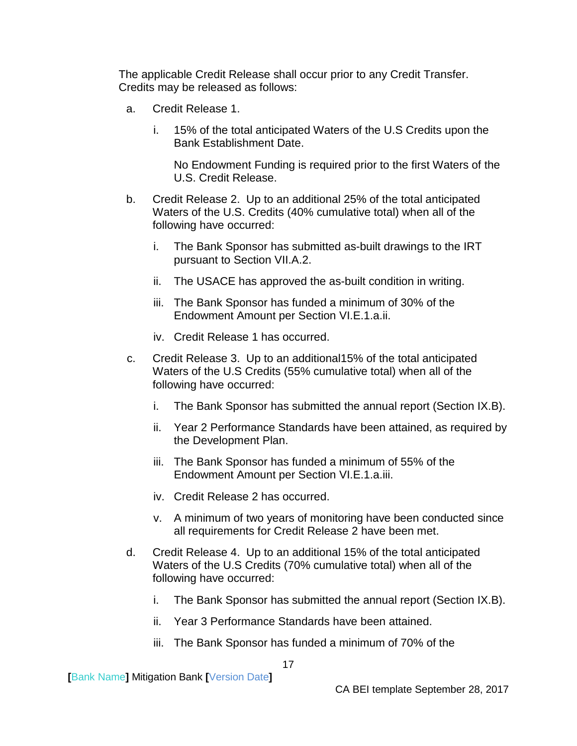The applicable Credit Release shall occur prior to any Credit Transfer. Credits may be released as follows:

a. Credit Release 1.

   i. 15% of the total anticipated Waters of the U.S Credits upon the Bank Establishment Date.

      No Endowment Funding is required prior to the first Waters of the U.S. Credit Release.

b. Credit Release 2. Up to an additional 25% of the total anticipated Waters of the U.S. Credits (40% cumulative total) when all of the following have occurred:

   i. The Bank Sponsor has submitted as-built drawings to the IRT pursuant to Section VII.A.2.

   ii. The USACE has approved the as-built condition in writing.

   iii. The Bank Sponsor has funded a minimum of 30% of the Endowment Amount per Section VI.E.1.a.ii.

   iv. Credit Release 1 has occurred.

c. Credit Release 3. Up to an additional15% of the total anticipated Waters of the U.S Credits (55% cumulative total) when all of the following have occurred:

   i. The Bank Sponsor has submitted the annual report (Section IX.B).

   ii. Year 2 Performance Standards have been attained, as required by the Development Plan.

   iii. The Bank Sponsor has funded a minimum of 55% of the Endowment Amount per Section VI.E.1.a.iii.

   iv. Credit Release 2 has occurred.

   v. A minimum of two years of monitoring have been conducted since all requirements for Credit Release 2 have been met.

d. Credit Release 4. Up to an additional 15% of the total anticipated Waters of the U.S Credits (70% cumulative total) when all of the following have occurred:

   i. The Bank Sponsor has submitted the annual report (Section IX.B).

   ii. Year 3 Performance Standards have been attained.

   iii. The Bank Sponsor has funded a minimum of 70% of the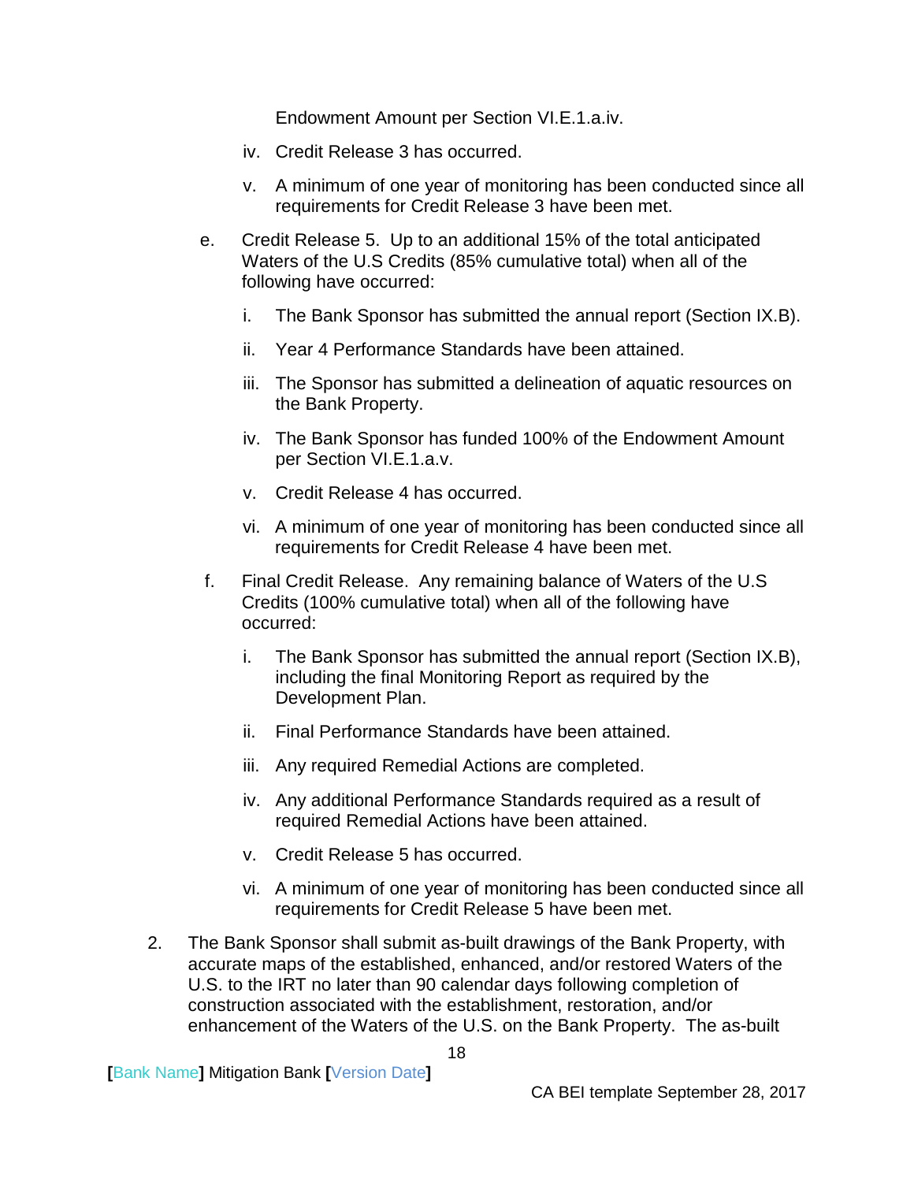Endowment Amount per Section VI.E.1.a.iv.

iv. Credit Release 3 has occurred.

v. A minimum of one year of monitoring has been conducted since all requirements for Credit Release 3 have been met.

e. Credit Release 5. Up to an additional 15% of the total anticipated Waters of the U.S Credits (85% cumulative total) when all of the following have occurred:

   i. The Bank Sponsor has submitted the annual report (Section IX.B).

   ii. Year 4 Performance Standards have been attained.

   iii. The Sponsor has submitted a delineation of aquatic resources on the Bank Property.

   iv. The Bank Sponsor has funded 100% of the Endowment Amount per Section VI.E.1.a.v.

   v. Credit Release 4 has occurred.

   vi. A minimum of one year of monitoring has been conducted since all requirements for Credit Release 4 have been met.

f. Final Credit Release. Any remaining balance of Waters of the U.S Credits (100% cumulative total) when all of the following have occurred:

   i. The Bank Sponsor has submitted the annual report (Section IX.B), including the final Monitoring Report as required by the Development Plan.

   ii. Final Performance Standards have been attained.

   iii. Any required Remedial Actions are completed.

   iv. Any additional Performance Standards required as a result of required Remedial Actions have been attained.

   v. Credit Release 5 has occurred.

   vi. A minimum of one year of monitoring has been conducted since all requirements for Credit Release 5 have been met.

2. The Bank Sponsor shall submit as-built drawings of the Bank Property, with accurate maps of the established, enhanced, and/or restored Waters of the U.S. to the IRT no later than 90 calendar days following completion of construction associated with the establishment, restoration, and/or enhancement of the Waters of the U.S. on the Bank Property. The as-built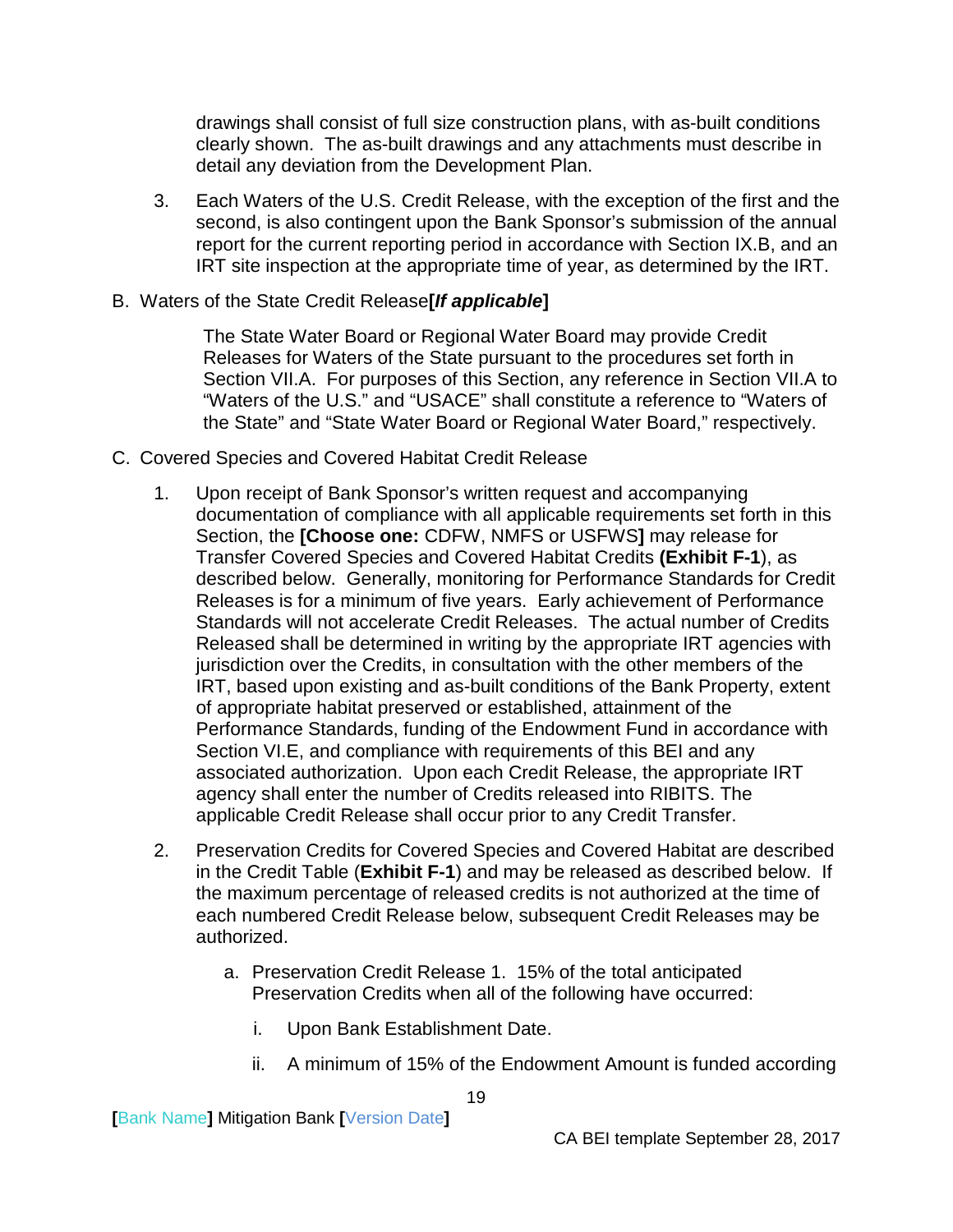drawings shall consist of full size construction plans, with as-built conditions clearly shown. The as-built drawings and any attachments must describe in detail any deviation from the Development Plan.

3. Each Waters of the U.S. Credit Release, with the exception of the first and the second, is also contingent upon the Bank Sponsor's submission of the annual report for the current reporting period in accordance with Section IX.B, and an IRT site inspection at the appropriate time of year, as determined by the IRT.

B. Waters of the State Credit Release**[*If applicable*]**

The State Water Board or Regional Water Board may provide Credit Releases for Waters of the State pursuant to the procedures set forth in Section VII.A. For purposes of this Section, any reference in Section VII.A to "Waters of the U.S." and "USACE" shall constitute a reference to "Waters of the State" and "State Water Board or Regional Water Board," respectively.

C. Covered Species and Covered Habitat Credit Release

1. Upon receipt of Bank Sponsor's written request and accompanying documentation of compliance with all applicable requirements set forth in this Section, the **[Choose one:** CDFW, NMFS or USFWS**]** may release for Transfer Covered Species and Covered Habitat Credits **(Exhibit F-1**), as described below. Generally, monitoring for Performance Standards for Credit Releases is for a minimum of five years. Early achievement of Performance Standards will not accelerate Credit Releases. The actual number of Credits Released shall be determined in writing by the appropriate IRT agencies with jurisdiction over the Credits, in consultation with the other members of the IRT, based upon existing and as-built conditions of the Bank Property, extent of appropriate habitat preserved or established, attainment of the Performance Standards, funding of the Endowment Fund in accordance with Section VI.E, and compliance with requirements of this BEI and any associated authorization. Upon each Credit Release, the appropriate IRT agency shall enter the number of Credits released into RIBITS. The applicable Credit Release shall occur prior to any Credit Transfer.

2. Preservation Credits for Covered Species and Covered Habitat are described in the Credit Table (**Exhibit F-1**) and may be released as described below. If the maximum percentage of released credits is not authorized at the time of each numbered Credit Release below, subsequent Credit Releases may be authorized.

    a. Preservation Credit Release 1. 15% of the total anticipated Preservation Credits when all of the following have occurred:

        i. Upon Bank Establishment Date.

        ii. A minimum of 15% of the Endowment Amount is funded according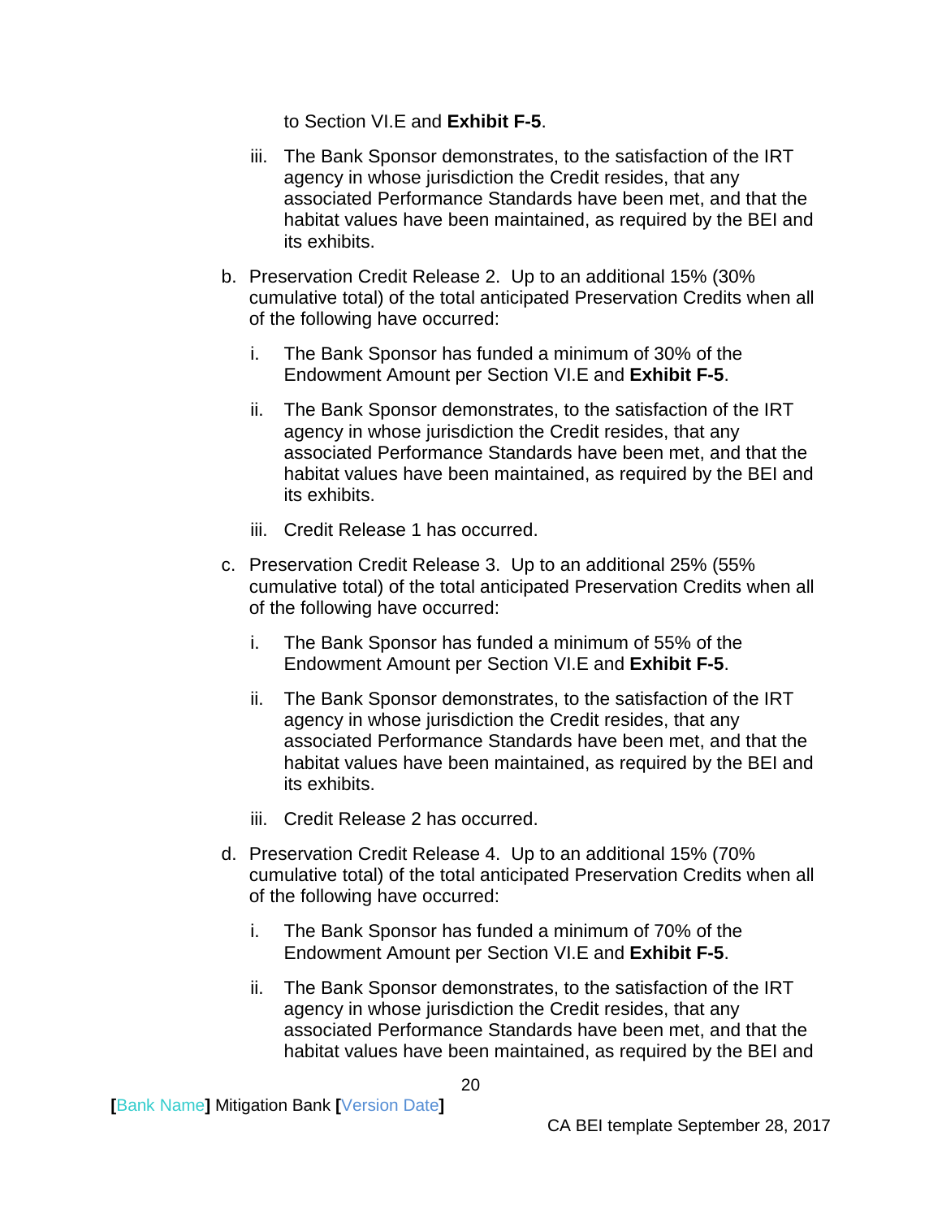to Section VI.E and **Exhibit F-5**.

iii. The Bank Sponsor demonstrates, to the satisfaction of the IRT agency in whose jurisdiction the Credit resides, that any associated Performance Standards have been met, and that the habitat values have been maintained, as required by the BEI and its exhibits.

b. Preservation Credit Release 2. Up to an additional 15% (30% cumulative total) of the total anticipated Preservation Credits when all of the following have occurred:

   i. The Bank Sponsor has funded a minimum of 30% of the Endowment Amount per Section VI.E and **Exhibit F-5**.

   ii. The Bank Sponsor demonstrates, to the satisfaction of the IRT agency in whose jurisdiction the Credit resides, that any associated Performance Standards have been met, and that the habitat values have been maintained, as required by the BEI and its exhibits.

   iii. Credit Release 1 has occurred.

c. Preservation Credit Release 3. Up to an additional 25% (55% cumulative total) of the total anticipated Preservation Credits when all of the following have occurred:

   i. The Bank Sponsor has funded a minimum of 55% of the Endowment Amount per Section VI.E and **Exhibit F-5**.

   ii. The Bank Sponsor demonstrates, to the satisfaction of the IRT agency in whose jurisdiction the Credit resides, that any associated Performance Standards have been met, and that the habitat values have been maintained, as required by the BEI and its exhibits.

   iii. Credit Release 2 has occurred.

d. Preservation Credit Release 4. Up to an additional 15% (70% cumulative total) of the total anticipated Preservation Credits when all of the following have occurred:

   i. The Bank Sponsor has funded a minimum of 70% of the Endowment Amount per Section VI.E and **Exhibit F-5**.

   ii. The Bank Sponsor demonstrates, to the satisfaction of the IRT agency in whose jurisdiction the Credit resides, that any associated Performance Standards have been met, and that the habitat values have been maintained, as required by the BEI and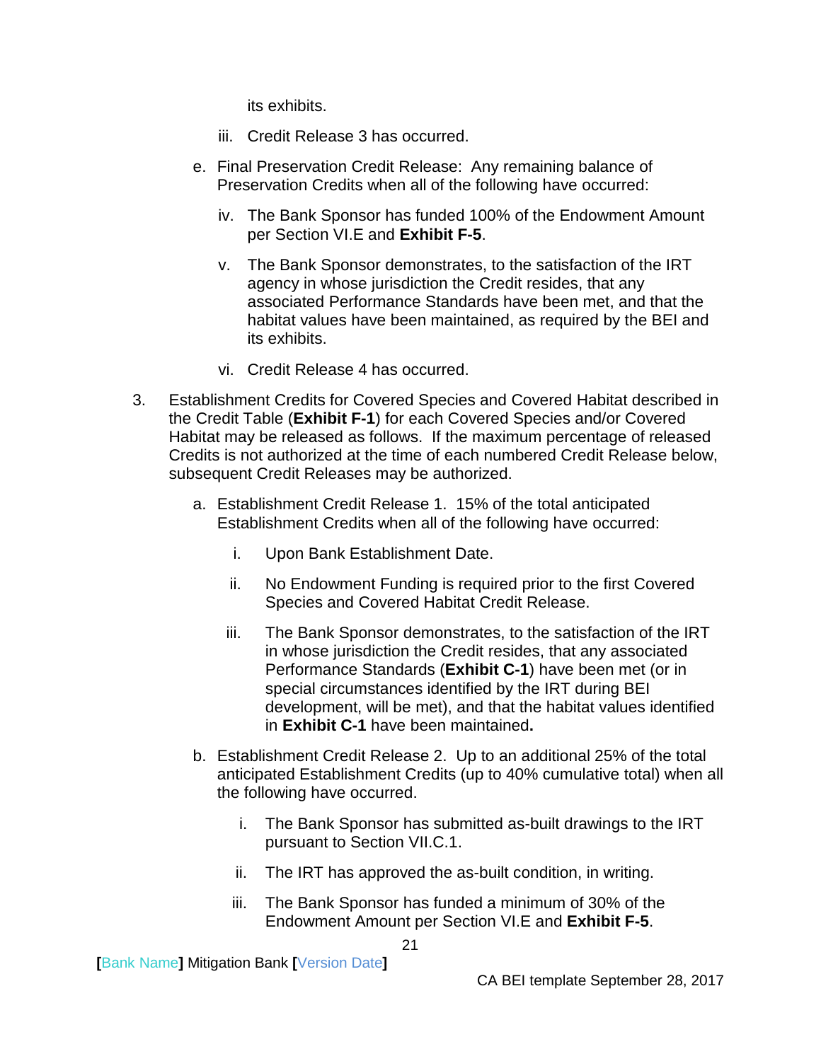its exhibits.

iii. Credit Release 3 has occurred.

e. Final Preservation Credit Release: Any remaining balance of Preservation Credits when all of the following have occurred:

iv. The Bank Sponsor has funded 100% of the Endowment Amount per Section VI.E and **Exhibit F-5**.

v. The Bank Sponsor demonstrates, to the satisfaction of the IRT agency in whose jurisdiction the Credit resides, that any associated Performance Standards have been met, and that the habitat values have been maintained, as required by the BEI and its exhibits.

vi. Credit Release 4 has occurred.

3. Establishment Credits for Covered Species and Covered Habitat described in the Credit Table (**Exhibit F-1**) for each Covered Species and/or Covered Habitat may be released as follows. If the maximum percentage of released Credits is not authorized at the time of each numbered Credit Release below, subsequent Credit Releases may be authorized.

   a. Establishment Credit Release 1. 15% of the total anticipated Establishment Credits when all of the following have occurred:

      i. Upon Bank Establishment Date.

      ii. No Endowment Funding is required prior to the first Covered Species and Covered Habitat Credit Release.

      iii. The Bank Sponsor demonstrates, to the satisfaction of the IRT in whose jurisdiction the Credit resides, that any associated Performance Standards (**Exhibit C-1**) have been met (or in special circumstances identified by the IRT during BEI development, will be met), and that the habitat values identified in **Exhibit C-1** have been maintained**.**

   b. Establishment Credit Release 2. Up to an additional 25% of the total anticipated Establishment Credits (up to 40% cumulative total) when all the following have occurred.

      i. The Bank Sponsor has submitted as-built drawings to the IRT pursuant to Section VII.C.1.

      ii. The IRT has approved the as-built condition, in writing.

      iii. The Bank Sponsor has funded a minimum of 30% of the Endowment Amount per Section VI.E and **Exhibit F-5**.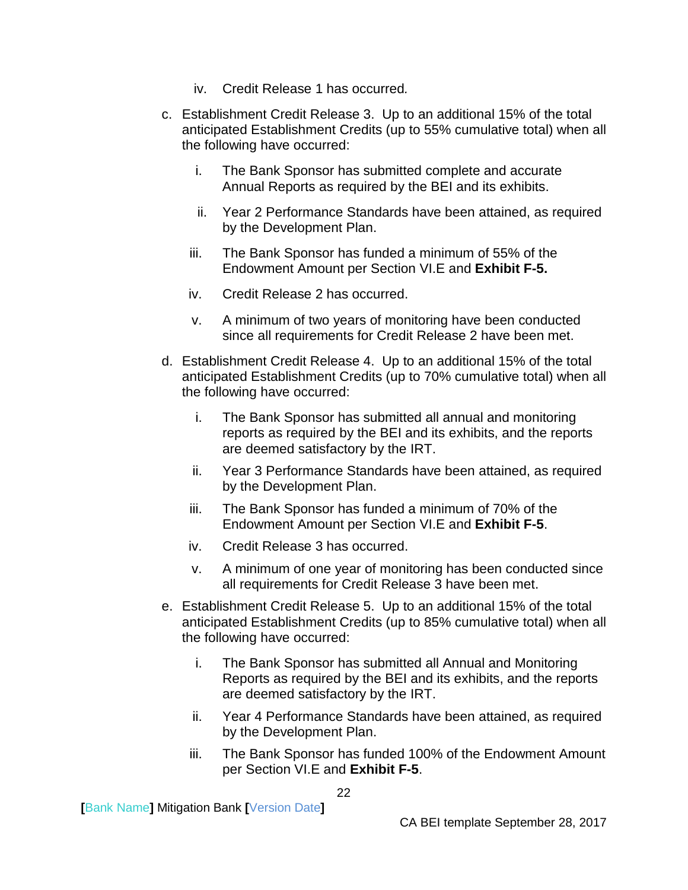iv. Credit Release 1 has occurred.

c. Establishment Credit Release 3. Up to an additional 15% of the total anticipated Establishment Credits (up to 55% cumulative total) when all the following have occurred:

    i. The Bank Sponsor has submitted complete and accurate Annual Reports as required by the BEI and its exhibits.

    ii. Year 2 Performance Standards have been attained, as required by the Development Plan.

    iii. The Bank Sponsor has funded a minimum of 55% of the Endowment Amount per Section VI.E and **Exhibit F-5.**

    iv. Credit Release 2 has occurred.

    v. A minimum of two years of monitoring have been conducted since all requirements for Credit Release 2 have been met.

d. Establishment Credit Release 4. Up to an additional 15% of the total anticipated Establishment Credits (up to 70% cumulative total) when all the following have occurred:

    i. The Bank Sponsor has submitted all annual and monitoring reports as required by the BEI and its exhibits, and the reports are deemed satisfactory by the IRT.

    ii. Year 3 Performance Standards have been attained, as required by the Development Plan.

    iii. The Bank Sponsor has funded a minimum of 70% of the Endowment Amount per Section VI.E and **Exhibit F-5**.

    iv. Credit Release 3 has occurred.

    v. A minimum of one year of monitoring has been conducted since all requirements for Credit Release 3 have been met.

e. Establishment Credit Release 5. Up to an additional 15% of the total anticipated Establishment Credits (up to 85% cumulative total) when all the following have occurred:

    i. The Bank Sponsor has submitted all Annual and Monitoring Reports as required by the BEI and its exhibits, and the reports are deemed satisfactory by the IRT.

    ii. Year 4 Performance Standards have been attained, as required by the Development Plan.

    iii. The Bank Sponsor has funded 100% of the Endowment Amount per Section VI.E and **Exhibit F-5**.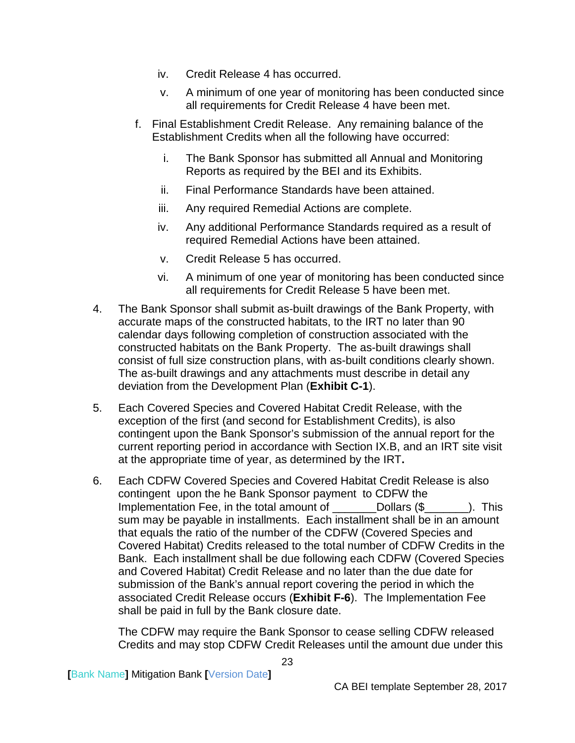iv. Credit Release 4 has occurred.

   v. A minimum of one year of monitoring has been conducted since all requirements for Credit Release 4 have been met.

f. Final Establishment Credit Release. Any remaining balance of the Establishment Credits when all the following have occurred:

   i. The Bank Sponsor has submitted all Annual and Monitoring Reports as required by the BEI and its Exhibits.

   ii. Final Performance Standards have been attained.

   iii. Any required Remedial Actions are complete.

   iv. Any additional Performance Standards required as a result of required Remedial Actions have been attained.

   v. Credit Release 5 has occurred.

   vi. A minimum of one year of monitoring has been conducted since all requirements for Credit Release 5 have been met.

4. The Bank Sponsor shall submit as-built drawings of the Bank Property, with accurate maps of the constructed habitats, to the IRT no later than 90 calendar days following completion of construction associated with the constructed habitats on the Bank Property. The as-built drawings shall consist of full size construction plans, with as-built conditions clearly shown. The as-built drawings and any attachments must describe in detail any deviation from the Development Plan (**Exhibit C-1**).

5. Each Covered Species and Covered Habitat Credit Release, with the exception of the first (and second for Establishment Credits), is also contingent upon the Bank Sponsor's submission of the annual report for the current reporting period in accordance with Section IX.B, and an IRT site visit at the appropriate time of year, as determined by the IRT**.**

6. Each CDFW Covered Species and Covered Habitat Credit Release is also contingent upon the he Bank Sponsor payment to CDFW the Implementation Fee, in the total amount of _______Dollars ($_______). This sum may be payable in installments. Each installment shall be in an amount that equals the ratio of the number of the CDFW (Covered Species and Covered Habitat) Credits released to the total number of CDFW Credits in the Bank. Each installment shall be due following each CDFW (Covered Species and Covered Habitat) Credit Release and no later than the due date for submission of the Bank's annual report covering the period in which the associated Credit Release occurs (**Exhibit F-6**). The Implementation Fee shall be paid in full by the Bank closure date.

   The CDFW may require the Bank Sponsor to cease selling CDFW released Credits and may stop CDFW Credit Releases until the amount due under this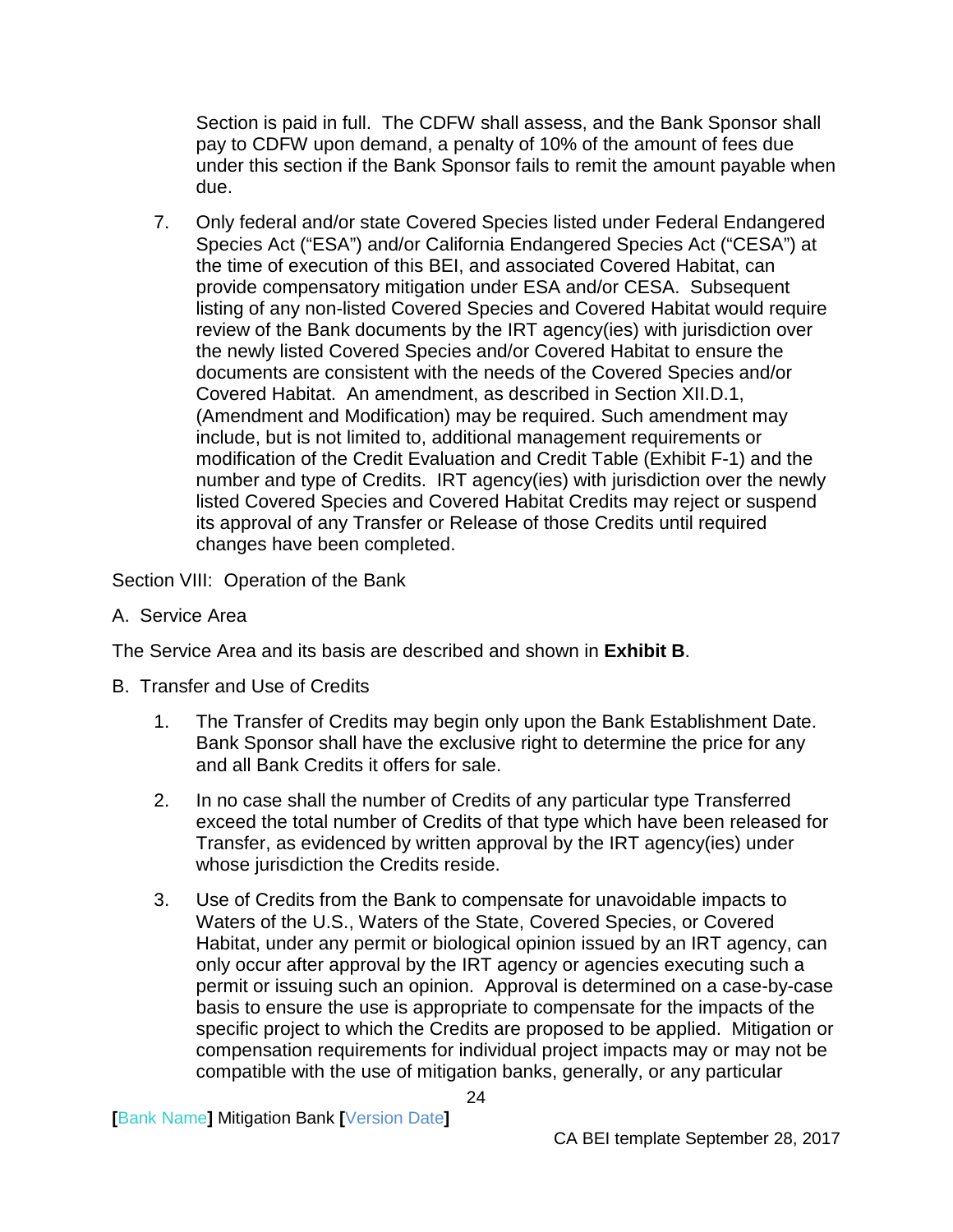Section is paid in full. The CDFW shall assess, and the Bank Sponsor shall pay to CDFW upon demand, a penalty of 10% of the amount of fees due under this section if the Bank Sponsor fails to remit the amount payable when due.

7. Only federal and/or state Covered Species listed under Federal Endangered Species Act ("ESA") and/or California Endangered Species Act ("CESA") at the time of execution of this BEI, and associated Covered Habitat, can provide compensatory mitigation under ESA and/or CESA. Subsequent listing of any non-listed Covered Species and Covered Habitat would require review of the Bank documents by the IRT agency(ies) with jurisdiction over the newly listed Covered Species and/or Covered Habitat to ensure the documents are consistent with the needs of the Covered Species and/or Covered Habitat. An amendment, as described in Section XII.D.1, (Amendment and Modification) may be required. Such amendment may include, but is not limited to, additional management requirements or modification of the Credit Evaluation and Credit Table (Exhibit F-1) and the number and type of Credits. IRT agency(ies) with jurisdiction over the newly listed Covered Species and Covered Habitat Credits may reject or suspend its approval of any Transfer or Release of those Credits until required changes have been completed.

Section VIII: Operation of the Bank

A. Service Area

The Service Area and its basis are described and shown in **Exhibit B**.

B. Transfer and Use of Credits

1. The Transfer of Credits may begin only upon the Bank Establishment Date. Bank Sponsor shall have the exclusive right to determine the price for any and all Bank Credits it offers for sale.

2. In no case shall the number of Credits of any particular type Transferred exceed the total number of Credits of that type which have been released for Transfer, as evidenced by written approval by the IRT agency(ies) under whose jurisdiction the Credits reside.

3. Use of Credits from the Bank to compensate for unavoidable impacts to Waters of the U.S., Waters of the State, Covered Species, or Covered Habitat, under any permit or biological opinion issued by an IRT agency, can only occur after approval by the IRT agency or agencies executing such a permit or issuing such an opinion. Approval is determined on a case-by-case basis to ensure the use is appropriate to compensate for the impacts of the specific project to which the Credits are proposed to be applied. Mitigation or compensation requirements for individual project impacts may or may not be compatible with the use of mitigation banks, generally, or any particular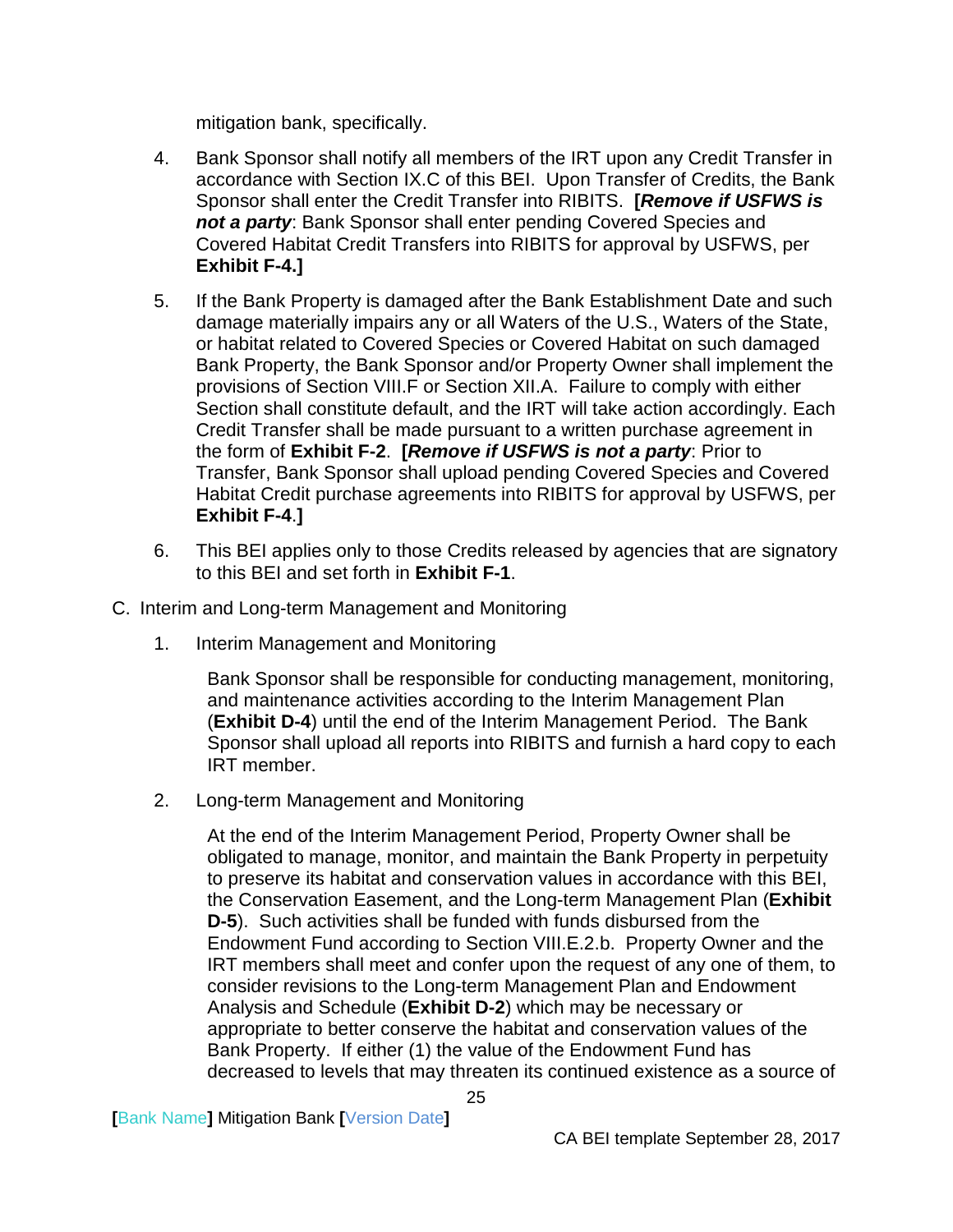mitigation bank, specifically.

4. Bank Sponsor shall notify all members of the IRT upon any Credit Transfer in accordance with Section IX.C of this BEI. Upon Transfer of Credits, the Bank Sponsor shall enter the Credit Transfer into RIBITS. **[*Remove if USFWS is not a party*:** Bank Sponsor shall enter pending Covered Species and Covered Habitat Credit Transfers into RIBITS for approval by USFWS, per **Exhibit F-4.]**

5. If the Bank Property is damaged after the Bank Establishment Date and such damage materially impairs any or all Waters of the U.S., Waters of the State, or habitat related to Covered Species or Covered Habitat on such damaged Bank Property, the Bank Sponsor and/or Property Owner shall implement the provisions of Section VIII.F or Section XII.A. Failure to comply with either Section shall constitute default, and the IRT will take action accordingly. Each Credit Transfer shall be made pursuant to a written purchase agreement in the form of **Exhibit F-2**. **[*Remove if USFWS is not a party*:** Prior to Transfer, Bank Sponsor shall upload pending Covered Species and Covered Habitat Credit purchase agreements into RIBITS for approval by USFWS, per **Exhibit F-4**.**]**

6. This BEI applies only to those Credits released by agencies that are signatory to this BEI and set forth in **Exhibit F-1**.

C. Interim and Long-term Management and Monitoring

1. Interim Management and Monitoring

   Bank Sponsor shall be responsible for conducting management, monitoring, and maintenance activities according to the Interim Management Plan (**Exhibit D-4**) until the end of the Interim Management Period. The Bank Sponsor shall upload all reports into RIBITS and furnish a hard copy to each IRT member.

2. Long-term Management and Monitoring

   At the end of the Interim Management Period, Property Owner shall be obligated to manage, monitor, and maintain the Bank Property in perpetuity to preserve its habitat and conservation values in accordance with this BEI, the Conservation Easement, and the Long-term Management Plan (**Exhibit D-5**). Such activities shall be funded with funds disbursed from the Endowment Fund according to Section VIII.E.2.b. Property Owner and the IRT members shall meet and confer upon the request of any one of them, to consider revisions to the Long-term Management Plan and Endowment Analysis and Schedule (**Exhibit D-2**) which may be necessary or appropriate to better conserve the habitat and conservation values of the Bank Property. If either (1) the value of the Endowment Fund has decreased to levels that may threaten its continued existence as a source of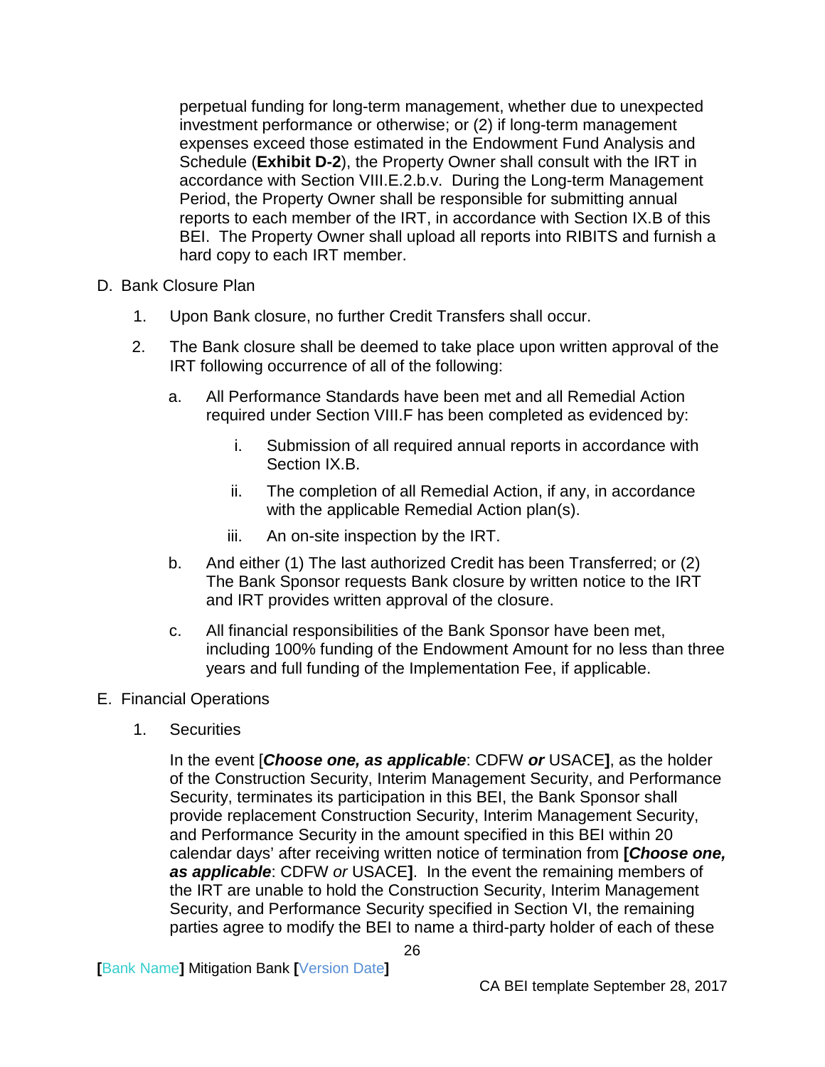perpetual funding for long-term management, whether due to unexpected investment performance or otherwise; or (2) if long-term management expenses exceed those estimated in the Endowment Fund Analysis and Schedule (**Exhibit D-2**), the Property Owner shall consult with the IRT in accordance with Section VIII.E.2.b.v. During the Long-term Management Period, the Property Owner shall be responsible for submitting annual reports to each member of the IRT, in accordance with Section IX.B of this BEI. The Property Owner shall upload all reports into RIBITS and furnish a hard copy to each IRT member.

D. Bank Closure Plan

1. Upon Bank closure, no further Credit Transfers shall occur.

2. The Bank closure shall be deemed to take place upon written approval of the IRT following occurrence of all of the following:

   a. All Performance Standards have been met and all Remedial Action required under Section VIII.F has been completed as evidenced by:

      i. Submission of all required annual reports in accordance with Section IX.B.

      ii. The completion of all Remedial Action, if any, in accordance with the applicable Remedial Action plan(s).

      iii. An on-site inspection by the IRT.

   b. And either (1) The last authorized Credit has been Transferred; or (2) The Bank Sponsor requests Bank closure by written notice to the IRT and IRT provides written approval of the closure.

   c. All financial responsibilities of the Bank Sponsor have been met, including 100% funding of the Endowment Amount for no less than three years and full funding of the Implementation Fee, if applicable.

E. Financial Operations

1. Securities

   In the event [***Choose one, as applicable***: CDFW ***or*** USACE**]**, as the holder of the Construction Security, Interim Management Security, and Performance Security, terminates its participation in this BEI, the Bank Sponsor shall provide replacement Construction Security, Interim Management Security, and Performance Security in the amount specified in this BEI within 20 calendar days' after receiving written notice of termination from **[*Choose one, as applicable***: CDFW *or* USACE**]**. In the event the remaining members of the IRT are unable to hold the Construction Security, Interim Management Security, and Performance Security specified in Section VI, the remaining parties agree to modify the BEI to name a third-party holder of each of these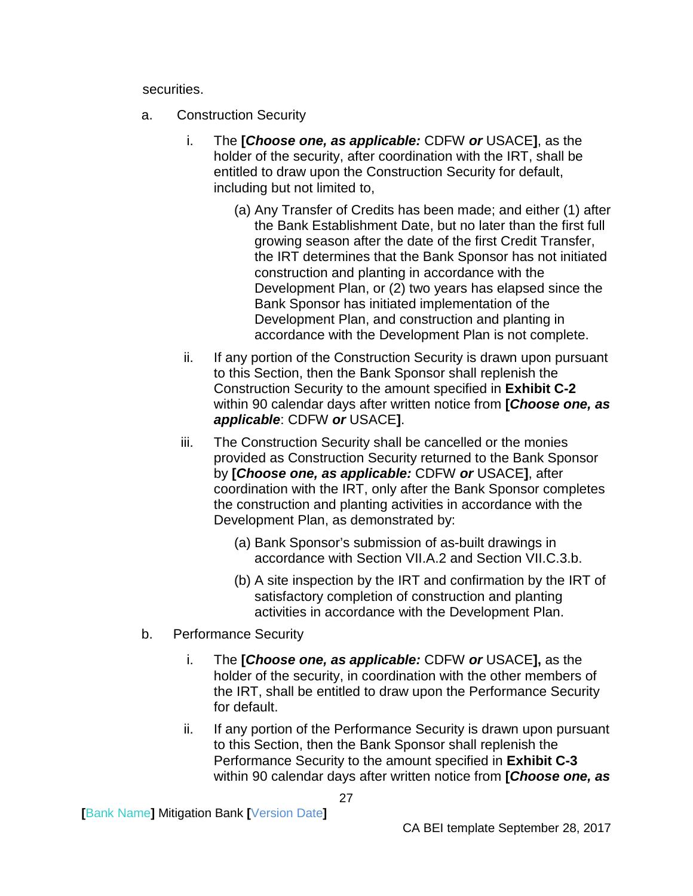securities.

a. Construction Security

   i. The **[*Choose one, as applicable:*** CDFW ***or*** USACE**]**, as the holder of the security, after coordination with the IRT, shall be entitled to draw upon the Construction Security for default, including but not limited to,

      (a) Any Transfer of Credits has been made; and either (1) after the Bank Establishment Date, but no later than the first full growing season after the date of the first Credit Transfer, the IRT determines that the Bank Sponsor has not initiated construction and planting in accordance with the Development Plan, or (2) two years has elapsed since the Bank Sponsor has initiated implementation of the Development Plan, and construction and planting in accordance with the Development Plan is not complete.

   ii. If any portion of the Construction Security is drawn upon pursuant to this Section, then the Bank Sponsor shall replenish the Construction Security to the amount specified in **Exhibit C-2** within 90 calendar days after written notice from **[*Choose one, as applicable*:** CDFW ***or*** USACE**]**.

   iii. The Construction Security shall be cancelled or the monies provided as Construction Security returned to the Bank Sponsor by **[*Choose one, as applicable:*** CDFW ***or*** USACE**]**, after coordination with the IRT, only after the Bank Sponsor completes the construction and planting activities in accordance with the Development Plan, as demonstrated by:

      (a) Bank Sponsor's submission of as-built drawings in accordance with Section VII.A.2 and Section VII.C.3.b.

      (b) A site inspection by the IRT and confirmation by the IRT of satisfactory completion of construction and planting activities in accordance with the Development Plan.

b. Performance Security

   i. The **[*Choose one, as applicable:*** CDFW ***or*** USACE**],** as the holder of the security, in coordination with the other members of the IRT, shall be entitled to draw upon the Performance Security for default.

   ii. If any portion of the Performance Security is drawn upon pursuant to this Section, then the Bank Sponsor shall replenish the Performance Security to the amount specified in **Exhibit C-3** within 90 calendar days after written notice from **[*Choose one, as***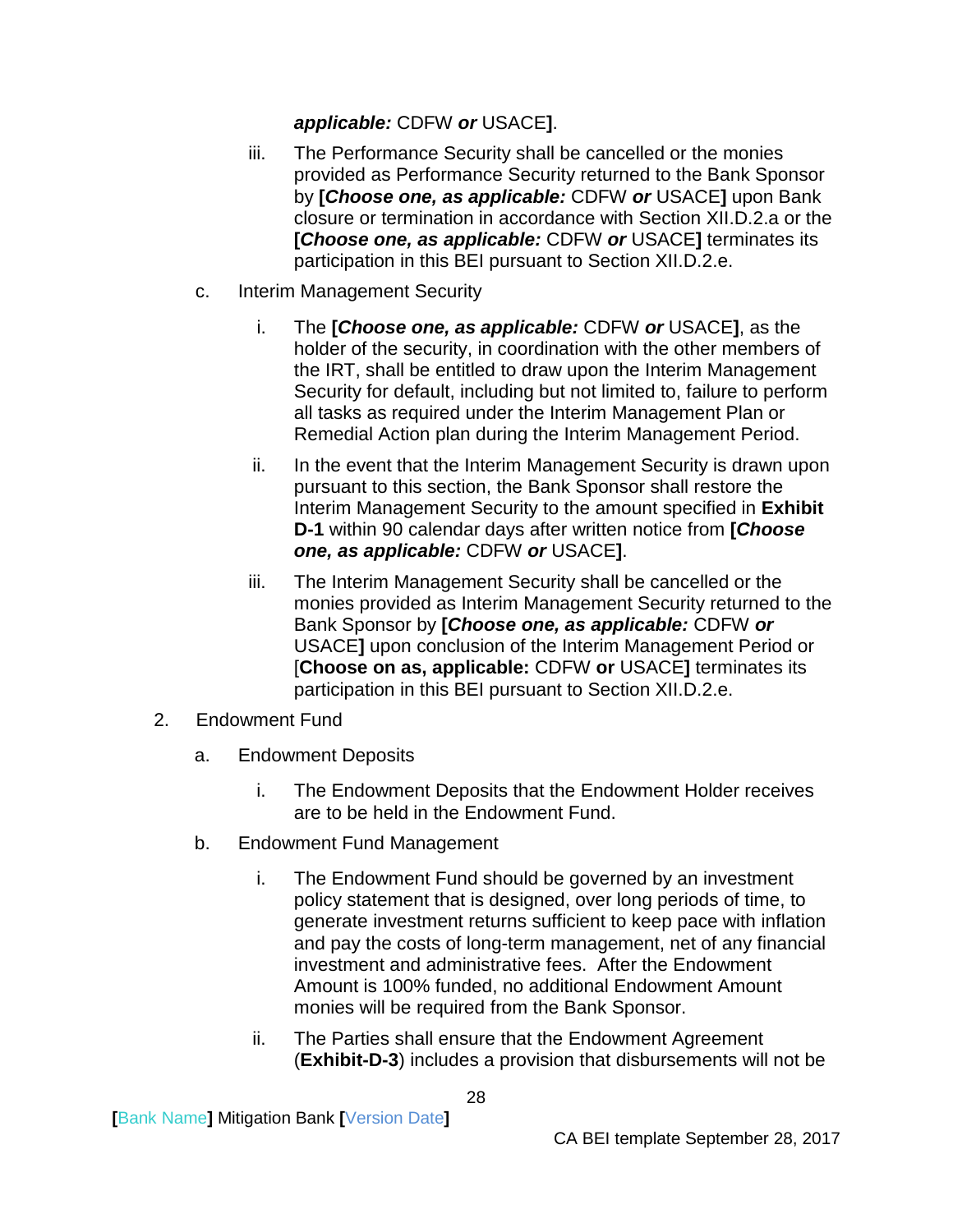***applicable:*** CDFW ***or*** USACE**]**.

iii. The Performance Security shall be cancelled or the monies provided as Performance Security returned to the Bank Sponsor by **[*Choose one, as applicable:*** CDFW ***or*** USACE**]** upon Bank closure or termination in accordance with Section XII.D.2.a or the **[*Choose one, as applicable:*** CDFW ***or*** USACE**]** terminates its participation in this BEI pursuant to Section XII.D.2.e.

c. Interim Management Security

i. The **[*Choose one, as applicable:*** CDFW ***or*** USACE**]**, as the holder of the security, in coordination with the other members of the IRT, shall be entitled to draw upon the Interim Management Security for default, including but not limited to, failure to perform all tasks as required under the Interim Management Plan or Remedial Action plan during the Interim Management Period.

ii. In the event that the Interim Management Security is drawn upon pursuant to this section, the Bank Sponsor shall restore the Interim Management Security to the amount specified in **Exhibit D-1** within 90 calendar days after written notice from **[*Choose one, as applicable:*** CDFW ***or*** USACE**]**.

iii. The Interim Management Security shall be cancelled or the monies provided as Interim Management Security returned to the Bank Sponsor by **[*Choose one, as applicable:*** CDFW ***or*** USACE**]** upon conclusion of the Interim Management Period or [**Choose on as, applicable:** CDFW **or** USACE**]** terminates its participation in this BEI pursuant to Section XII.D.2.e.

2. Endowment Fund

a. Endowment Deposits

i. The Endowment Deposits that the Endowment Holder receives are to be held in the Endowment Fund.

b. Endowment Fund Management

i. The Endowment Fund should be governed by an investment policy statement that is designed, over long periods of time, to generate investment returns sufficient to keep pace with inflation and pay the costs of long-term management, net of any financial investment and administrative fees. After the Endowment Amount is 100% funded, no additional Endowment Amount monies will be required from the Bank Sponsor.

ii. The Parties shall ensure that the Endowment Agreement (**Exhibit-D-3**) includes a provision that disbursements will not be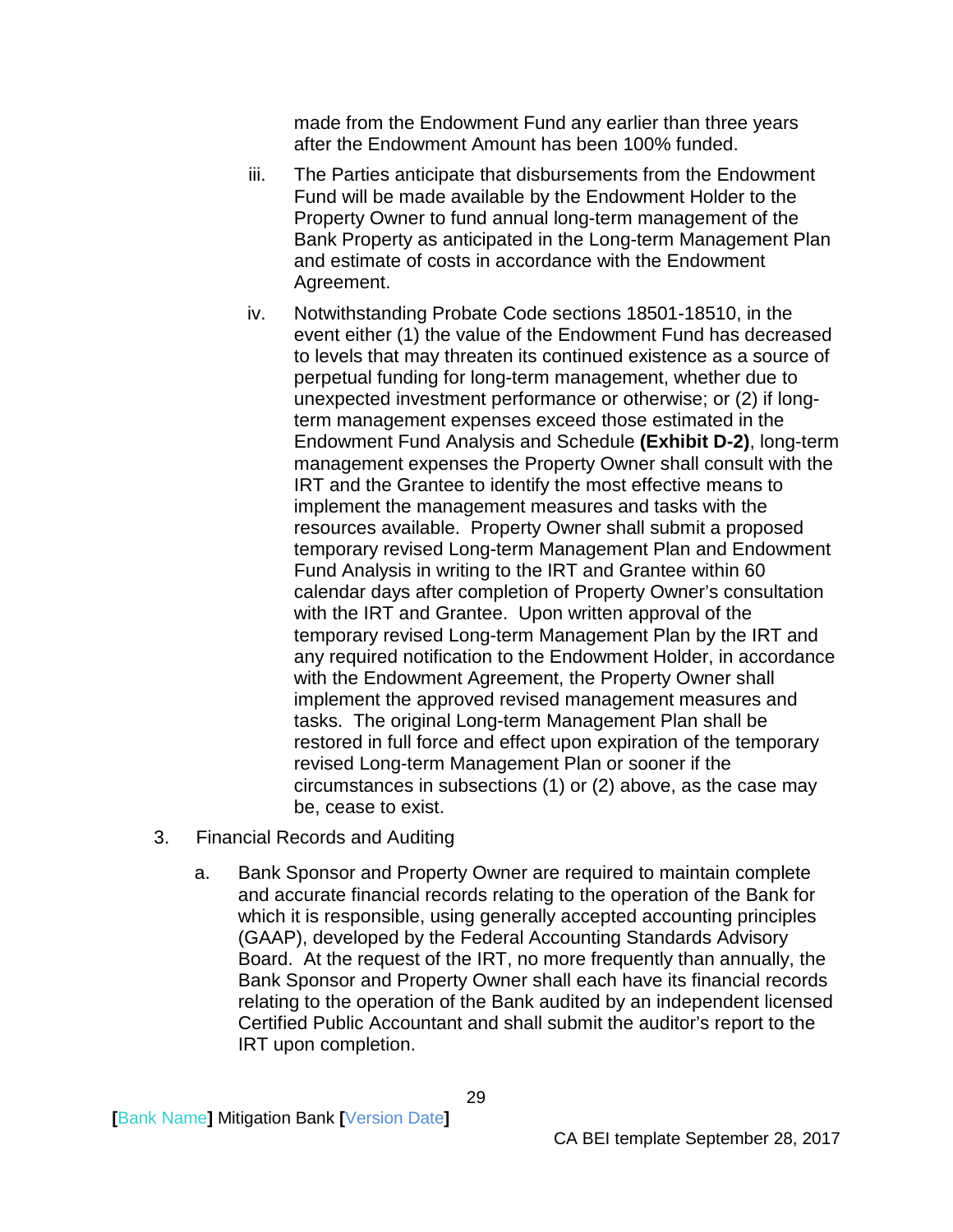made from the Endowment Fund any earlier than three years after the Endowment Amount has been 100% funded.

iii. The Parties anticipate that disbursements from the Endowment Fund will be made available by the Endowment Holder to the Property Owner to fund annual long-term management of the Bank Property as anticipated in the Long-term Management Plan and estimate of costs in accordance with the Endowment Agreement.

iv. Notwithstanding Probate Code sections 18501-18510, in the event either (1) the value of the Endowment Fund has decreased to levels that may threaten its continued existence as a source of perpetual funding for long-term management, whether due to unexpected investment performance or otherwise; or (2) if long-term management expenses exceed those estimated in the Endowment Fund Analysis and Schedule **(Exhibit D-2)**, long-term management expenses the Property Owner shall consult with the IRT and the Grantee to identify the most effective means to implement the management measures and tasks with the resources available. Property Owner shall submit a proposed temporary revised Long-term Management Plan and Endowment Fund Analysis in writing to the IRT and Grantee within 60 calendar days after completion of Property Owner's consultation with the IRT and Grantee. Upon written approval of the temporary revised Long-term Management Plan by the IRT and any required notification to the Endowment Holder, in accordance with the Endowment Agreement, the Property Owner shall implement the approved revised management measures and tasks. The original Long-term Management Plan shall be restored in full force and effect upon expiration of the temporary revised Long-term Management Plan or sooner if the circumstances in subsections (1) or (2) above, as the case may be, cease to exist.

3. Financial Records and Auditing

   a. Bank Sponsor and Property Owner are required to maintain complete and accurate financial records relating to the operation of the Bank for which it is responsible, using generally accepted accounting principles (GAAP), developed by the Federal Accounting Standards Advisory Board. At the request of the IRT, no more frequently than annually, the Bank Sponsor and Property Owner shall each have its financial records relating to the operation of the Bank audited by an independent licensed Certified Public Accountant and shall submit the auditor's report to the IRT upon completion.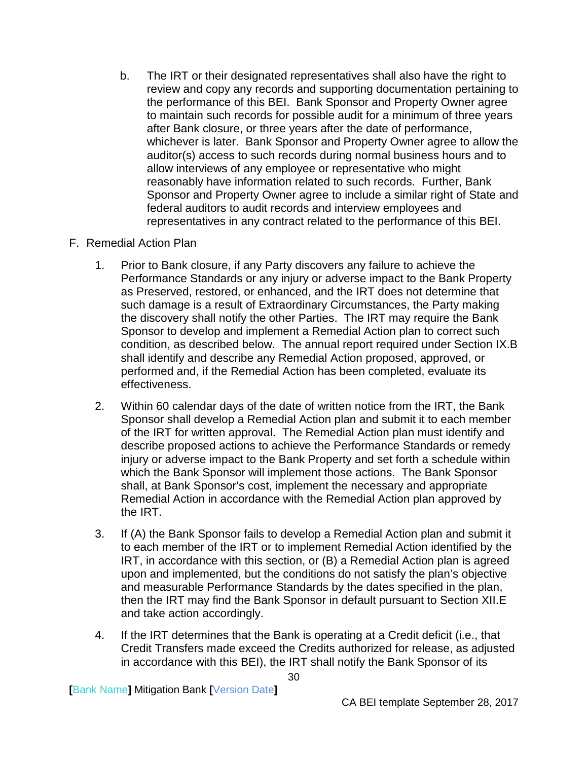b. The IRT or their designated representatives shall also have the right to review and copy any records and supporting documentation pertaining to the performance of this BEI. Bank Sponsor and Property Owner agree to maintain such records for possible audit for a minimum of three years after Bank closure, or three years after the date of performance, whichever is later. Bank Sponsor and Property Owner agree to allow the auditor(s) access to such records during normal business hours and to allow interviews of any employee or representative who might reasonably have information related to such records. Further, Bank Sponsor and Property Owner agree to include a similar right of State and federal auditors to audit records and interview employees and representatives in any contract related to the performance of this BEI.

F. Remedial Action Plan

1. Prior to Bank closure, if any Party discovers any failure to achieve the Performance Standards or any injury or adverse impact to the Bank Property as Preserved, restored, or enhanced, and the IRT does not determine that such damage is a result of Extraordinary Circumstances, the Party making the discovery shall notify the other Parties. The IRT may require the Bank Sponsor to develop and implement a Remedial Action plan to correct such condition, as described below. The annual report required under Section IX.B shall identify and describe any Remedial Action proposed, approved, or performed and, if the Remedial Action has been completed, evaluate its effectiveness.

2. Within 60 calendar days of the date of written notice from the IRT, the Bank Sponsor shall develop a Remedial Action plan and submit it to each member of the IRT for written approval. The Remedial Action plan must identify and describe proposed actions to achieve the Performance Standards or remedy injury or adverse impact to the Bank Property and set forth a schedule within which the Bank Sponsor will implement those actions. The Bank Sponsor shall, at Bank Sponsor's cost, implement the necessary and appropriate Remedial Action in accordance with the Remedial Action plan approved by the IRT.

3. If (A) the Bank Sponsor fails to develop a Remedial Action plan and submit it to each member of the IRT or to implement Remedial Action identified by the IRT, in accordance with this section, or (B) a Remedial Action plan is agreed upon and implemented, but the conditions do not satisfy the plan's objective and measurable Performance Standards by the dates specified in the plan, then the IRT may find the Bank Sponsor in default pursuant to Section XII.E and take action accordingly.

4. If the IRT determines that the Bank is operating at a Credit deficit (i.e., that Credit Transfers made exceed the Credits authorized for release, as adjusted in accordance with this BEI), the IRT shall notify the Bank Sponsor of its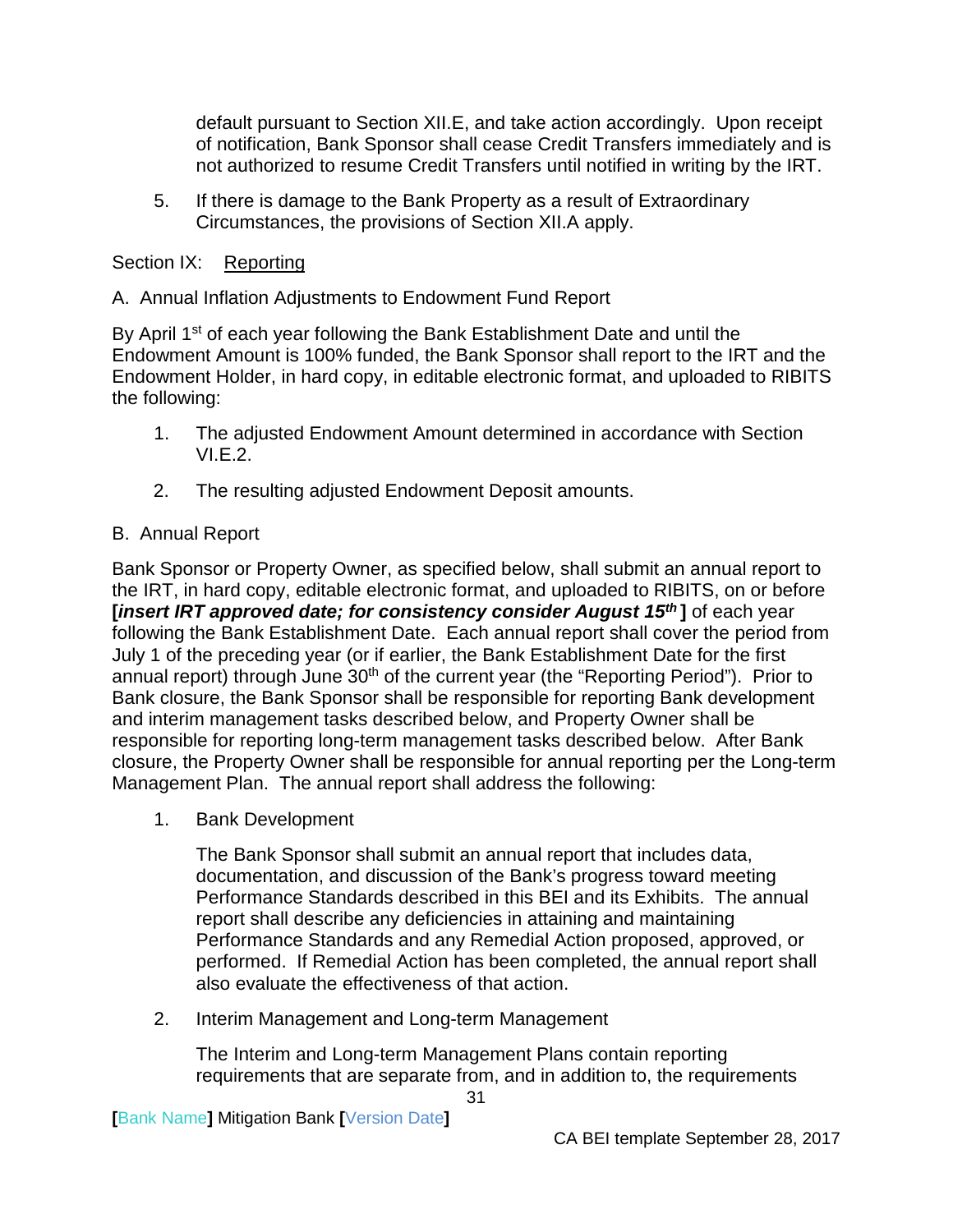default pursuant to Section XII.E, and take action accordingly. Upon receipt of notification, Bank Sponsor shall cease Credit Transfers immediately and is not authorized to resume Credit Transfers until notified in writing by the IRT.

5. If there is damage to the Bank Property as a result of Extraordinary Circumstances, the provisions of Section XII.A apply.

## Section IX: Reporting

### A. Annual Inflation Adjustments to Endowment Fund Report

By April 1st of each year following the Bank Establishment Date and until the Endowment Amount is 100% funded, the Bank Sponsor shall report to the IRT and the Endowment Holder, in hard copy, in editable electronic format, and uploaded to RIBITS the following:

1. The adjusted Endowment Amount determined in accordance with Section VI.E.2.

2. The resulting adjusted Endowment Deposit amounts.

### B. Annual Report

Bank Sponsor or Property Owner, as specified below, shall submit an annual report to the IRT, in hard copy, editable electronic format, and uploaded to RIBITS, on or before **[*insert IRT approved date; for consistency consider August 15th* ]** of each year following the Bank Establishment Date. Each annual report shall cover the period from July 1 of the preceding year (or if earlier, the Bank Establishment Date for the first annual report) through June 30th of the current year (the "Reporting Period"). Prior to Bank closure, the Bank Sponsor shall be responsible for reporting Bank development and interim management tasks described below, and Property Owner shall be responsible for reporting long-term management tasks described below. After Bank closure, the Property Owner shall be responsible for annual reporting per the Long-term Management Plan. The annual report shall address the following:

1. Bank Development

   The Bank Sponsor shall submit an annual report that includes data, documentation, and discussion of the Bank's progress toward meeting Performance Standards described in this BEI and its Exhibits. The annual report shall describe any deficiencies in attaining and maintaining Performance Standards and any Remedial Action proposed, approved, or performed. If Remedial Action has been completed, the annual report shall also evaluate the effectiveness of that action.

2. Interim Management and Long-term Management

   The Interim and Long-term Management Plans contain reporting requirements that are separate from, and in addition to, the requirements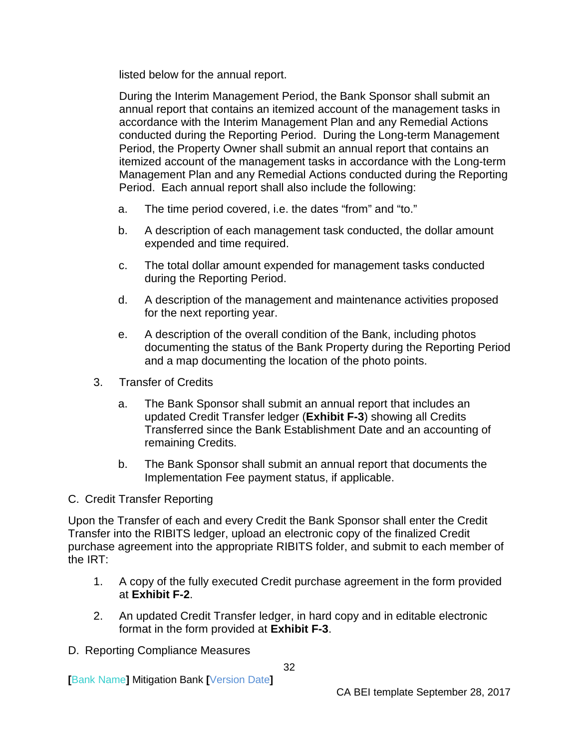listed below for the annual report.

During the Interim Management Period, the Bank Sponsor shall submit an annual report that contains an itemized account of the management tasks in accordance with the Interim Management Plan and any Remedial Actions conducted during the Reporting Period. During the Long-term Management Period, the Property Owner shall submit an annual report that contains an itemized account of the management tasks in accordance with the Long-term Management Plan and any Remedial Actions conducted during the Reporting Period. Each annual report shall also include the following:

a. The time period covered, i.e. the dates "from" and "to."

b. A description of each management task conducted, the dollar amount expended and time required.

c. The total dollar amount expended for management tasks conducted during the Reporting Period.

d. A description of the management and maintenance activities proposed for the next reporting year.

e. A description of the overall condition of the Bank, including photos documenting the status of the Bank Property during the Reporting Period and a map documenting the location of the photo points.

3. Transfer of Credits

   a. The Bank Sponsor shall submit an annual report that includes an updated Credit Transfer ledger (**Exhibit F-3**) showing all Credits Transferred since the Bank Establishment Date and an accounting of remaining Credits.

   b. The Bank Sponsor shall submit an annual report that documents the Implementation Fee payment status, if applicable.

C. Credit Transfer Reporting

Upon the Transfer of each and every Credit the Bank Sponsor shall enter the Credit Transfer into the RIBITS ledger, upload an electronic copy of the finalized Credit purchase agreement into the appropriate RIBITS folder, and submit to each member of the IRT:

1. A copy of the fully executed Credit purchase agreement in the form provided at **Exhibit F-2**.

2. An updated Credit Transfer ledger, in hard copy and in editable electronic format in the form provided at **Exhibit F-3**.

D. Reporting Compliance Measures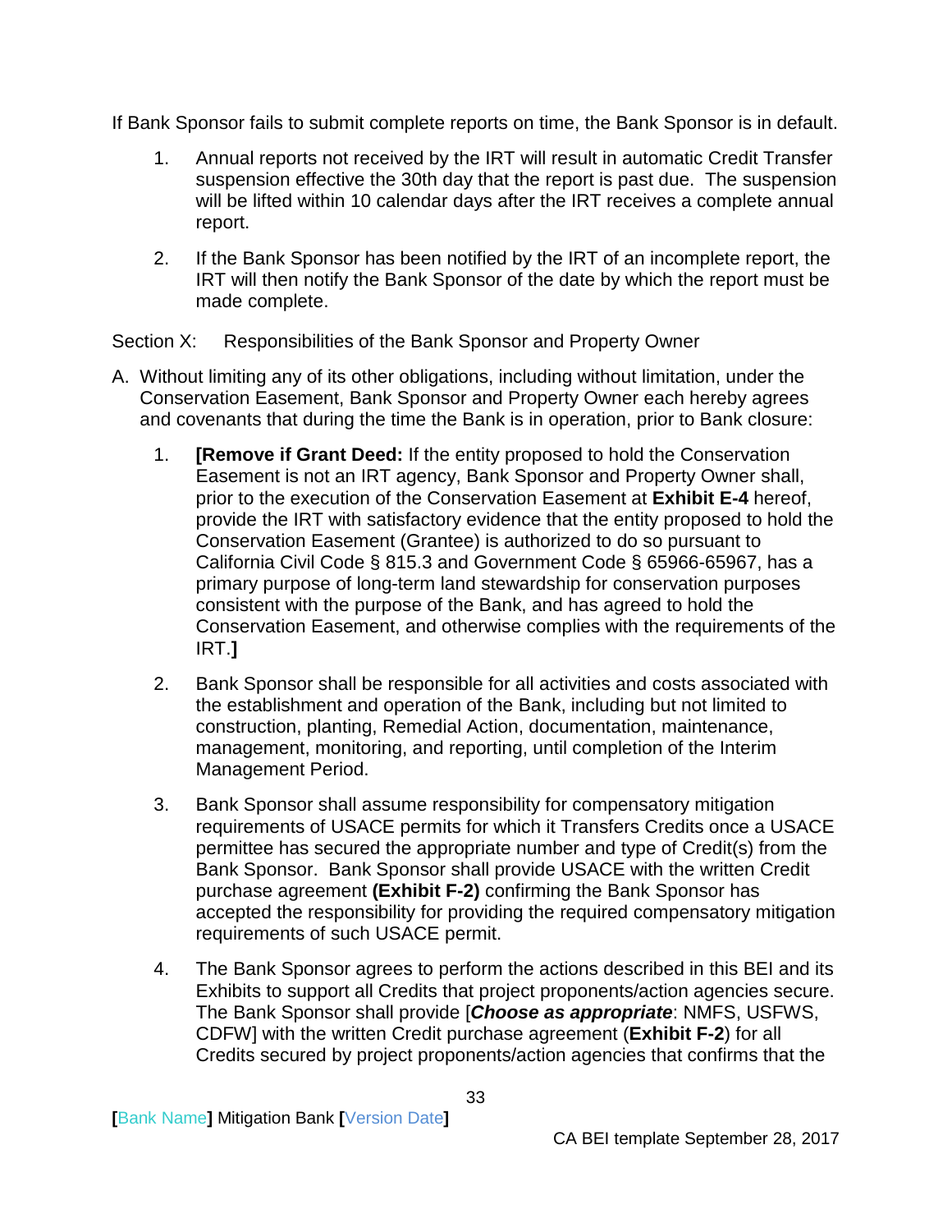If Bank Sponsor fails to submit complete reports on time, the Bank Sponsor is in default.

1. Annual reports not received by the IRT will result in automatic Credit Transfer suspension effective the 30th day that the report is past due. The suspension will be lifted within 10 calendar days after the IRT receives a complete annual report.

2. If the Bank Sponsor has been notified by the IRT of an incomplete report, the IRT will then notify the Bank Sponsor of the date by which the report must be made complete.

Section X: Responsibilities of the Bank Sponsor and Property Owner

A. Without limiting any of its other obligations, including without limitation, under the Conservation Easement, Bank Sponsor and Property Owner each hereby agrees and covenants that during the time the Bank is in operation, prior to Bank closure:

   1. **[Remove if Grant Deed:** If the entity proposed to hold the Conservation Easement is not an IRT agency, Bank Sponsor and Property Owner shall, prior to the execution of the Conservation Easement at **Exhibit E-4** hereof, provide the IRT with satisfactory evidence that the entity proposed to hold the Conservation Easement (Grantee) is authorized to do so pursuant to California Civil Code § 815.3 and Government Code § 65966-65967, has a primary purpose of long-term land stewardship for conservation purposes consistent with the purpose of the Bank, and has agreed to hold the Conservation Easement, and otherwise complies with the requirements of the IRT.**]**

   2. Bank Sponsor shall be responsible for all activities and costs associated with the establishment and operation of the Bank, including but not limited to construction, planting, Remedial Action, documentation, maintenance, management, monitoring, and reporting, until completion of the Interim Management Period.

   3. Bank Sponsor shall assume responsibility for compensatory mitigation requirements of USACE permits for which it Transfers Credits once a USACE permittee has secured the appropriate number and type of Credit(s) from the Bank Sponsor. Bank Sponsor shall provide USACE with the written Credit purchase agreement **(Exhibit F-2)** confirming the Bank Sponsor has accepted the responsibility for providing the required compensatory mitigation requirements of such USACE permit.

   4. The Bank Sponsor agrees to perform the actions described in this BEI and its Exhibits to support all Credits that project proponents/action agencies secure. The Bank Sponsor shall provide [***Choose as appropriate***: NMFS, USFWS, CDFW] with the written Credit purchase agreement (**Exhibit F-2**) for all Credits secured by project proponents/action agencies that confirms that the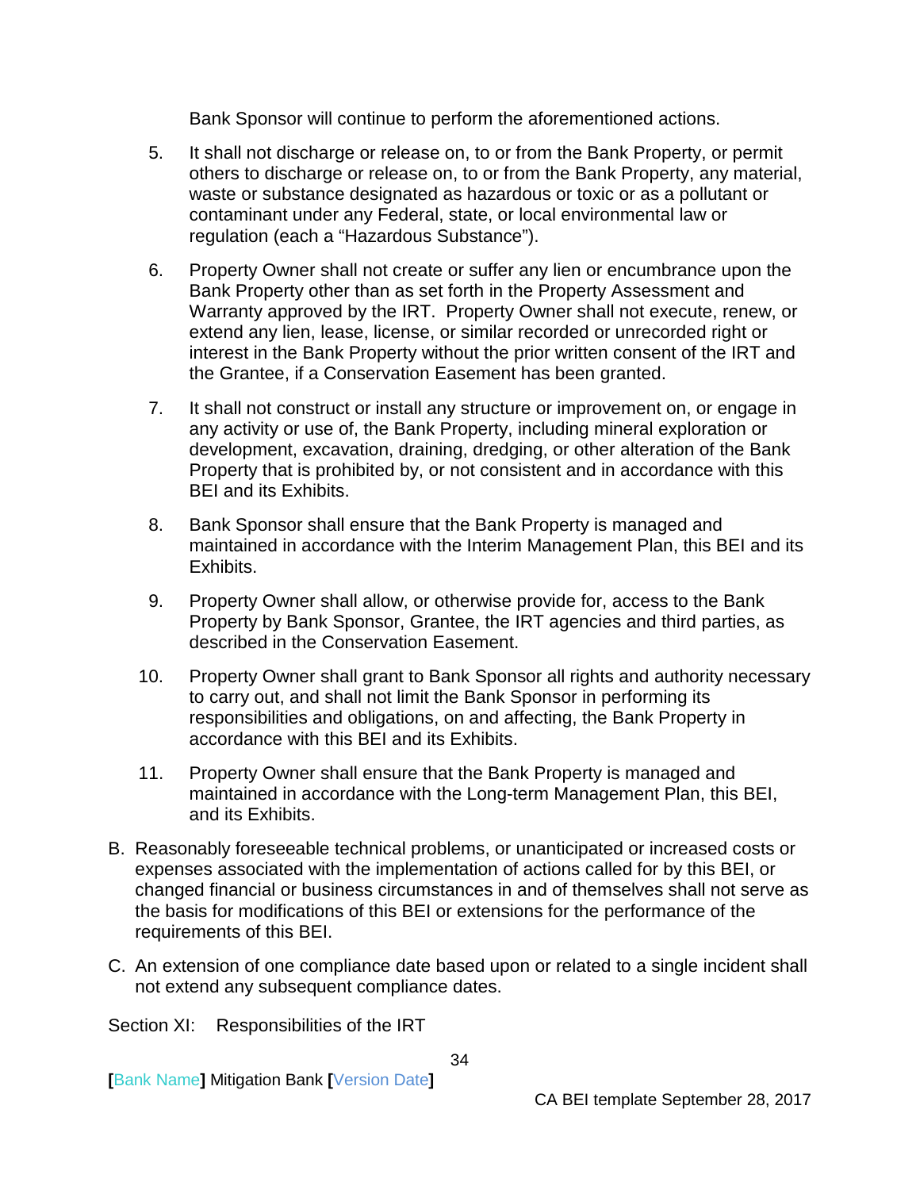Bank Sponsor will continue to perform the aforementioned actions.

5. It shall not discharge or release on, to or from the Bank Property, or permit others to discharge or release on, to or from the Bank Property, any material, waste or substance designated as hazardous or toxic or as a pollutant or contaminant under any Federal, state, or local environmental law or regulation (each a "Hazardous Substance").

6. Property Owner shall not create or suffer any lien or encumbrance upon the Bank Property other than as set forth in the Property Assessment and Warranty approved by the IRT. Property Owner shall not execute, renew, or extend any lien, lease, license, or similar recorded or unrecorded right or interest in the Bank Property without the prior written consent of the IRT and the Grantee, if a Conservation Easement has been granted.

7. It shall not construct or install any structure or improvement on, or engage in any activity or use of, the Bank Property, including mineral exploration or development, excavation, draining, dredging, or other alteration of the Bank Property that is prohibited by, or not consistent and in accordance with this BEI and its Exhibits.

8. Bank Sponsor shall ensure that the Bank Property is managed and maintained in accordance with the Interim Management Plan, this BEI and its Exhibits.

9. Property Owner shall allow, or otherwise provide for, access to the Bank Property by Bank Sponsor, Grantee, the IRT agencies and third parties, as described in the Conservation Easement.

10. Property Owner shall grant to Bank Sponsor all rights and authority necessary to carry out, and shall not limit the Bank Sponsor in performing its responsibilities and obligations, on and affecting, the Bank Property in accordance with this BEI and its Exhibits.

11. Property Owner shall ensure that the Bank Property is managed and maintained in accordance with the Long-term Management Plan, this BEI, and its Exhibits.

B. Reasonably foreseeable technical problems, or unanticipated or increased costs or expenses associated with the implementation of actions called for by this BEI, or changed financial or business circumstances in and of themselves shall not serve as the basis for modifications of this BEI or extensions for the performance of the requirements of this BEI.

C. An extension of one compliance date based upon or related to a single incident shall not extend any subsequent compliance dates.

Section XI: Responsibilities of the IRT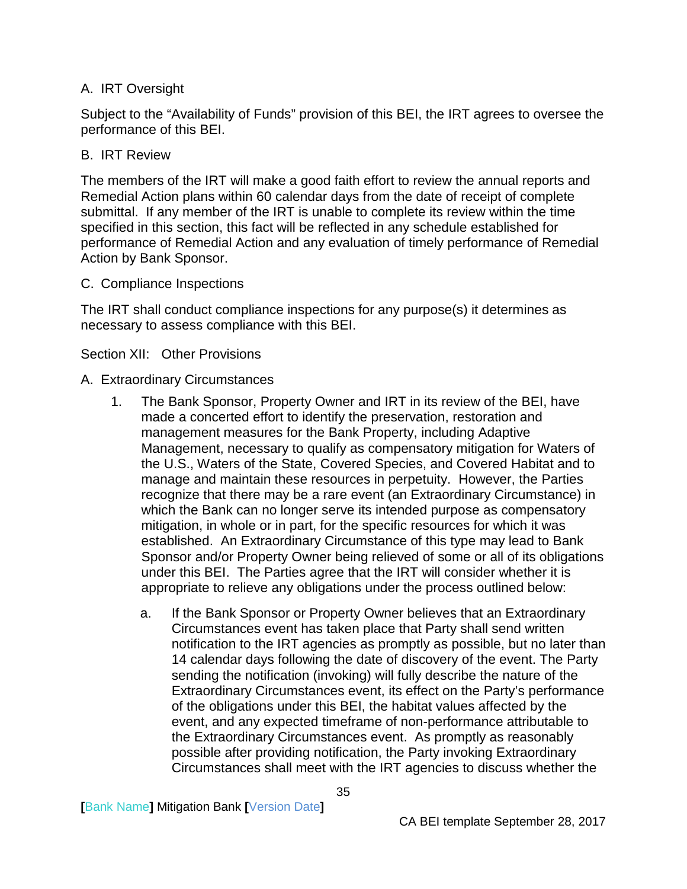A. IRT Oversight

Subject to the “Availability of Funds” provision of this BEI, the IRT agrees to oversee the performance of this BEI.

B. IRT Review

The members of the IRT will make a good faith effort to review the annual reports and Remedial Action plans within 60 calendar days from the date of receipt of complete submittal. If any member of the IRT is unable to complete its review within the time specified in this section, this fact will be reflected in any schedule established for performance of Remedial Action and any evaluation of timely performance of Remedial Action by Bank Sponsor.

C. Compliance Inspections

The IRT shall conduct compliance inspections for any purpose(s) it determines as necessary to assess compliance with this BEI.

Section XII: Other Provisions

A. Extraordinary Circumstances

1. The Bank Sponsor, Property Owner and IRT in its review of the BEI, have made a concerted effort to identify the preservation, restoration and management measures for the Bank Property, including Adaptive Management, necessary to qualify as compensatory mitigation for Waters of the U.S., Waters of the State, Covered Species, and Covered Habitat and to manage and maintain these resources in perpetuity. However, the Parties recognize that there may be a rare event (an Extraordinary Circumstance) in which the Bank can no longer serve its intended purpose as compensatory mitigation, in whole or in part, for the specific resources for which it was established. An Extraordinary Circumstance of this type may lead to Bank Sponsor and/or Property Owner being relieved of some or all of its obligations under this BEI. The Parties agree that the IRT will consider whether it is appropriate to relieve any obligations under the process outlined below:

   a. If the Bank Sponsor or Property Owner believes that an Extraordinary Circumstances event has taken place that Party shall send written notification to the IRT agencies as promptly as possible, but no later than 14 calendar days following the date of discovery of the event. The Party sending the notification (invoking) will fully describe the nature of the Extraordinary Circumstances event, its effect on the Party’s performance of the obligations under this BEI, the habitat values affected by the event, and any expected timeframe of non-performance attributable to the Extraordinary Circumstances event. As promptly as reasonably possible after providing notification, the Party invoking Extraordinary Circumstances shall meet with the IRT agencies to discuss whether the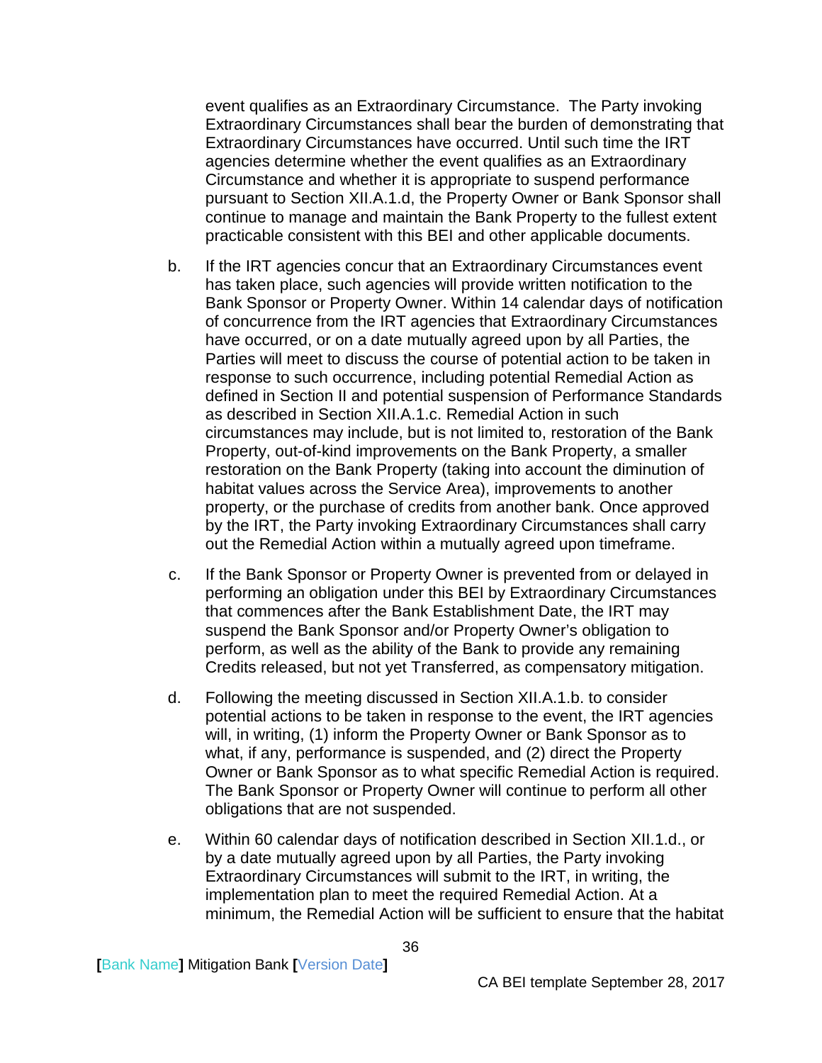event qualifies as an Extraordinary Circumstance. The Party invoking Extraordinary Circumstances shall bear the burden of demonstrating that Extraordinary Circumstances have occurred. Until such time the IRT agencies determine whether the event qualifies as an Extraordinary Circumstance and whether it is appropriate to suspend performance pursuant to Section XII.A.1.d, the Property Owner or Bank Sponsor shall continue to manage and maintain the Bank Property to the fullest extent practicable consistent with this BEI and other applicable documents.

b. If the IRT agencies concur that an Extraordinary Circumstances event has taken place, such agencies will provide written notification to the Bank Sponsor or Property Owner. Within 14 calendar days of notification of concurrence from the IRT agencies that Extraordinary Circumstances have occurred, or on a date mutually agreed upon by all Parties, the Parties will meet to discuss the course of potential action to be taken in response to such occurrence, including potential Remedial Action as defined in Section II and potential suspension of Performance Standards as described in Section XII.A.1.c. Remedial Action in such circumstances may include, but is not limited to, restoration of the Bank Property, out-of-kind improvements on the Bank Property, a smaller restoration on the Bank Property (taking into account the diminution of habitat values across the Service Area), improvements to another property, or the purchase of credits from another bank. Once approved by the IRT, the Party invoking Extraordinary Circumstances shall carry out the Remedial Action within a mutually agreed upon timeframe.

c. If the Bank Sponsor or Property Owner is prevented from or delayed in performing an obligation under this BEI by Extraordinary Circumstances that commences after the Bank Establishment Date, the IRT may suspend the Bank Sponsor and/or Property Owner's obligation to perform, as well as the ability of the Bank to provide any remaining Credits released, but not yet Transferred, as compensatory mitigation.

d. Following the meeting discussed in Section XII.A.1.b. to consider potential actions to be taken in response to the event, the IRT agencies will, in writing, (1) inform the Property Owner or Bank Sponsor as to what, if any, performance is suspended, and (2) direct the Property Owner or Bank Sponsor as to what specific Remedial Action is required. The Bank Sponsor or Property Owner will continue to perform all other obligations that are not suspended.

e. Within 60 calendar days of notification described in Section XII.1.d., or by a date mutually agreed upon by all Parties, the Party invoking Extraordinary Circumstances will submit to the IRT, in writing, the implementation plan to meet the required Remedial Action. At a minimum, the Remedial Action will be sufficient to ensure that the habitat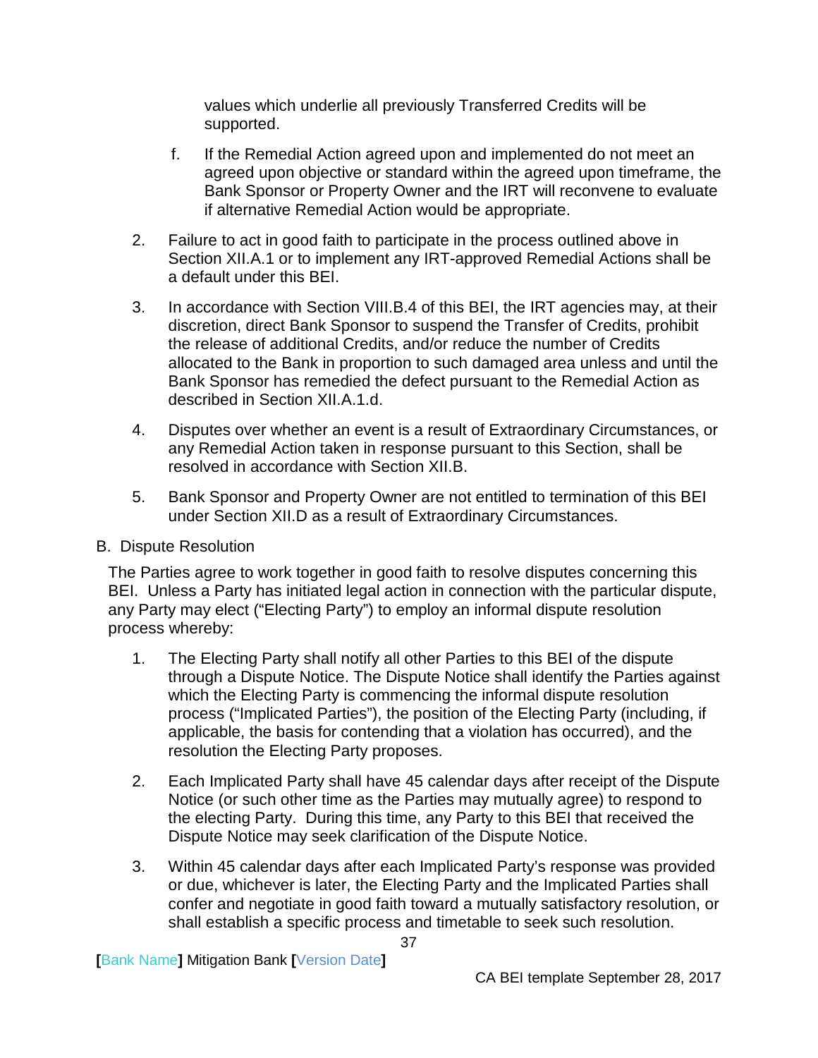values which underlie all previously Transferred Credits will be supported.

f. If the Remedial Action agreed upon and implemented do not meet an agreed upon objective or standard within the agreed upon timeframe, the Bank Sponsor or Property Owner and the IRT will reconvene to evaluate if alternative Remedial Action would be appropriate.

2. Failure to act in good faith to participate in the process outlined above in Section XII.A.1 or to implement any IRT-approved Remedial Actions shall be a default under this BEI.

3. In accordance with Section VIII.B.4 of this BEI, the IRT agencies may, at their discretion, direct Bank Sponsor to suspend the Transfer of Credits, prohibit the release of additional Credits, and/or reduce the number of Credits allocated to the Bank in proportion to such damaged area unless and until the Bank Sponsor has remedied the defect pursuant to the Remedial Action as described in Section XII.A.1.d.

4. Disputes over whether an event is a result of Extraordinary Circumstances, or any Remedial Action taken in response pursuant to this Section, shall be resolved in accordance with Section XII.B.

5. Bank Sponsor and Property Owner are not entitled to termination of this BEI under Section XII.D as a result of Extraordinary Circumstances.

B. Dispute Resolution

The Parties agree to work together in good faith to resolve disputes concerning this BEI. Unless a Party has initiated legal action in connection with the particular dispute, any Party may elect ("Electing Party") to employ an informal dispute resolution process whereby:

1. The Electing Party shall notify all other Parties to this BEI of the dispute through a Dispute Notice. The Dispute Notice shall identify the Parties against which the Electing Party is commencing the informal dispute resolution process ("Implicated Parties"), the position of the Electing Party (including, if applicable, the basis for contending that a violation has occurred), and the resolution the Electing Party proposes.

2. Each Implicated Party shall have 45 calendar days after receipt of the Dispute Notice (or such other time as the Parties may mutually agree) to respond to the electing Party. During this time, any Party to this BEI that received the Dispute Notice may seek clarification of the Dispute Notice.

3. Within 45 calendar days after each Implicated Party's response was provided or due, whichever is later, the Electing Party and the Implicated Parties shall confer and negotiate in good faith toward a mutually satisfactory resolution, or shall establish a specific process and timetable to seek such resolution.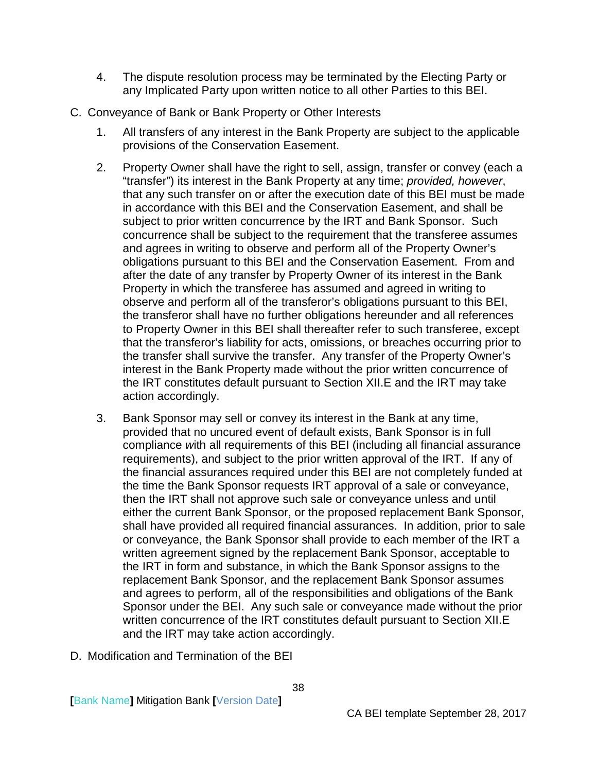4. The dispute resolution process may be terminated by the Electing Party or any Implicated Party upon written notice to all other Parties to this BEI.

C. Conveyance of Bank or Bank Property or Other Interests

1. All transfers of any interest in the Bank Property are subject to the applicable provisions of the Conservation Easement.

2. Property Owner shall have the right to sell, assign, transfer or convey (each a "transfer") its interest in the Bank Property at any time; *provided, however*, that any such transfer on or after the execution date of this BEI must be made in accordance with this BEI and the Conservation Easement, and shall be subject to prior written concurrence by the IRT and Bank Sponsor. Such concurrence shall be subject to the requirement that the transferee assumes and agrees in writing to observe and perform all of the Property Owner's obligations pursuant to this BEI and the Conservation Easement. From and after the date of any transfer by Property Owner of its interest in the Bank Property in which the transferee has assumed and agreed in writing to observe and perform all of the transferor's obligations pursuant to this BEI, the transferor shall have no further obligations hereunder and all references to Property Owner in this BEI shall thereafter refer to such transferee, except that the transferor's liability for acts, omissions, or breaches occurring prior to the transfer shall survive the transfer. Any transfer of the Property Owner's interest in the Bank Property made without the prior written concurrence of the IRT constitutes default pursuant to Section XII.E and the IRT may take action accordingly.

3. Bank Sponsor may sell or convey its interest in the Bank at any time, provided that no uncured event of default exists, Bank Sponsor is in full compliance with all requirements of this BEI (including all financial assurance requirements), and subject to the prior written approval of the IRT. If any of the financial assurances required under this BEI are not completely funded at the time the Bank Sponsor requests IRT approval of a sale or conveyance, then the IRT shall not approve such sale or conveyance unless and until either the current Bank Sponsor, or the proposed replacement Bank Sponsor, shall have provided all required financial assurances. In addition, prior to sale or conveyance, the Bank Sponsor shall provide to each member of the IRT a written agreement signed by the replacement Bank Sponsor, acceptable to the IRT in form and substance, in which the Bank Sponsor assigns to the replacement Bank Sponsor, and the replacement Bank Sponsor assumes and agrees to perform, all of the responsibilities and obligations of the Bank Sponsor under the BEI. Any such sale or conveyance made without the prior written concurrence of the IRT constitutes default pursuant to Section XII.E and the IRT may take action accordingly.

D. Modification and Termination of the BEI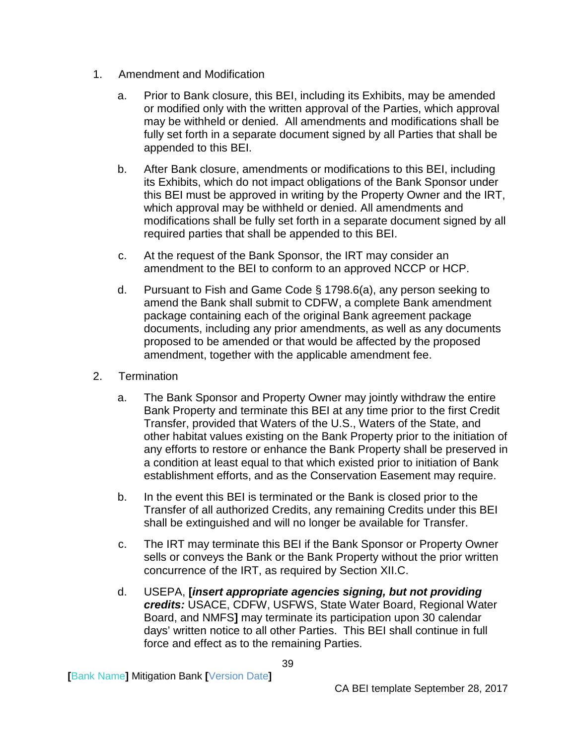1. Amendment and Modification

   a. Prior to Bank closure, this BEI, including its Exhibits, may be amended or modified only with the written approval of the Parties, which approval may be withheld or denied. All amendments and modifications shall be fully set forth in a separate document signed by all Parties that shall be appended to this BEI.

   b. After Bank closure, amendments or modifications to this BEI, including its Exhibits, which do not impact obligations of the Bank Sponsor under this BEI must be approved in writing by the Property Owner and the IRT, which approval may be withheld or denied. All amendments and modifications shall be fully set forth in a separate document signed by all required parties that shall be appended to this BEI.

   c. At the request of the Bank Sponsor, the IRT may consider an amendment to the BEI to conform to an approved NCCP or HCP.

   d. Pursuant to Fish and Game Code § 1798.6(a), any person seeking to amend the Bank shall submit to CDFW, a complete Bank amendment package containing each of the original Bank agreement package documents, including any prior amendments, as well as any documents proposed to be amended or that would be affected by the proposed amendment, together with the applicable amendment fee.

2. Termination

   a. The Bank Sponsor and Property Owner may jointly withdraw the entire Bank Property and terminate this BEI at any time prior to the first Credit Transfer, provided that Waters of the U.S., Waters of the State, and other habitat values existing on the Bank Property prior to the initiation of any efforts to restore or enhance the Bank Property shall be preserved in a condition at least equal to that which existed prior to initiation of Bank establishment efforts, and as the Conservation Easement may require.

   b. In the event this BEI is terminated or the Bank is closed prior to the Transfer of all authorized Credits, any remaining Credits under this BEI shall be extinguished and will no longer be available for Transfer.

   c. The IRT may terminate this BEI if the Bank Sponsor or Property Owner sells or conveys the Bank or the Bank Property without the prior written concurrence of the IRT, as required by Section XII.C.

   d. USEPA, **[*insert appropriate agencies signing, but not providing credits:*** USACE, CDFW, USFWS, State Water Board, Regional Water Board, and NMFS**]** may terminate its participation upon 30 calendar days' written notice to all other Parties. This BEI shall continue in full force and effect as to the remaining Parties.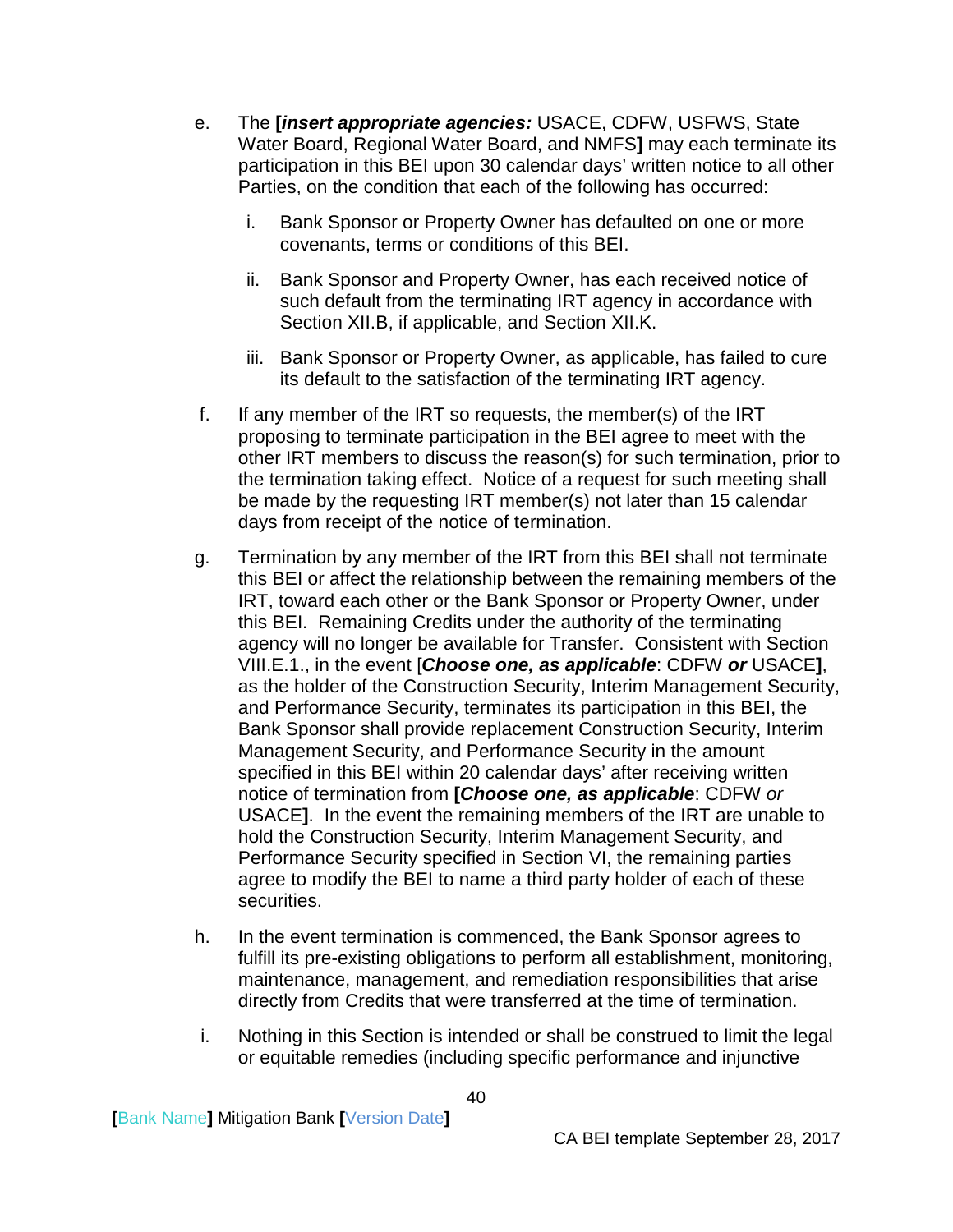e. The **[*insert appropriate agencies:*** USACE, CDFW, USFWS, State Water Board, Regional Water Board, and NMFS**]** may each terminate its participation in this BEI upon 30 calendar days' written notice to all other Parties, on the condition that each of the following has occurred:

   i. Bank Sponsor or Property Owner has defaulted on one or more covenants, terms or conditions of this BEI.

   ii. Bank Sponsor and Property Owner, has each received notice of such default from the terminating IRT agency in accordance with Section XII.B, if applicable, and Section XII.K.

   iii. Bank Sponsor or Property Owner, as applicable, has failed to cure its default to the satisfaction of the terminating IRT agency.

f. If any member of the IRT so requests, the member(s) of the IRT proposing to terminate participation in the BEI agree to meet with the other IRT members to discuss the reason(s) for such termination, prior to the termination taking effect. Notice of a request for such meeting shall be made by the requesting IRT member(s) not later than 15 calendar days from receipt of the notice of termination.

g. Termination by any member of the IRT from this BEI shall not terminate this BEI or affect the relationship between the remaining members of the IRT, toward each other or the Bank Sponsor or Property Owner, under this BEI. Remaining Credits under the authority of the terminating agency will no longer be available for Transfer. Consistent with Section VIII.E.1., in the event [***Choose one, as applicable***: CDFW ***or*** USACE**]**, as the holder of the Construction Security, Interim Management Security, and Performance Security, terminates its participation in this BEI, the Bank Sponsor shall provide replacement Construction Security, Interim Management Security, and Performance Security in the amount specified in this BEI within 20 calendar days' after receiving written notice of termination from **[*Choose one, as applicable***: CDFW *or* USACE**]**. In the event the remaining members of the IRT are unable to hold the Construction Security, Interim Management Security, and Performance Security specified in Section VI, the remaining parties agree to modify the BEI to name a third party holder of each of these securities.

h. In the event termination is commenced, the Bank Sponsor agrees to fulfill its pre-existing obligations to perform all establishment, monitoring, maintenance, management, and remediation responsibilities that arise directly from Credits that were transferred at the time of termination.

i. Nothing in this Section is intended or shall be construed to limit the legal or equitable remedies (including specific performance and injunctive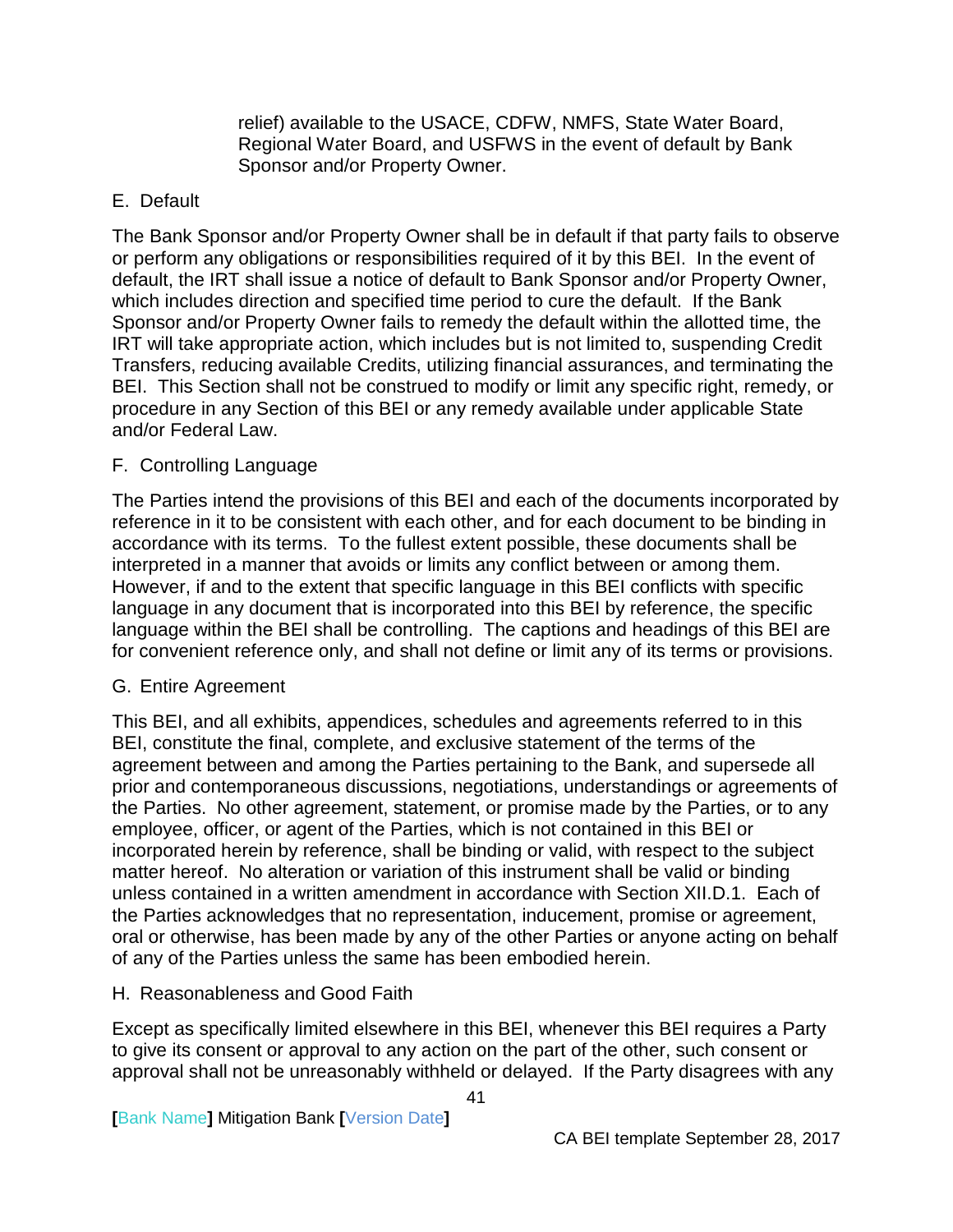relief) available to the USACE, CDFW, NMFS, State Water Board, Regional Water Board, and USFWS in the event of default by Bank Sponsor and/or Property Owner.

E. Default

The Bank Sponsor and/or Property Owner shall be in default if that party fails to observe or perform any obligations or responsibilities required of it by this BEI. In the event of default, the IRT shall issue a notice of default to Bank Sponsor and/or Property Owner, which includes direction and specified time period to cure the default. If the Bank Sponsor and/or Property Owner fails to remedy the default within the allotted time, the IRT will take appropriate action, which includes but is not limited to, suspending Credit Transfers, reducing available Credits, utilizing financial assurances, and terminating the BEI. This Section shall not be construed to modify or limit any specific right, remedy, or procedure in any Section of this BEI or any remedy available under applicable State and/or Federal Law.

F. Controlling Language

The Parties intend the provisions of this BEI and each of the documents incorporated by reference in it to be consistent with each other, and for each document to be binding in accordance with its terms. To the fullest extent possible, these documents shall be interpreted in a manner that avoids or limits any conflict between or among them. However, if and to the extent that specific language in this BEI conflicts with specific language in any document that is incorporated into this BEI by reference, the specific language within the BEI shall be controlling. The captions and headings of this BEI are for convenient reference only, and shall not define or limit any of its terms or provisions.

G. Entire Agreement

This BEI, and all exhibits, appendices, schedules and agreements referred to in this BEI, constitute the final, complete, and exclusive statement of the terms of the agreement between and among the Parties pertaining to the Bank, and supersede all prior and contemporaneous discussions, negotiations, understandings or agreements of the Parties. No other agreement, statement, or promise made by the Parties, or to any employee, officer, or agent of the Parties, which is not contained in this BEI or incorporated herein by reference, shall be binding or valid, with respect to the subject matter hereof. No alteration or variation of this instrument shall be valid or binding unless contained in a written amendment in accordance with Section XII.D.1. Each of the Parties acknowledges that no representation, inducement, promise or agreement, oral or otherwise, has been made by any of the other Parties or anyone acting on behalf of any of the Parties unless the same has been embodied herein.

H. Reasonableness and Good Faith

Except as specifically limited elsewhere in this BEI, whenever this BEI requires a Party to give its consent or approval to any action on the part of the other, such consent or approval shall not be unreasonably withheld or delayed. If the Party disagrees with any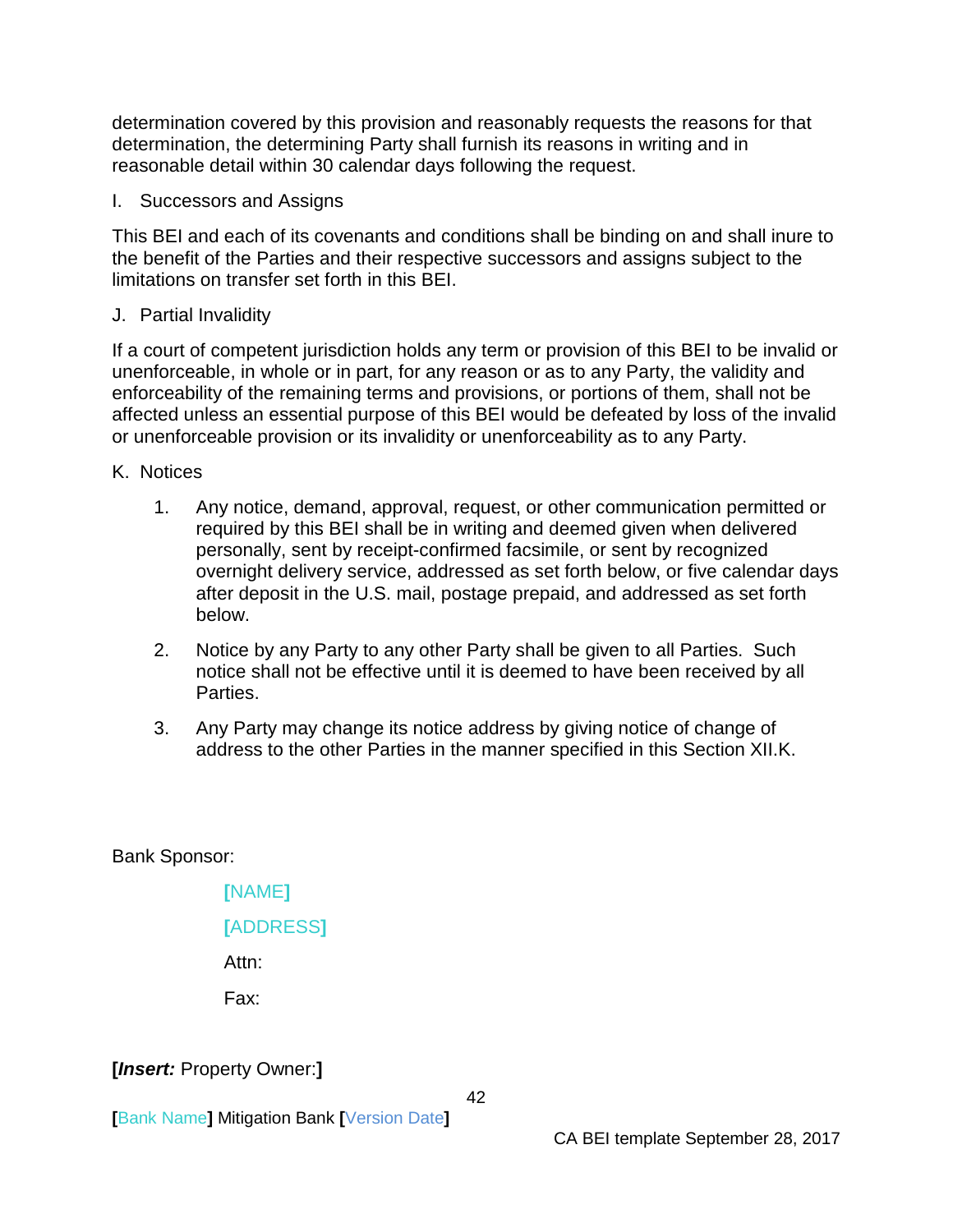determination covered by this provision and reasonably requests the reasons for that determination, the determining Party shall furnish its reasons in writing and in reasonable detail within 30 calendar days following the request.

I. Successors and Assigns

This BEI and each of its covenants and conditions shall be binding on and shall inure to the benefit of the Parties and their respective successors and assigns subject to the limitations on transfer set forth in this BEI.

J. Partial Invalidity

If a court of competent jurisdiction holds any term or provision of this BEI to be invalid or unenforceable, in whole or in part, for any reason or as to any Party, the validity and enforceability of the remaining terms and provisions, or portions of them, shall not be affected unless an essential purpose of this BEI would be defeated by loss of the invalid or unenforceable provision or its invalidity or unenforceability as to any Party.

K. Notices

1. Any notice, demand, approval, request, or other communication permitted or required by this BEI shall be in writing and deemed given when delivered personally, sent by receipt-confirmed facsimile, or sent by recognized overnight delivery service, addressed as set forth below, or five calendar days after deposit in the U.S. mail, postage prepaid, and addressed as set forth below.

2. Notice by any Party to any other Party shall be given to all Parties. Such notice shall not be effective until it is deemed to have been received by all Parties.

3. Any Party may change its notice address by giving notice of change of address to the other Parties in the manner specified in this Section XII.K.

Bank Sponsor:

[NAME]

[ADDRESS]

Attn:

Fax:

**[*Insert:*** Property Owner:**]**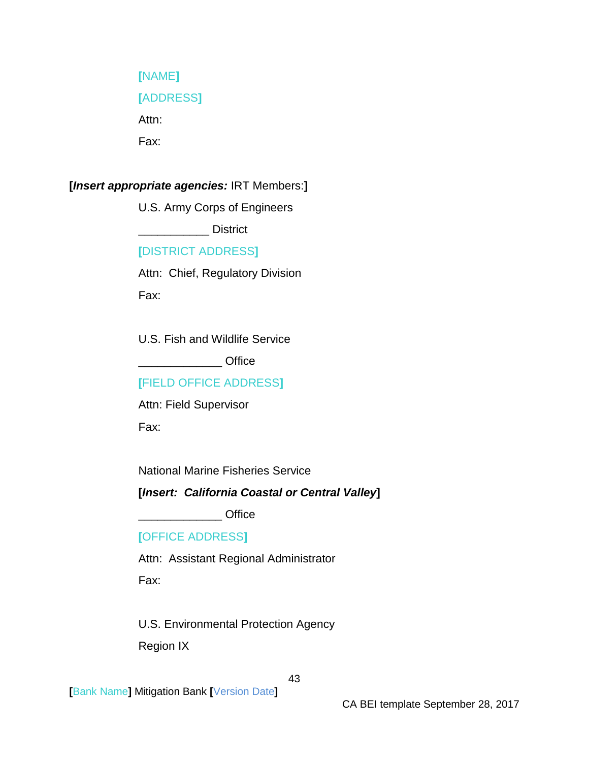[NAME]

[ADDRESS]

Attn:

Fax:

**[*Insert appropriate agencies:*** IRT Members:**]**

U.S. Army Corps of Engineers

___________ District

[DISTRICT ADDRESS]

Attn: Chief, Regulatory Division

Fax:

U.S. Fish and Wildlife Service

_____________ Office

[FIELD OFFICE ADDRESS]

Attn: Field Supervisor

Fax:

National Marine Fisheries Service

**[*Insert: California Coastal or Central Valley*]**

_____________ Office

[OFFICE ADDRESS]

Attn: Assistant Regional Administrator

Fax:

U.S. Environmental Protection Agency

Region IX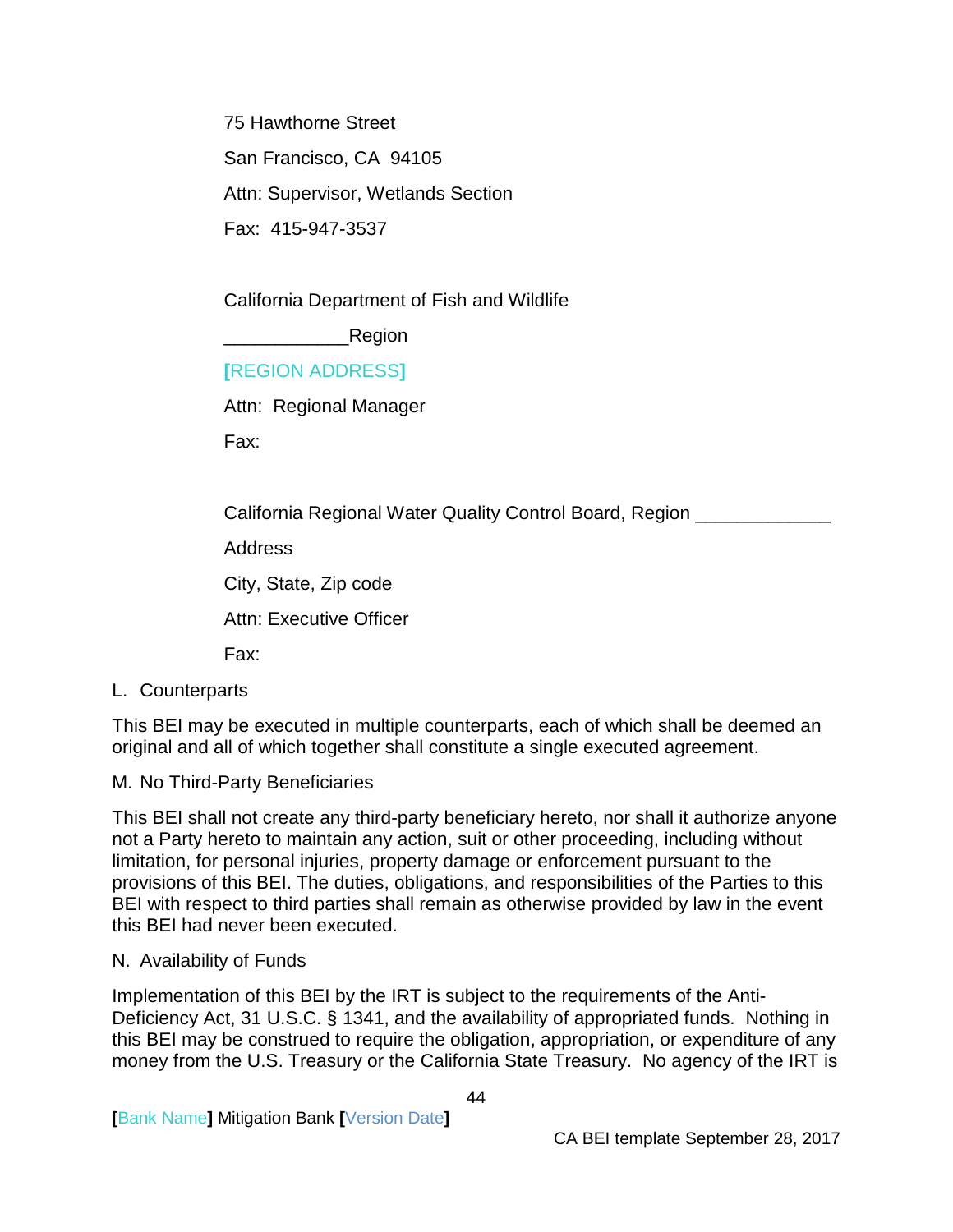75 Hawthorne Street

San Francisco, CA  94105

Attn: Supervisor, Wetlands Section

Fax:  415-947-3537

California Department of Fish and Wildlife

____________Region

[REGION ADDRESS]

Attn:  Regional Manager

Fax:

California Regional Water Quality Control Board, Region _____________

Address

City, State, Zip code

Attn: Executive Officer

Fax:

L. Counterparts

This BEI may be executed in multiple counterparts, each of which shall be deemed an original and all of which together shall constitute a single executed agreement.

M. No Third-Party Beneficiaries

This BEI shall not create any third-party beneficiary hereto, nor shall it authorize anyone not a Party hereto to maintain any action, suit or other proceeding, including without limitation, for personal injuries, property damage or enforcement pursuant to the provisions of this BEI. The duties, obligations, and responsibilities of the Parties to this BEI with respect to third parties shall remain as otherwise provided by law in the event this BEI had never been executed.

N. Availability of Funds

Implementation of this BEI by the IRT is subject to the requirements of the Anti-Deficiency Act, 31 U.S.C. § 1341, and the availability of appropriated funds. Nothing in this BEI may be construed to require the obligation, appropriation, or expenditure of any money from the U.S. Treasury or the California State Treasury. No agency of the IRT is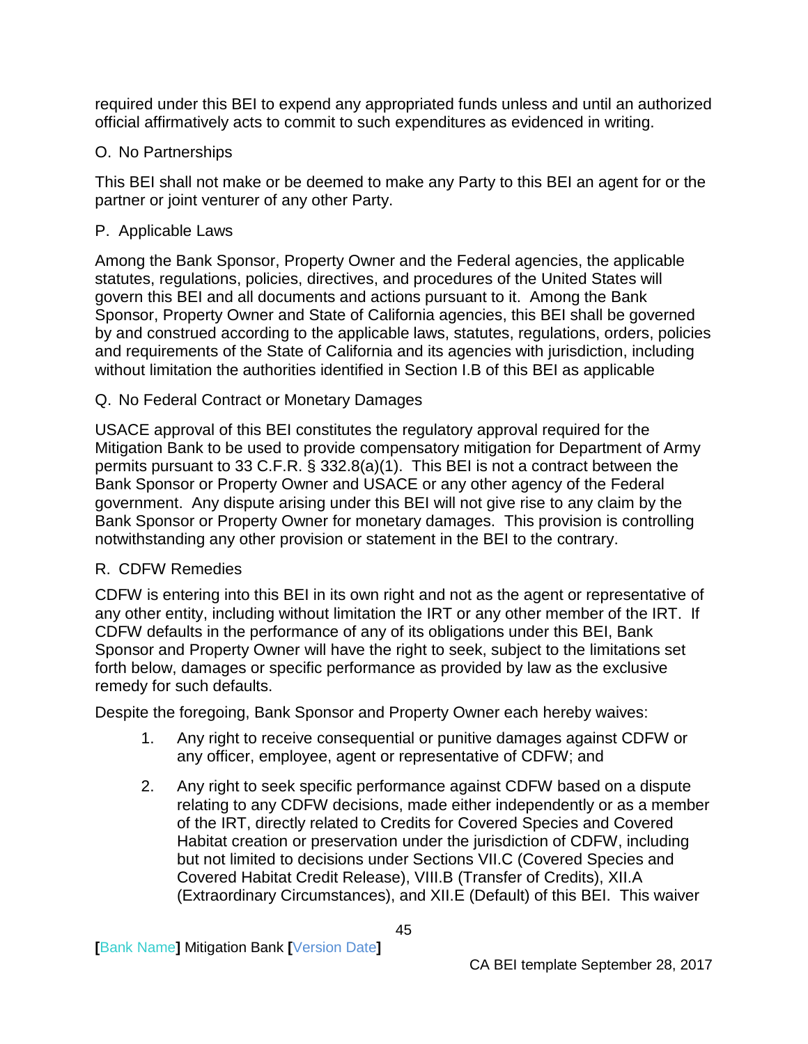required under this BEI to expend any appropriated funds unless and until an authorized official affirmatively acts to commit to such expenditures as evidenced in writing.

O. No Partnerships

This BEI shall not make or be deemed to make any Party to this BEI an agent for or the partner or joint venturer of any other Party.

P. Applicable Laws

Among the Bank Sponsor, Property Owner and the Federal agencies, the applicable statutes, regulations, policies, directives, and procedures of the United States will govern this BEI and all documents and actions pursuant to it. Among the Bank Sponsor, Property Owner and State of California agencies, this BEI shall be governed by and construed according to the applicable laws, statutes, regulations, orders, policies and requirements of the State of California and its agencies with jurisdiction, including without limitation the authorities identified in Section I.B of this BEI as applicable

Q. No Federal Contract or Monetary Damages

USACE approval of this BEI constitutes the regulatory approval required for the Mitigation Bank to be used to provide compensatory mitigation for Department of Army permits pursuant to 33 C.F.R. § 332.8(a)(1). This BEI is not a contract between the Bank Sponsor or Property Owner and USACE or any other agency of the Federal government. Any dispute arising under this BEI will not give rise to any claim by the Bank Sponsor or Property Owner for monetary damages. This provision is controlling notwithstanding any other provision or statement in the BEI to the contrary.

R. CDFW Remedies

CDFW is entering into this BEI in its own right and not as the agent or representative of any other entity, including without limitation the IRT or any other member of the IRT. If CDFW defaults in the performance of any of its obligations under this BEI, Bank Sponsor and Property Owner will have the right to seek, subject to the limitations set forth below, damages or specific performance as provided by law as the exclusive remedy for such defaults.

Despite the foregoing, Bank Sponsor and Property Owner each hereby waives:

1. Any right to receive consequential or punitive damages against CDFW or any officer, employee, agent or representative of CDFW; and

2. Any right to seek specific performance against CDFW based on a dispute relating to any CDFW decisions, made either independently or as a member of the IRT, directly related to Credits for Covered Species and Covered Habitat creation or preservation under the jurisdiction of CDFW, including but not limited to decisions under Sections VII.C (Covered Species and Covered Habitat Credit Release), VIII.B (Transfer of Credits), XII.A (Extraordinary Circumstances), and XII.E (Default) of this BEI. This waiver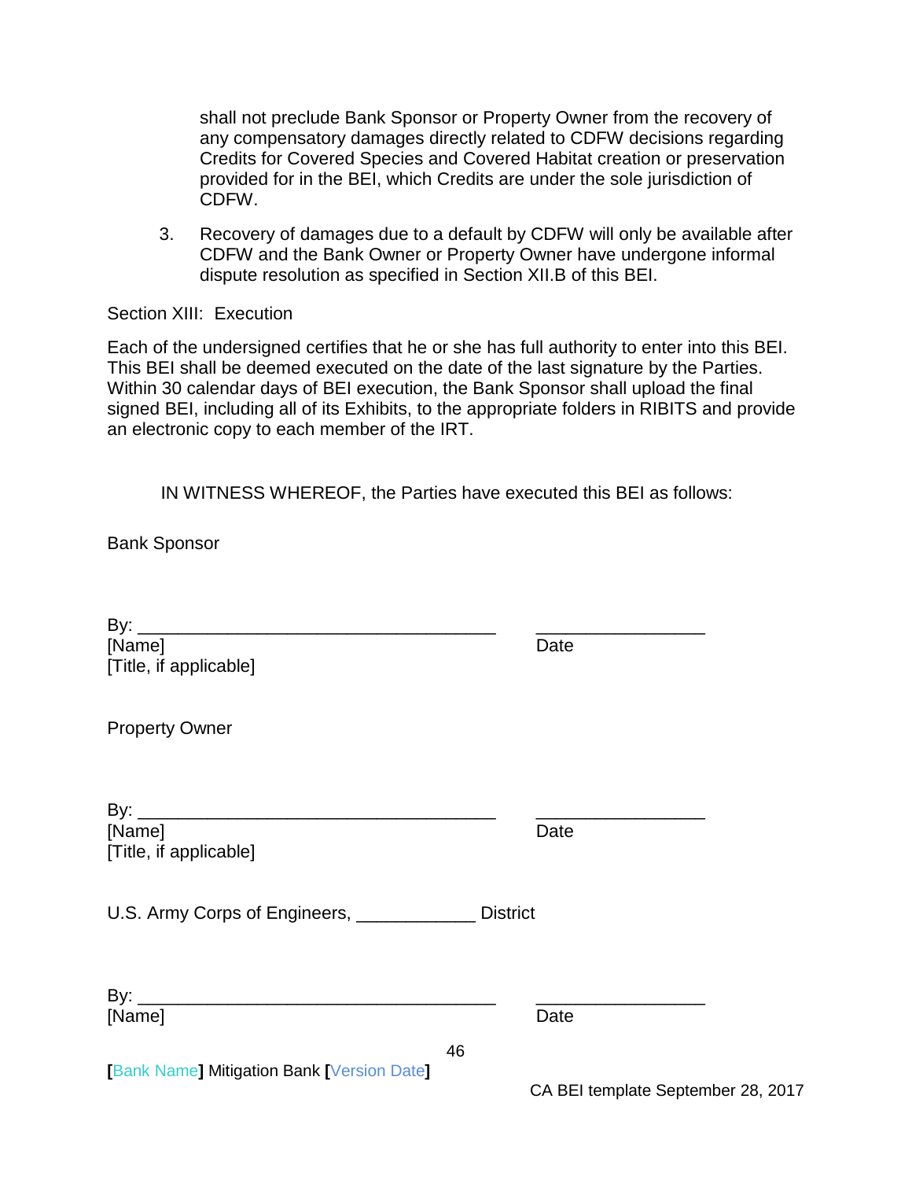shall not preclude Bank Sponsor or Property Owner from the recovery of any compensatory damages directly related to CDFW decisions regarding Credits for Covered Species and Covered Habitat creation or preservation provided for in the BEI, which Credits are under the sole jurisdiction of CDFW.

3. Recovery of damages due to a default by CDFW will only be available after CDFW and the Bank Owner or Property Owner have undergone informal dispute resolution as specified in Section XII.B of this BEI.

Section XIII: Execution

Each of the undersigned certifies that he or she has full authority to enter into this BEI. This BEI shall be deemed executed on the date of the last signature by the Parties. Within 30 calendar days of BEI execution, the Bank Sponsor shall upload the final signed BEI, including all of its Exhibits, to the appropriate folders in RIBITS and provide an electronic copy to each member of the IRT.

IN WITNESS WHEREOF, the Parties have executed this BEI as follows:

Bank Sponsor

By: _____________________________________ _________________
[Name] Date
[Title, if applicable]

Property Owner

By: _____________________________________ _________________
[Name] Date
[Title, if applicable]

U.S. Army Corps of Engineers, ____________ District

By: _____________________________________ _________________
[Name] Date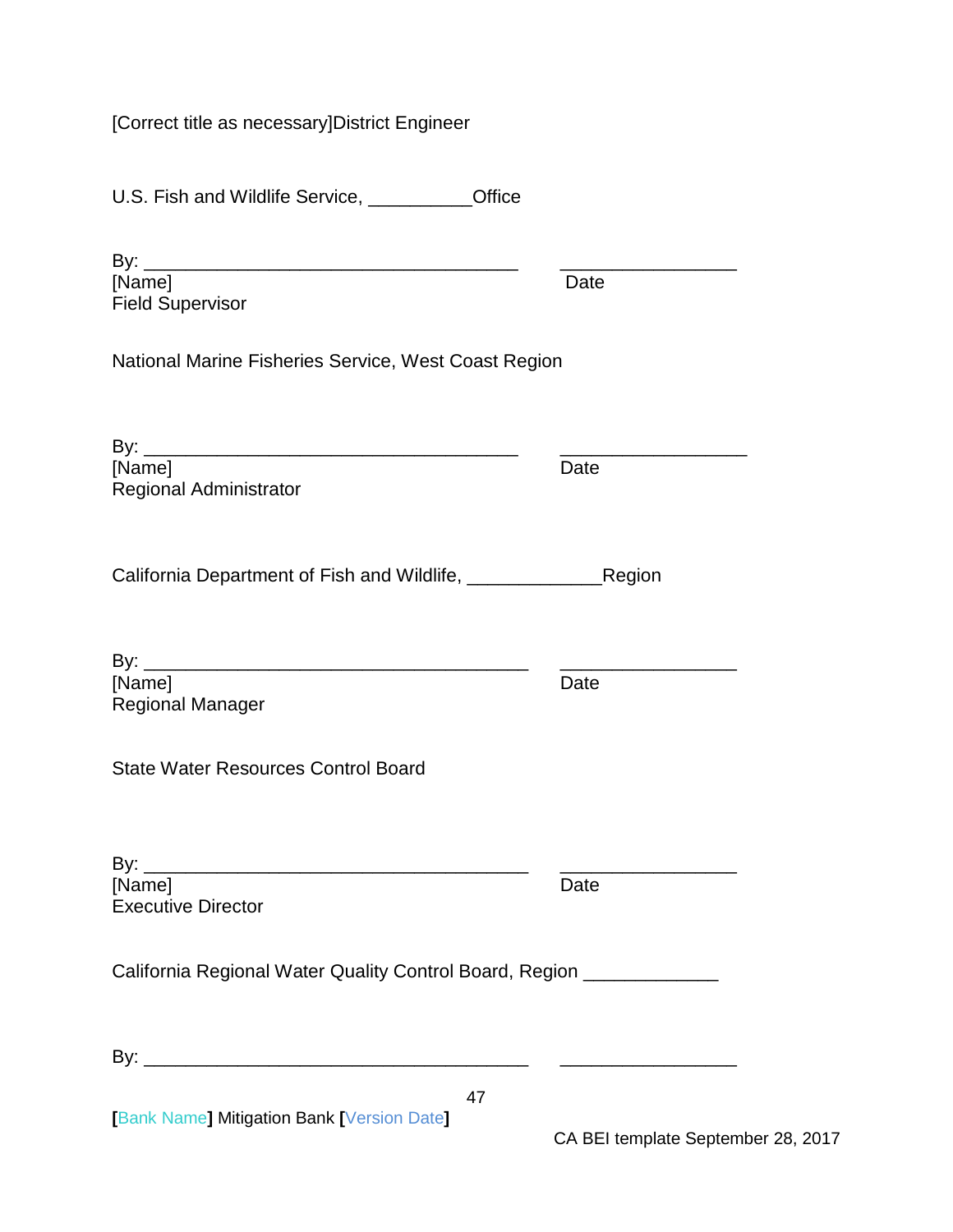[Correct title as necessary]District Engineer

U.S. Fish and Wildlife Service, __________Office

By: _____________________________________ _________________
[Name] Date
Field Supervisor

National Marine Fisheries Service, West Coast Region

By: _____________________________________ __________________
[Name] Date
Regional Administrator

California Department of Fish and Wildlife, _____________Region

By: ______________________________________ _________________
[Name] Date
Regional Manager

State Water Resources Control Board

By: ______________________________________ _________________
[Name] Date
Executive Director

California Regional Water Quality Control Board, Region _____________

By: ______________________________________ _________________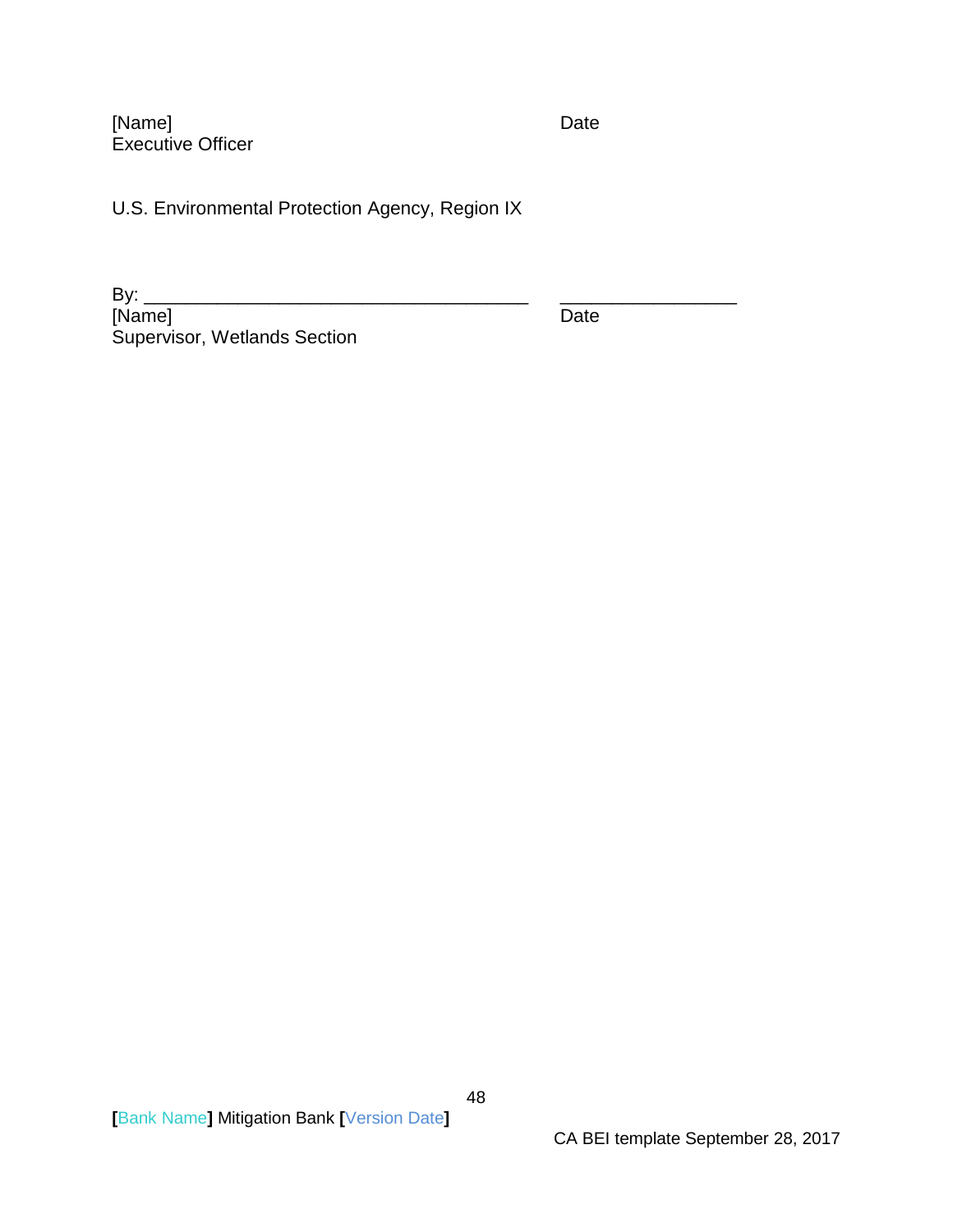[Name] Date
Executive Officer

U.S. Environmental Protection Agency, Region IX

By: _____________________________________ _________________
[Name] Date
Supervisor, Wetlands Section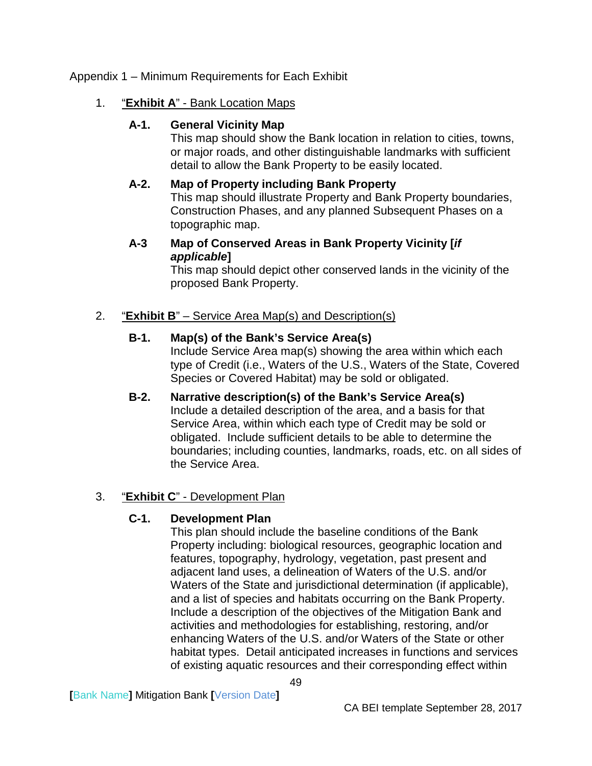Appendix 1 – Minimum Requirements for Each Exhibit

1. "**Exhibit A**" - Bank Location Maps

   **A-1. General Vicinity Map**
   This map should show the Bank location in relation to cities, towns, or major roads, and other distinguishable landmarks with sufficient detail to allow the Bank Property to be easily located.

   **A-2. Map of Property including Bank Property**
   This map should illustrate Property and Bank Property boundaries, Construction Phases, and any planned Subsequent Phases on a topographic map.

   **A-3 Map of Conserved Areas in Bank Property Vicinity [*if applicable*]**
   This map should depict other conserved lands in the vicinity of the proposed Bank Property.

2. "**Exhibit B**" – Service Area Map(s) and Description(s)

   **B-1. Map(s) of the Bank's Service Area(s)**
   Include Service Area map(s) showing the area within which each type of Credit (i.e., Waters of the U.S., Waters of the State, Covered Species or Covered Habitat) may be sold or obligated.

   **B-2. Narrative description(s) of the Bank's Service Area(s)**
   Include a detailed description of the area, and a basis for that Service Area, within which each type of Credit may be sold or obligated. Include sufficient details to be able to determine the boundaries; including counties, landmarks, roads, etc. on all sides of the Service Area.

3. "**Exhibit C**" - Development Plan

   **C-1. Development Plan**
   This plan should include the baseline conditions of the Bank Property including: biological resources, geographic location and features, topography, hydrology, vegetation, past present and adjacent land uses, a delineation of Waters of the U.S. and/or Waters of the State and jurisdictional determination (if applicable), and a list of species and habitats occurring on the Bank Property. Include a description of the objectives of the Mitigation Bank and activities and methodologies for establishing, restoring, and/or enhancing Waters of the U.S. and/or Waters of the State or other habitat types. Detail anticipated increases in functions and services of existing aquatic resources and their corresponding effect within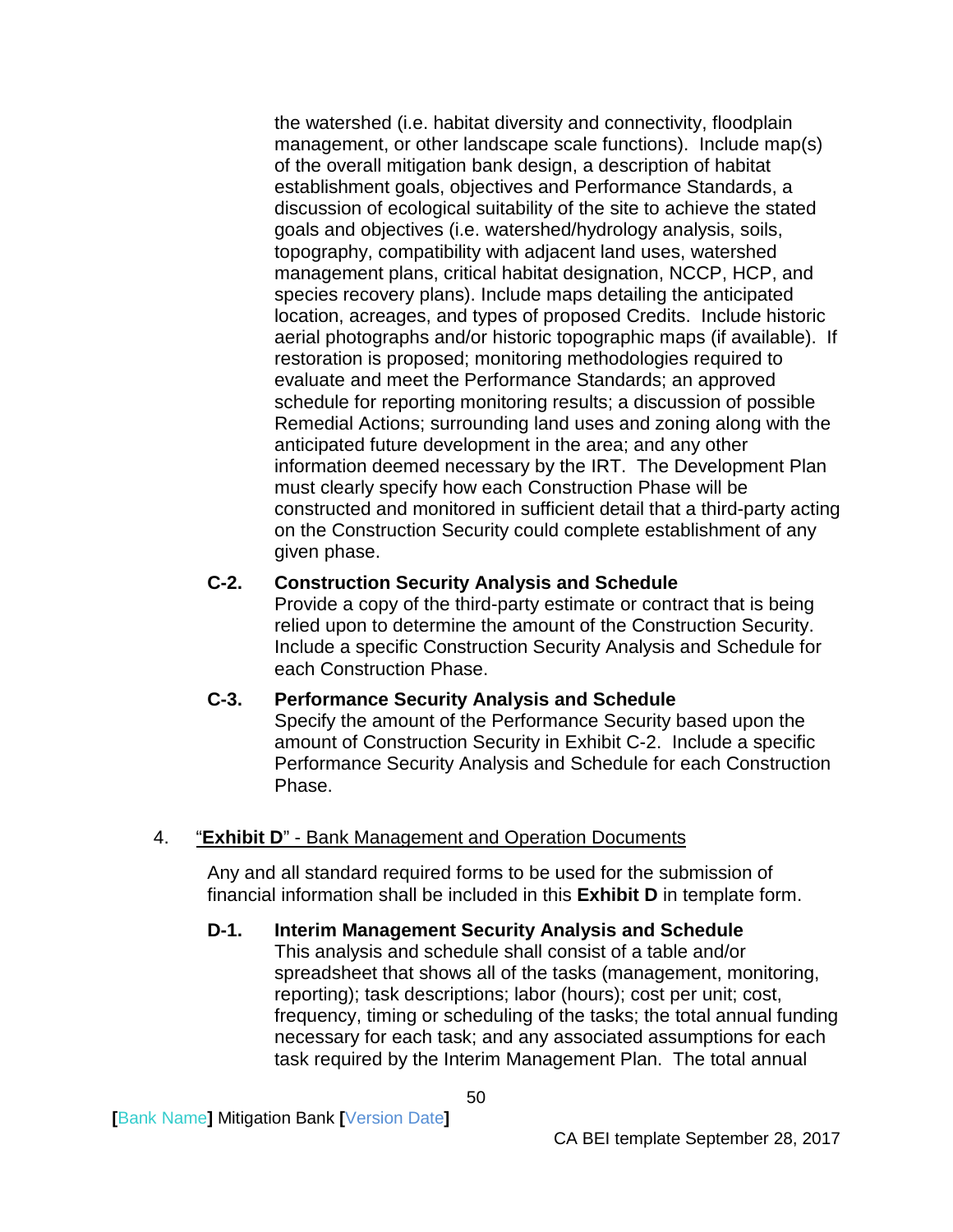the watershed (i.e. habitat diversity and connectivity, floodplain management, or other landscape scale functions). Include map(s) of the overall mitigation bank design, a description of habitat establishment goals, objectives and Performance Standards, a discussion of ecological suitability of the site to achieve the stated goals and objectives (i.e. watershed/hydrology analysis, soils, topography, compatibility with adjacent land uses, watershed management plans, critical habitat designation, NCCP, HCP, and species recovery plans). Include maps detailing the anticipated location, acreages, and types of proposed Credits. Include historic aerial photographs and/or historic topographic maps (if available). If restoration is proposed; monitoring methodologies required to evaluate and meet the Performance Standards; an approved schedule for reporting monitoring results; a discussion of possible Remedial Actions; surrounding land uses and zoning along with the anticipated future development in the area; and any other information deemed necessary by the IRT. The Development Plan must clearly specify how each Construction Phase will be constructed and monitored in sufficient detail that a third-party acting on the Construction Security could complete establishment of any given phase.

**C-2. Construction Security Analysis and Schedule**
Provide a copy of the third-party estimate or contract that is being relied upon to determine the amount of the Construction Security. Include a specific Construction Security Analysis and Schedule for each Construction Phase.

**C-3. Performance Security Analysis and Schedule**
Specify the amount of the Performance Security based upon the amount of Construction Security in Exhibit C-2. Include a specific Performance Security Analysis and Schedule for each Construction Phase.

4. "**Exhibit D**" - Bank Management and Operation Documents

Any and all standard required forms to be used for the submission of financial information shall be included in this **Exhibit D** in template form.

**D-1. Interim Management Security Analysis and Schedule**
This analysis and schedule shall consist of a table and/or spreadsheet that shows all of the tasks (management, monitoring, reporting); task descriptions; labor (hours); cost per unit; cost, frequency, timing or scheduling of the tasks; the total annual funding necessary for each task; and any associated assumptions for each task required by the Interim Management Plan. The total annual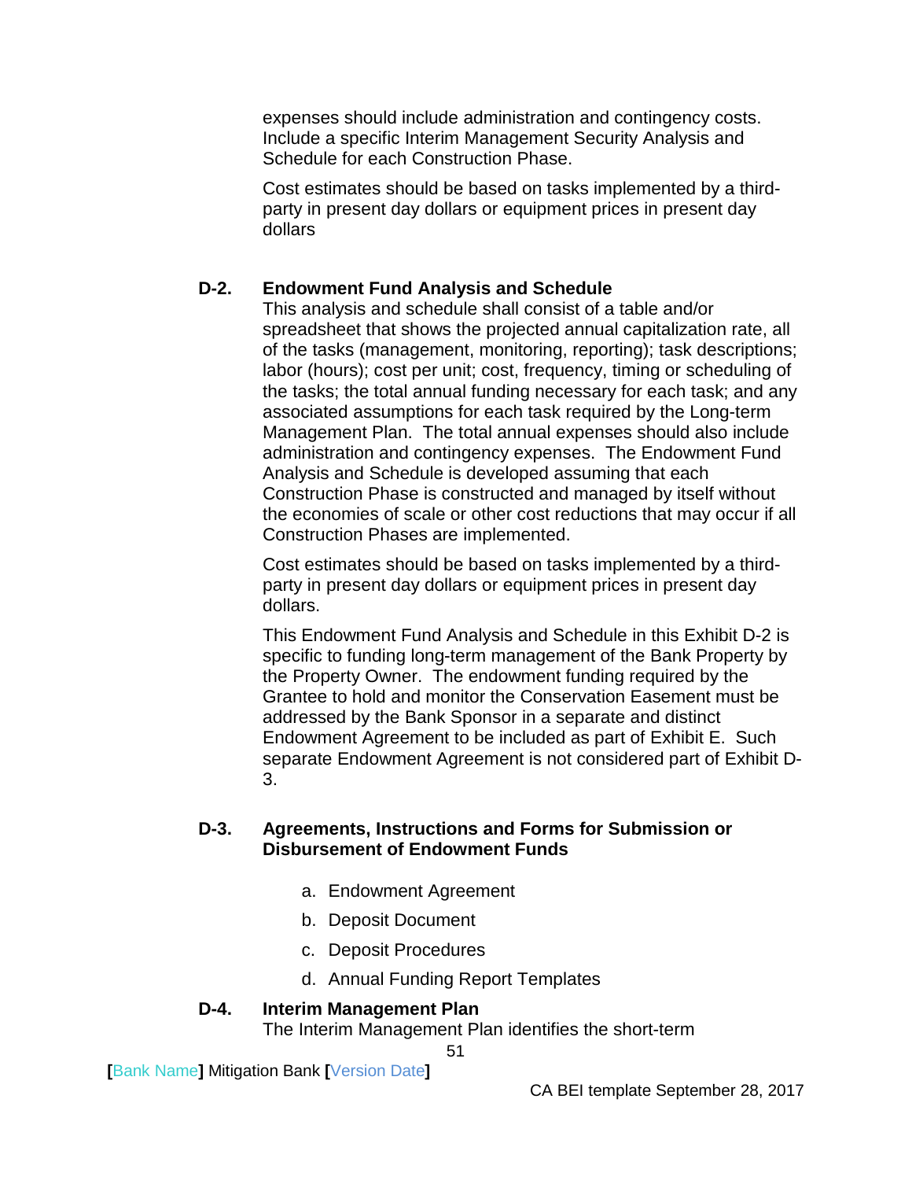expenses should include administration and contingency costs. Include a specific Interim Management Security Analysis and Schedule for each Construction Phase.

Cost estimates should be based on tasks implemented by a third-party in present day dollars or equipment prices in present day dollars

**D-2. Endowment Fund Analysis and Schedule**

This analysis and schedule shall consist of a table and/or spreadsheet that shows the projected annual capitalization rate, all of the tasks (management, monitoring, reporting); task descriptions; labor (hours); cost per unit; cost, frequency, timing or scheduling of the tasks; the total annual funding necessary for each task; and any associated assumptions for each task required by the Long-term Management Plan. The total annual expenses should also include administration and contingency expenses. The Endowment Fund Analysis and Schedule is developed assuming that each Construction Phase is constructed and managed by itself without the economies of scale or other cost reductions that may occur if all Construction Phases are implemented.

Cost estimates should be based on tasks implemented by a third-party in present day dollars or equipment prices in present day dollars.

This Endowment Fund Analysis and Schedule in this Exhibit D-2 is specific to funding long-term management of the Bank Property by the Property Owner. The endowment funding required by the Grantee to hold and monitor the Conservation Easement must be addressed by the Bank Sponsor in a separate and distinct Endowment Agreement to be included as part of Exhibit E. Such separate Endowment Agreement is not considered part of Exhibit D-3.

**D-3. Agreements, Instructions and Forms for Submission or Disbursement of Endowment Funds**

a. Endowment Agreement
b. Deposit Document
c. Deposit Procedures
d. Annual Funding Report Templates

**D-4. Interim Management Plan**

The Interim Management Plan identifies the short-term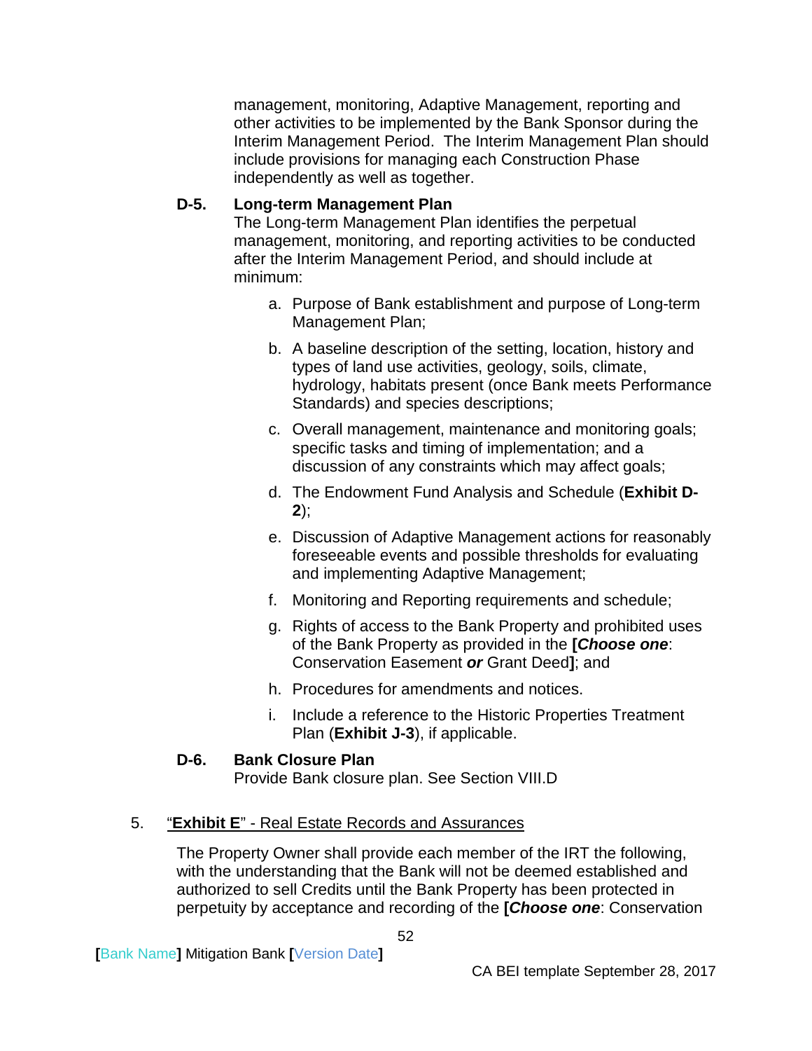management, monitoring, Adaptive Management, reporting and other activities to be implemented by the Bank Sponsor during the Interim Management Period. The Interim Management Plan should include provisions for managing each Construction Phase independently as well as together.

**D-5. Long-term Management Plan**

The Long-term Management Plan identifies the perpetual management, monitoring, and reporting activities to be conducted after the Interim Management Period, and should include at minimum:

a. Purpose of Bank establishment and purpose of Long-term Management Plan;

b. A baseline description of the setting, location, history and types of land use activities, geology, soils, climate, hydrology, habitats present (once Bank meets Performance Standards) and species descriptions;

c. Overall management, maintenance and monitoring goals; specific tasks and timing of implementation; and a discussion of any constraints which may affect goals;

d. The Endowment Fund Analysis and Schedule (**Exhibit D-2**);

e. Discussion of Adaptive Management actions for reasonably foreseeable events and possible thresholds for evaluating and implementing Adaptive Management;

f. Monitoring and Reporting requirements and schedule;

g. Rights of access to the Bank Property and prohibited uses of the Bank Property as provided in the **[*Choose one*]**: Conservation Easement ***or*** Grant Deed**]**; and

h. Procedures for amendments and notices.

i. Include a reference to the Historic Properties Treatment Plan (**Exhibit J-3**), if applicable.

**D-6. Bank Closure Plan**

Provide Bank closure plan. See Section VIII.D

5. <u>"**Exhibit E**" - Real Estate Records and Assurances</u>

The Property Owner shall provide each member of the IRT the following, with the understanding that the Bank will not be deemed established and authorized to sell Credits until the Bank Property has been protected in perpetuity by acceptance and recording of the **[*Choose one*]**: Conservation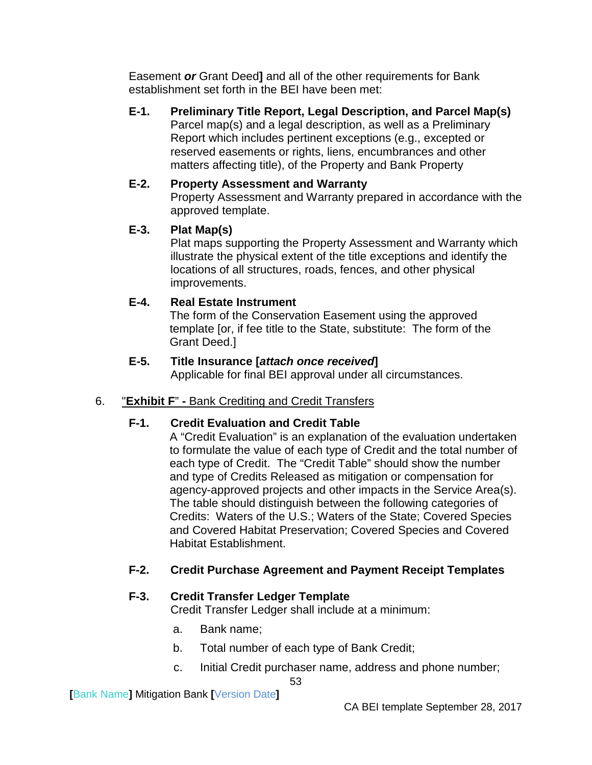Easement ***or*** Grant Deed**]** and all of the other requirements for Bank establishment set forth in the BEI have been met:

**E-1. Preliminary Title Report, Legal Description, and Parcel Map(s)**
Parcel map(s) and a legal description, as well as a Preliminary Report which includes pertinent exceptions (e.g., excepted or reserved easements or rights, liens, encumbrances and other matters affecting title), of the Property and Bank Property

**E-2. Property Assessment and Warranty**
Property Assessment and Warranty prepared in accordance with the approved template.

**E-3. Plat Map(s)**
Plat maps supporting the Property Assessment and Warranty which illustrate the physical extent of the title exceptions and identify the locations of all structures, roads, fences, and other physical improvements.

**E-4. Real Estate Instrument**
The form of the Conservation Easement using the approved template [or, if fee title to the State, substitute: The form of the Grant Deed.]

**E-5. Title Insurance [*attach once received*]**
Applicable for final BEI approval under all circumstances.

6. <u>"**Exhibit F**" **-** Bank Crediting and Credit Transfers</u>

**F-1. Credit Evaluation and Credit Table**
A "Credit Evaluation" is an explanation of the evaluation undertaken to formulate the value of each type of Credit and the total number of each type of Credit. The "Credit Table" should show the number and type of Credits Released as mitigation or compensation for agency-approved projects and other impacts in the Service Area(s). The table should distinguish between the following categories of Credits: Waters of the U.S.; Waters of the State; Covered Species and Covered Habitat Preservation; Covered Species and Covered Habitat Establishment.

**F-2. Credit Purchase Agreement and Payment Receipt Templates**

**F-3. Credit Transfer Ledger Template**
Credit Transfer Ledger shall include at a minimum:

a. Bank name;

b. Total number of each type of Bank Credit;

c. Initial Credit purchaser name, address and phone number;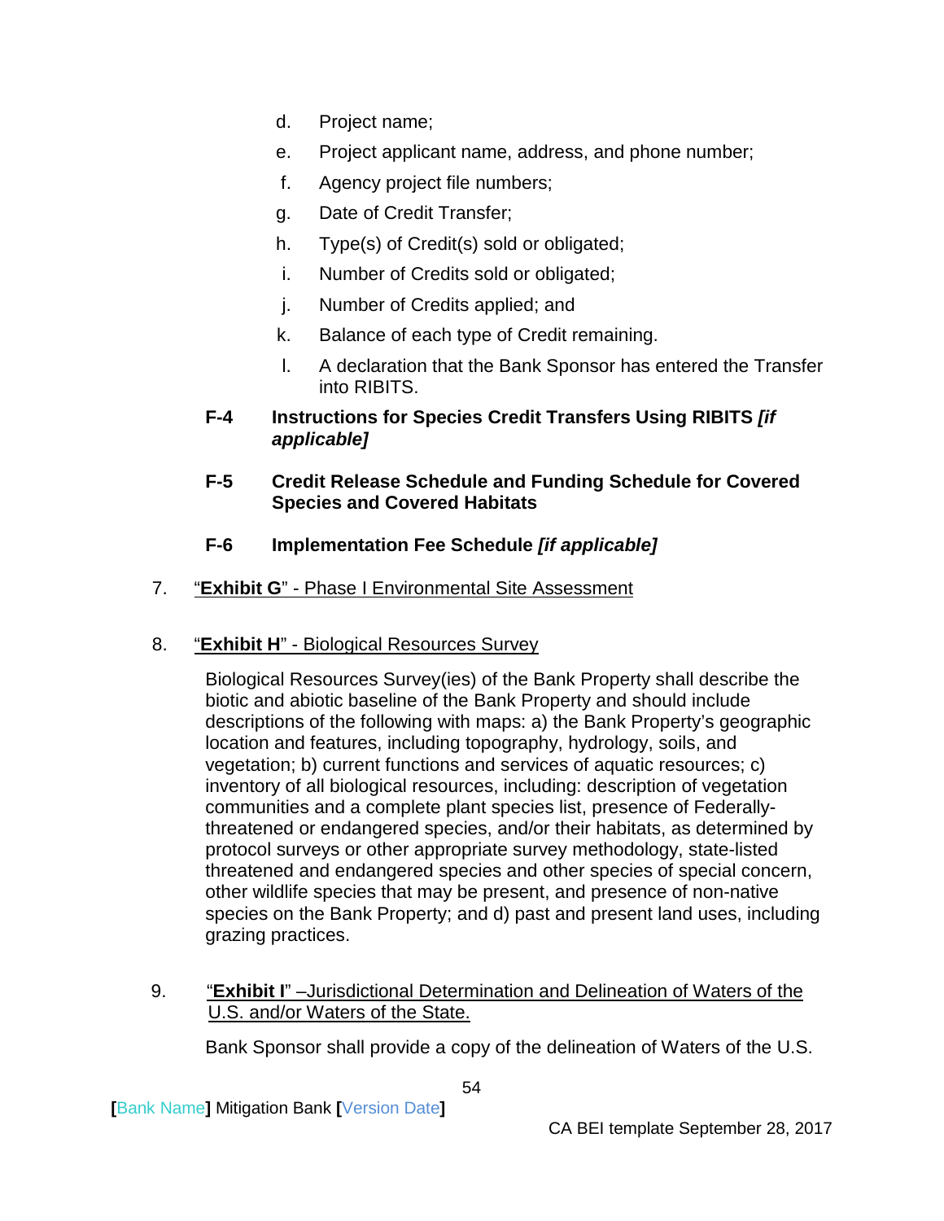d. Project name;

e. Project applicant name, address, and phone number;

f. Agency project file numbers;

g. Date of Credit Transfer;

h. Type(s) of Credit(s) sold or obligated;

i. Number of Credits sold or obligated;

j. Number of Credits applied; and

k. Balance of each type of Credit remaining.

l. A declaration that the Bank Sponsor has entered the Transfer into RIBITS.

**F-4 Instructions for Species Credit Transfers Using RIBITS *[if applicable]***

**F-5 Credit Release Schedule and Funding Schedule for Covered Species and Covered Habitats**

**F-6 Implementation Fee Schedule *[if applicable]***

7. "**Exhibit G**" - Phase I Environmental Site Assessment

8. "**Exhibit H**" - Biological Resources Survey

   Biological Resources Survey(ies) of the Bank Property shall describe the biotic and abiotic baseline of the Bank Property and should include descriptions of the following with maps: a) the Bank Property's geographic location and features, including topography, hydrology, soils, and vegetation; b) current functions and services of aquatic resources; c) inventory of all biological resources, including: description of vegetation communities and a complete plant species list, presence of Federally-threatened or endangered species, and/or their habitats, as determined by protocol surveys or other appropriate survey methodology, state-listed threatened and endangered species and other species of special concern, other wildlife species that may be present, and presence of non-native species on the Bank Property; and d) past and present land uses, including grazing practices.

9. "**Exhibit I**" –Jurisdictional Determination and Delineation of Waters of the U.S. and/or Waters of the State.

   Bank Sponsor shall provide a copy of the delineation of Waters of the U.S.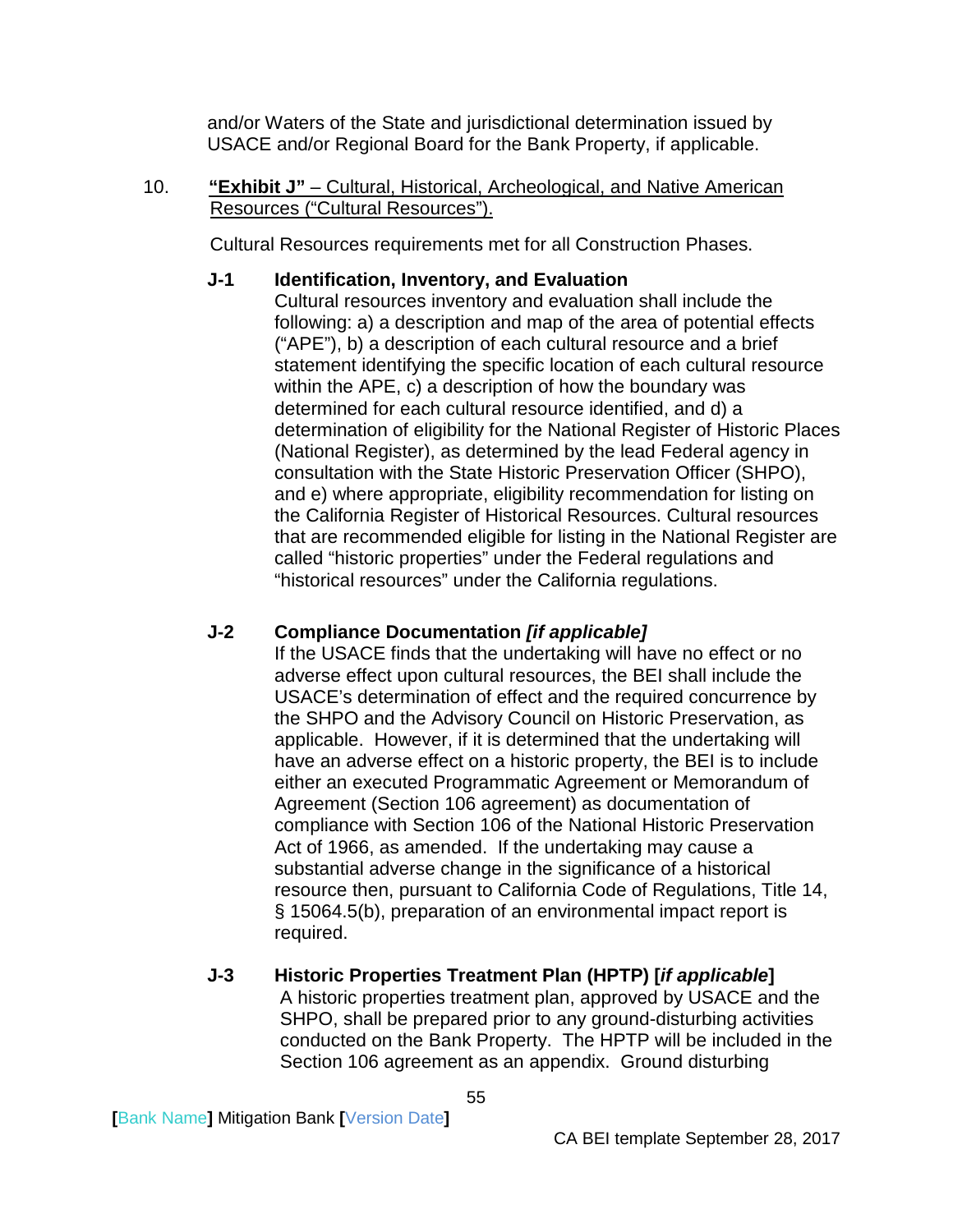and/or Waters of the State and jurisdictional determination issued by USACE and/or Regional Board for the Bank Property, if applicable.

10. <u>**"Exhibit J"** – Cultural, Historical, Archeological, and Native American Resources ("Cultural Resources").</u>

Cultural Resources requirements met for all Construction Phases.

**J-1 Identification, Inventory, and Evaluation**

Cultural resources inventory and evaluation shall include the following: a) a description and map of the area of potential effects ("APE"), b) a description of each cultural resource and a brief statement identifying the specific location of each cultural resource within the APE, c) a description of how the boundary was determined for each cultural resource identified, and d) a determination of eligibility for the National Register of Historic Places (National Register), as determined by the lead Federal agency in consultation with the State Historic Preservation Officer (SHPO), and e) where appropriate, eligibility recommendation for listing on the California Register of Historical Resources. Cultural resources that are recommended eligible for listing in the National Register are called "historic properties" under the Federal regulations and "historical resources" under the California regulations.

**J-2 Compliance Documentation *[if applicable]***

If the USACE finds that the undertaking will have no effect or no adverse effect upon cultural resources, the BEI shall include the USACE's determination of effect and the required concurrence by the SHPO and the Advisory Council on Historic Preservation, as applicable. However, if it is determined that the undertaking will have an adverse effect on a historic property, the BEI is to include either an executed Programmatic Agreement or Memorandum of Agreement (Section 106 agreement) as documentation of compliance with Section 106 of the National Historic Preservation Act of 1966, as amended. If the undertaking may cause a substantial adverse change in the significance of a historical resource then, pursuant to California Code of Regulations, Title 14, § 15064.5(b), preparation of an environmental impact report is required.

**J-3 Historic Properties Treatment Plan (HPTP) [*if applicable*]**

A historic properties treatment plan, approved by USACE and the SHPO, shall be prepared prior to any ground-disturbing activities conducted on the Bank Property. The HPTP will be included in the Section 106 agreement as an appendix. Ground disturbing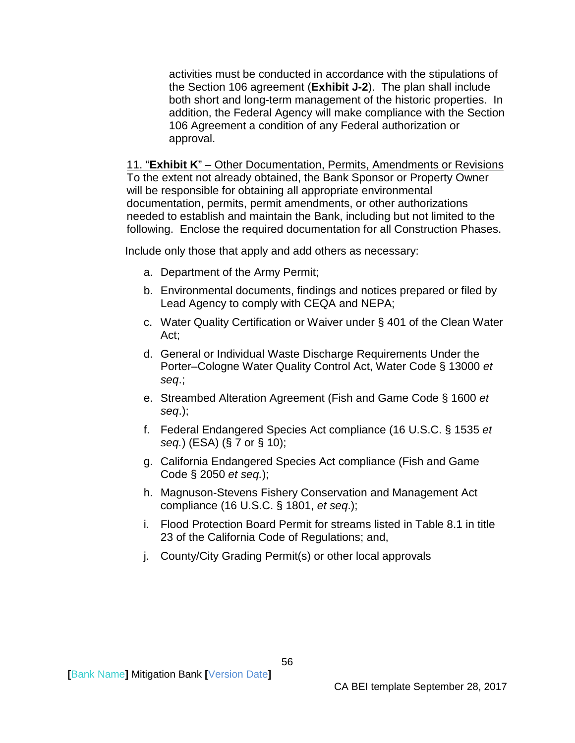activities must be conducted in accordance with the stipulations of the Section 106 agreement (**Exhibit J-2**). The plan shall include both short and long-term management of the historic properties. In addition, the Federal Agency will make compliance with the Section 106 Agreement a condition of any Federal authorization or approval.

11. "**Exhibit K**" – Other Documentation, Permits, Amendments or Revisions
To the extent not already obtained, the Bank Sponsor or Property Owner will be responsible for obtaining all appropriate environmental documentation, permits, permit amendments, or other authorizations needed to establish and maintain the Bank, including but not limited to the following. Enclose the required documentation for all Construction Phases.

Include only those that apply and add others as necessary:

a. Department of the Army Permit;

b. Environmental documents, findings and notices prepared or filed by Lead Agency to comply with CEQA and NEPA;

c. Water Quality Certification or Waiver under § 401 of the Clean Water Act;

d. General or Individual Waste Discharge Requirements Under the Porter–Cologne Water Quality Control Act, Water Code § 13000 *et seq*.;

e. Streambed Alteration Agreement (Fish and Game Code § 1600 *et seq*.);

f. Federal Endangered Species Act compliance (16 U.S.C. § 1535 *et seq.*) (ESA) (§ 7 or § 10);

g. California Endangered Species Act compliance (Fish and Game Code § 2050 *et seq.*);

h. Magnuson-Stevens Fishery Conservation and Management Act compliance (16 U.S.C. § 1801, *et seq*.);

i. Flood Protection Board Permit for streams listed in Table 8.1 in title 23 of the California Code of Regulations; and,

j. County/City Grading Permit(s) or other local approvals